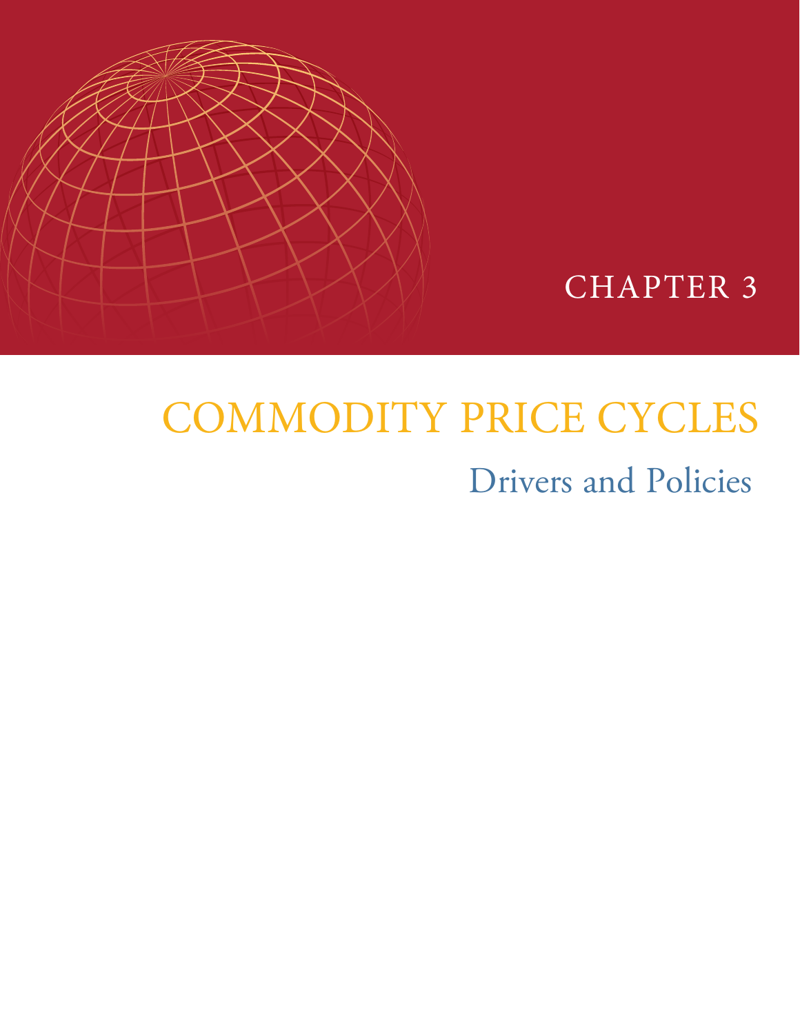CHAPTER 3

# COMMODITY PRICE CYCLES

## Drivers and Policies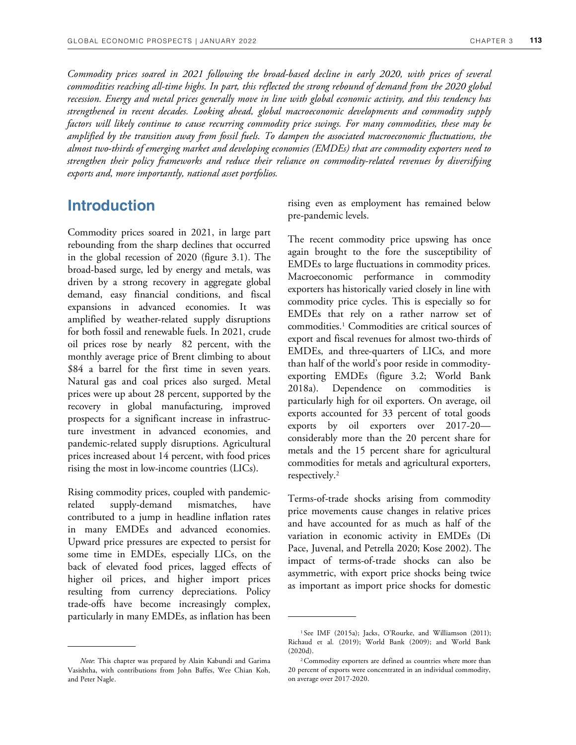*Commodity prices soared in 2021 following the broad-based decline in early 2020, with prices of several commodities reaching all-time highs. In part, this reflected the strong rebound of demand from the 2020 global recession. Energy and metal prices generally move in line with global economic activity, and this tendency has strengthened in recent decades. Looking ahead, global macroeconomic developments and commodity supply factors will likely continue to cause recurring commodity price swings. For many commodities, these may be amplified by the transition away from fossil fuels. To dampen the associated macroeconomic fluctuations, the almost two-thirds of emerging market and developing economies (EMDEs) that are commodity exporters need to strengthen their policy frameworks and reduce their reliance on commodity-related revenues by diversifying exports and, more importantly, national asset portfolios.*

## Introduction

Commodity prices soared in 2021, in large part rebounding from the sharp declines that occurred in the global recession of 2020 (figure 3.1). The broad-based surge, led by energy and metals, was driven by a strong recovery in aggregate global demand, easy financial conditions, and fiscal expansions in advanced economies. It was amplified by weather-related supply disruptions for both fossil and renewable fuels. In 2021, crude oil prices rose by nearly 82 percent, with the monthly average price of Brent climbing to about $84 a barrel for the first time in seven years. Natural gas and coal prices also surged. Metal prices were up about 28 percent, supported by the recovery in global manufacturing, improved prospects for a significant increase in infrastructure investment in advanced economies, and pandemic-related supply disruptions. Agricultural prices increased about 14 percent, with food prices rising the most in low-income countries (LICs).

Rising commodity prices, coupled with pandemic-related supply-demand mismatches, have contributed to a jump in headline inflation rates in many EMDEs and advanced economies. Upward price pressures are expected to persist for some time in EMDEs, especially LICs, on the back of elevated food prices, lagged effects of higher oil prices, and higher import prices resulting from currency depreciations. Policy trade-offs have become increasingly complex, particularly in many EMDEs, as inflation has been rising even as employment has remained below pre-pandemic levels.

The recent commodity price upswing has once again brought to the fore the susceptibility of EMDEs to large fluctuations in commodity prices. Macroeconomic performance in commodity exporters has historically varied closely in line with commodity price cycles. This is especially so for EMDEs that rely on a rather narrow set of commodities.[1] Commodities are critical sources of export and fiscal revenues for almost two-thirds of EMDEs, and three-quarters of LICs, and more than half of the world's poor reside in commodity-exporting EMDEs (figure 3.2; World Bank 2018a). Dependence on commodities is particularly high for oil exporters. On average, oil exports accounted for 33 percent of total goods exports by oil exporters over 2017-20—considerably more than the 20 percent share for metals and the 15 percent share for agricultural commodities for metals and agricultural exporters, respectively.[2]

Terms-of-trade shocks arising from commodity price movements cause changes in relative prices and have accounted for as much as half of the variation in economic activity in EMDEs (Di Pace, Juvenal, and Petrella 2020; Kose 2002). The impact of terms-of-trade shocks can also be asymmetric, with export price shocks being twice as important as import price shocks for domestic

*Note*: This chapter was prepared by Alain Kabundi and Garima Vasishtha, with contributions from John Baffes, Wee Chian Koh, and Peter Nagle.

[1] See IMF (2015a); Jacks, O'Rourke, and Williamson (2011); Richaud et al. (2019); World Bank (2009); and World Bank (2020d).

[2] Commodity exporters are defined as countries where more than 20 percent of exports were concentrated in an individual commodity, on average over 2017-2020.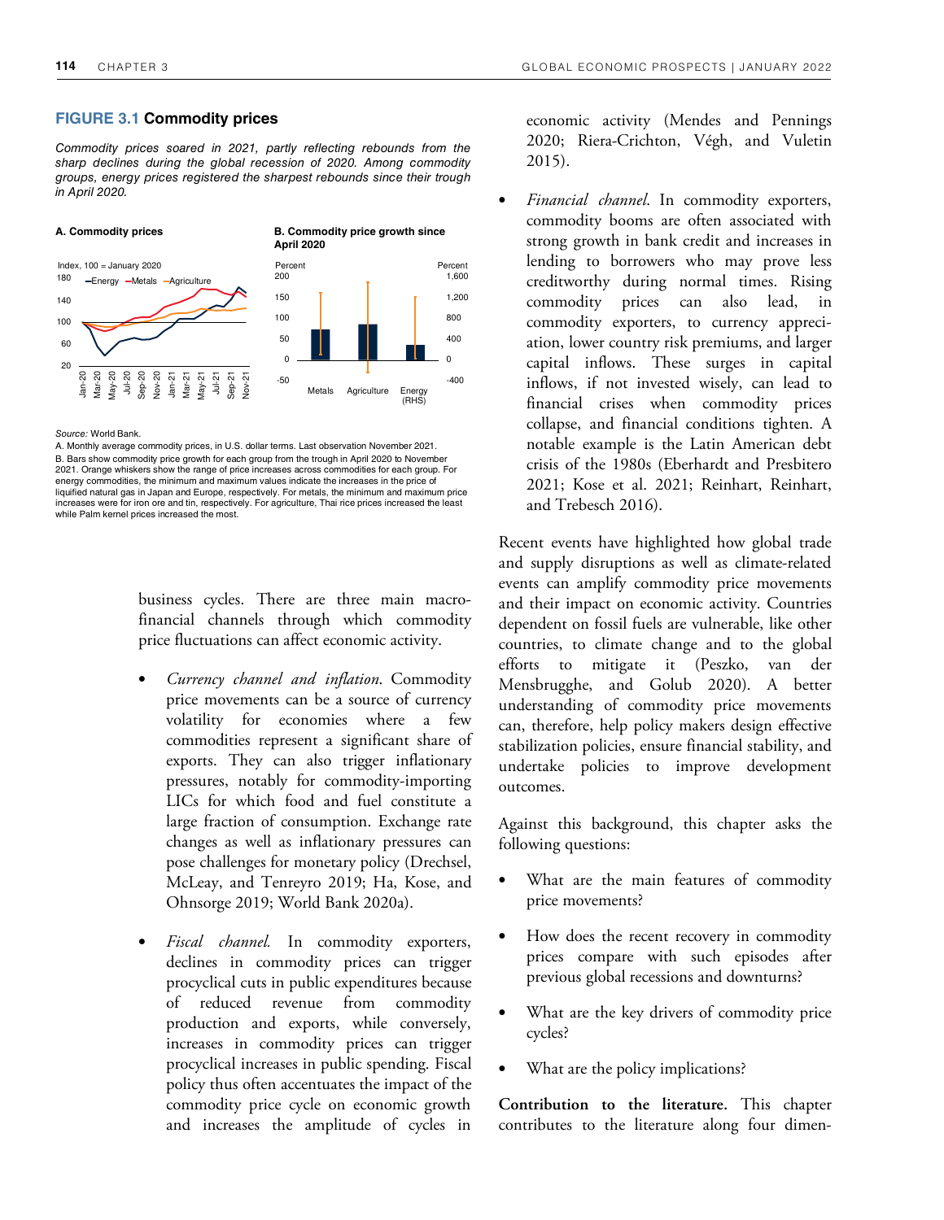**FIGURE 3.1 Commodity prices**

*Commodity prices soared in 2021, partly reflecting rebounds from the sharp declines during the global recession of 2020. Among commodity groups, energy prices registered the sharpest rebounds since their trough in April 2020.*

A. Commodity prices

B. Commodity price growth since April 2020

*Source:* World Bank.

A. Monthly average commodity prices, in U.S. dollar terms. Last observation November 2021.

B. Bars show commodity price growth for each group from the trough in April 2020 to November 2021. Orange whiskers show the range of price increases across commodities for each group. For energy commodities, the minimum and maximum values indicate the increases in the price of liquified natural gas in Japan and Europe, respectively. For metals, the minimum and maximum price increases were for iron ore and tin, respectively. For agriculture, Thai rice prices increased the least while Palm kernel prices increased the most.

business cycles. There are three main macro-financial channels through which commodity price fluctuations can affect economic activity.

- *Currency channel and inflation.* Commodity price movements can be a source of currency volatility for economies where a few commodities represent a significant share of exports. They can also trigger inflationary pressures, notably for commodity-importing LICs for which food and fuel constitute a large fraction of consumption. Exchange rate changes as well as inflationary pressures can pose challenges for monetary policy (Drechsel, McLeay, and Tenreyro 2019; Ha, Kose, and Ohnsorge 2019; World Bank 2020a).

- *Fiscal channel.* In commodity exporters, declines in commodity prices can trigger procyclical cuts in public expenditures because of reduced revenue from commodity production and exports, while conversely, increases in commodity prices can trigger procyclical increases in public spending. Fiscal policy thus often accentuates the impact of the commodity price cycle on economic growth and increases the amplitude of cycles in economic activity (Mendes and Pennings 2020; Riera-Crichton, Végh, and Vuletin 2015).

- *Financial channel.* In commodity exporters, commodity booms are often associated with strong growth in bank credit and increases in lending to borrowers who may prove less creditworthy during normal times. Rising commodity prices can also lead, in commodity exporters, to currency appreciation, lower country risk premiums, and larger capital inflows. These surges in capital inflows, if not invested wisely, can lead to financial crises when commodity prices collapse, and financial conditions tighten. A notable example is the Latin American debt crisis of the 1980s (Eberhardt and Presbitero 2021; Kose et al. 2021; Reinhart, Reinhart, and Trebesch 2016).

Recent events have highlighted how global trade and supply disruptions as well as climate-related events can amplify commodity price movements and their impact on economic activity. Countries dependent on fossil fuels are vulnerable, like other countries, to climate change and to the global efforts to mitigate it (Peszko, van der Mensbrugghe, and Golub 2020). A better understanding of commodity price movements can, therefore, help policy makers design effective stabilization policies, ensure financial stability, and undertake policies to improve development outcomes.

Against this background, this chapter asks the following questions:

- What are the main features of commodity price movements?
- How does the recent recovery in commodity prices compare with such episodes after previous global recessions and downturns?
- What are the key drivers of commodity price cycles?
- What are the policy implications?

**Contribution to the literature.** This chapter contributes to the literature along four dimen-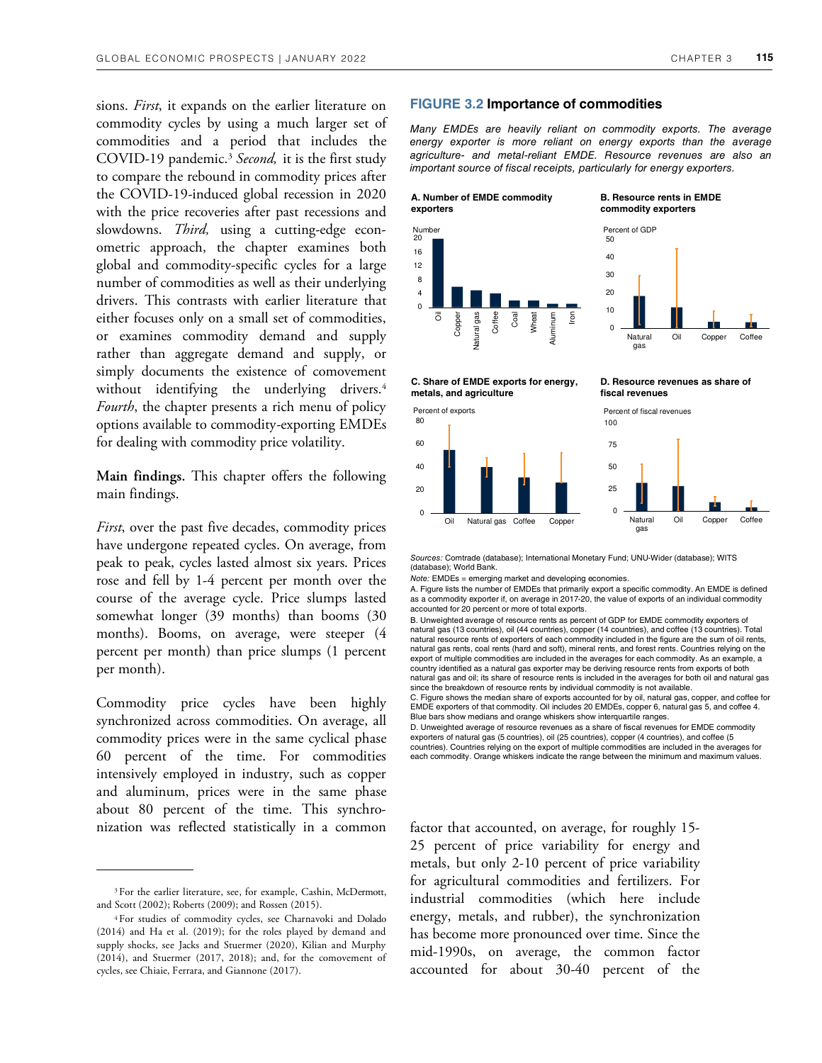sions. *First*, it expands on the earlier literature on commodity cycles by using a much larger set of commodities and a period that includes the COVID-19 pandemic.[3] *Second,* it is the first study to compare the rebound in commodity prices after the COVID-19-induced global recession in 2020 with the price recoveries after past recessions and slowdowns. *Third,* using a cutting-edge econometric approach, the chapter examines both global and commodity-specific cycles for a large number of commodities as well as their underlying drivers. This contrasts with earlier literature that either focuses only on a small set of commodities, or examines commodity demand and supply rather than aggregate demand and supply, or simply documents the existence of comovement without identifying the underlying drivers.[4] *Fourth*, the chapter presents a rich menu of policy options available to commodity-exporting EMDEs for dealing with commodity price volatility.

**Main findings.** This chapter offers the following main findings.

*First*, over the past five decades, commodity prices have undergone repeated cycles. On average, from peak to peak, cycles lasted almost six years. Prices rose and fell by 1-4 percent per month over the course of the average cycle. Price slumps lasted somewhat longer (39 months) than booms (30 months). Booms, on average, were steeper (4 percent per month) than price slumps (1 percent per month).

Commodity price cycles have been highly synchronized across commodities. On average, all commodity prices were in the same cyclical phase 60 percent of the time. For commodities intensively employed in industry, such as copper and aluminum, prices were in the same phase about 80 percent of the time. This synchronization was reflected statistically in a common factor that accounted, on average, for roughly 15-25 percent of price variability for energy and metals, but only 2-10 percent of price variability for agricultural commodities and fertilizers. For industrial commodities (which here include energy, metals, and rubber), the synchronization has become more pronounced over time. Since the mid-1990s, on average, the common factor accounted for about 30-40 percent of the

**FIGURE 3.2 Importance of commodities**

*Many EMDEs are heavily reliant on commodity exports. The average energy exporter is more reliant on energy exports than the average agriculture- and metal-reliant EMDE. Resource revenues are also an important source of fiscal receipts, particularly for energy exporters.*

**A. Number of EMDE commodity exporters**

Number

| Oil | Copper | Natural gas | Coffee | Coal | Wheat | Aluminum | Iron |
|---|---|---|---|---|---|---|---|

**B. Resource rents in EMDE commodity exporters**

Percent of GDP

**C. Share of EMDE exports for energy, metals, and agriculture**

Percent of exports

**D. Resource revenues as share of fiscal revenues**

Percent of fiscal revenues

*Sources:* Comtrade (database); International Monetary Fund; UNU-Wider (database); WITS (database); World Bank.

*Note:* EMDEs = emerging market and developing economies.

A. Figure lists the number of EMDEs that primarily export a specific commodity. An EMDE is defined as a commodity exporter if, on average in 2017-20, the value of exports of an individual commodity accounted for 20 percent or more of total exports.

B. Unweighted average of resource rents as percent of GDP for EMDE commodity exporters of natural gas (13 countries), oil (44 countries), copper (14 countries), and coffee (13 countries). Total natural resource rents of exporters of each commodity included in the figure are the sum of oil rents, natural gas rents, coal rents (hard and soft), mineral rents, and forest rents. Countries relying on the export of multiple commodities are included in the averages for each commodity. As an example, a country identified as a natural gas exporter may be deriving resource rents from exports of both natural gas and oil; its share of resource rents is included in the averages for both oil and natural gas since the breakdown of resource rents by individual commodity is not available.

C. Figure shows the median share of exports accounted for by oil, natural gas, copper, and coffee for EMDE exporters of that commodity. Oil includes 20 EMDEs, copper 6, natural gas 5, and coffee 4. Blue bars show medians and orange whiskers show interquartile ranges.

D. Unweighted average of resource revenues as a share of fiscal revenues for EMDE commodity exporters of natural gas (5 countries), oil (25 countries), copper (4 countries), and coffee (5 countries). Countries relying on the export of multiple commodities are included in the averages for each commodity. Orange whiskers indicate the range between the minimum and maximum values.

---

[3] For the earlier literature, see, for example, Cashin, McDermott, and Scott (2002); Roberts (2009); and Rossen (2015).

[4] For studies of commodity cycles, see Charnavoki and Dolado (2014) and Ha et al. (2019); for the roles played by demand and supply shocks, see Jacks and Stuermer (2020), Kilian and Murphy (2014), and Stuermer (2017, 2018); and, for the comovement of cycles, see Chiaie, Ferrara, and Giannone (2017).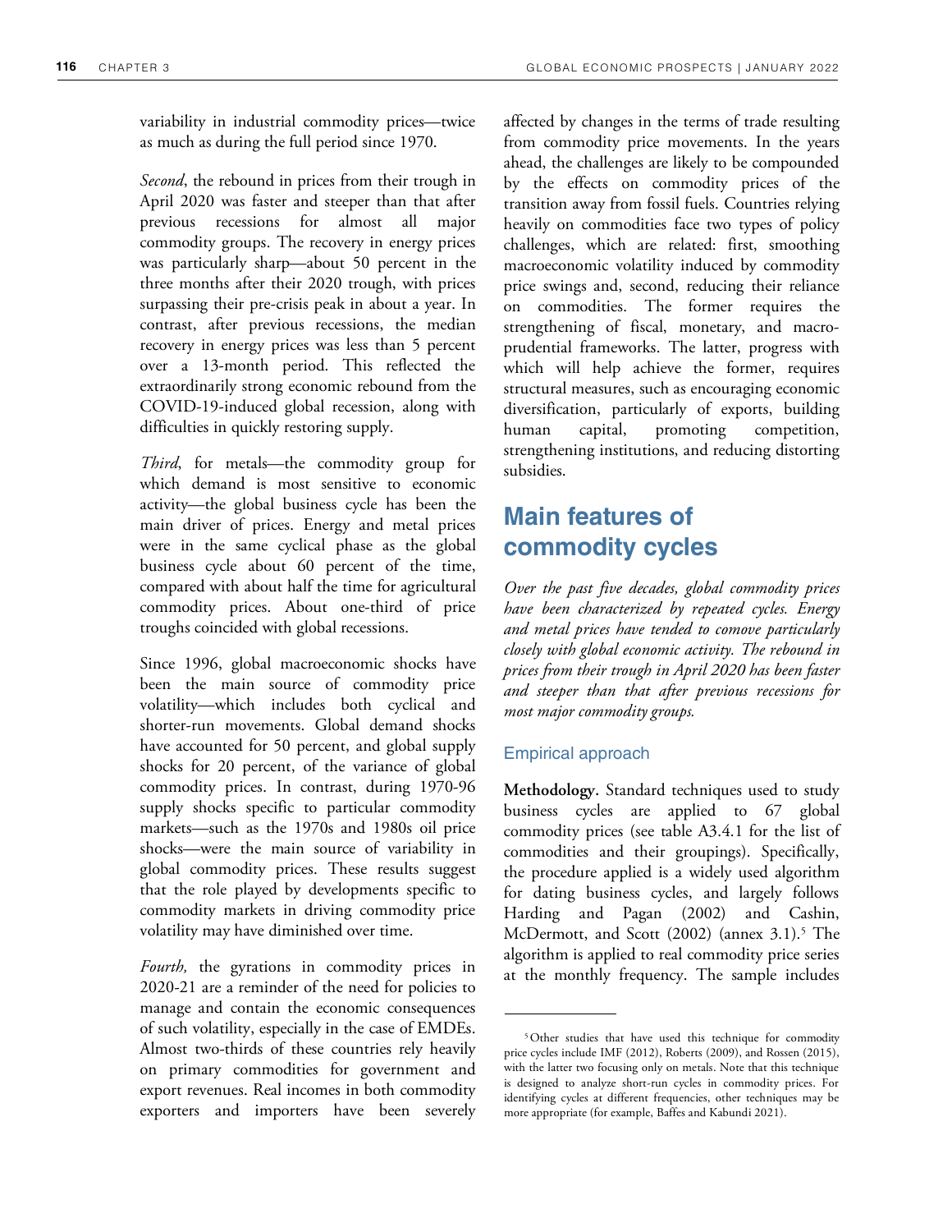variability in industrial commodity prices—twice as much as during the full period since 1970.

*Second*, the rebound in prices from their trough in April 2020 was faster and steeper than that after previous recessions for almost all major commodity groups. The recovery in energy prices was particularly sharp—about 50 percent in the three months after their 2020 trough, with prices surpassing their pre-crisis peak in about a year. In contrast, after previous recessions, the median recovery in energy prices was less than 5 percent over a 13-month period. This reflected the extraordinarily strong economic rebound from the COVID-19-induced global recession, along with difficulties in quickly restoring supply.

*Third*, for metals—the commodity group for which demand is most sensitive to economic activity—the global business cycle has been the main driver of prices. Energy and metal prices were in the same cyclical phase as the global business cycle about 60 percent of the time, compared with about half the time for agricultural commodity prices. About one-third of price troughs coincided with global recessions.

Since 1996, global macroeconomic shocks have been the main source of commodity price volatility—which includes both cyclical and shorter-run movements. Global demand shocks have accounted for 50 percent, and global supply shocks for 20 percent, of the variance of global commodity prices. In contrast, during 1970-96 supply shocks specific to particular commodity markets—such as the 1970s and 1980s oil price shocks—were the main source of variability in global commodity prices. These results suggest that the role played by developments specific to commodity markets in driving commodity price volatility may have diminished over time.

*Fourth,* the gyrations in commodity prices in 2020-21 are a reminder of the need for policies to manage and contain the economic consequences of such volatility, especially in the case of EMDEs. Almost two-thirds of these countries rely heavily on primary commodities for government and export revenues. Real incomes in both commodity exporters and importers have been severely affected by changes in the terms of trade resulting from commodity price movements. In the years ahead, the challenges are likely to be compounded by the effects on commodity prices of the transition away from fossil fuels. Countries relying heavily on commodities face two types of policy challenges, which are related: first, smoothing macroeconomic volatility induced by commodity price swings and, second, reducing their reliance on commodities. The former requires the strengthening of fiscal, monetary, and macro-prudential frameworks. The latter, progress with which will help achieve the former, requires structural measures, such as encouraging economic diversification, particularly of exports, building human capital, promoting competition, strengthening institutions, and reducing distorting subsidies.

## Main features of commodity cycles

*Over the past five decades, global commodity prices have been characterized by repeated cycles. Energy and metal prices have tended to comove particularly closely with global economic activity. The rebound in prices from their trough in April 2020 has been faster and steeper than that after previous recessions for most major commodity groups.*

### Empirical approach

**Methodology.** Standard techniques used to study business cycles are applied to 67 global commodity prices (see table A3.4.1 for the list of commodities and their groupings). Specifically, the procedure applied is a widely used algorithm for dating business cycles, and largely follows Harding and Pagan (2002) and Cashin, McDermott, and Scott (2002) (annex 3.1).[5] The algorithm is applied to real commodity price series at the monthly frequency. The sample includes

---

[5] Other studies that have used this technique for commodity price cycles include IMF (2012), Roberts (2009), and Rossen (2015), with the latter two focusing only on metals. Note that this technique is designed to analyze short-run cycles in commodity prices. For identifying cycles at different frequencies, other techniques may be more appropriate (for example, Baffes and Kabundi 2021).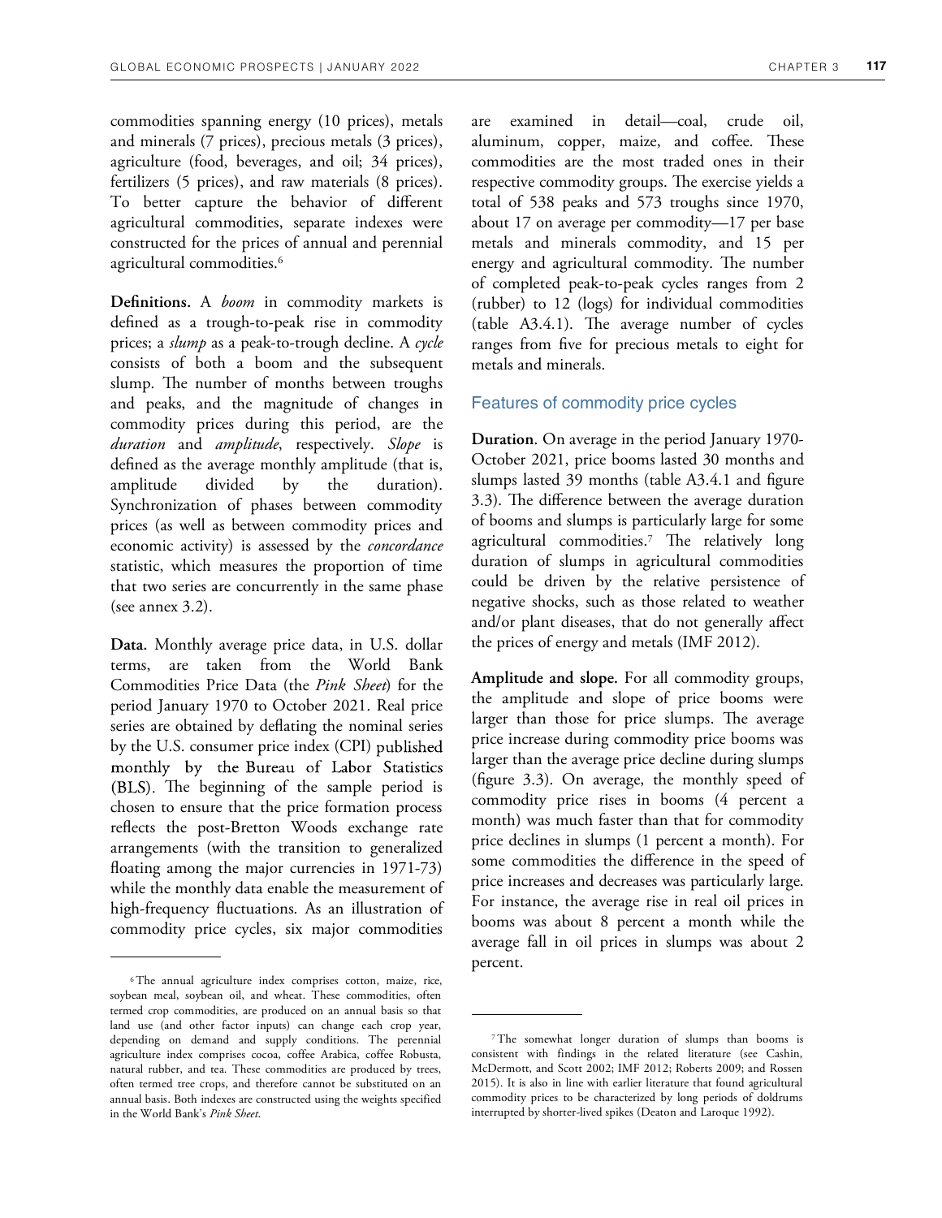commodities spanning energy (10 prices), metals and minerals (7 prices), precious metals (3 prices), agriculture (food, beverages, and oil; 34 prices), fertilizers (5 prices), and raw materials (8 prices). To better capture the behavior of different agricultural commodities, separate indexes were constructed for the prices of annual and perennial agricultural commodities.[6]

**Definitions.** A *boom* in commodity markets is defined as a trough-to-peak rise in commodity prices; a *slump* as a peak-to-trough decline. A *cycle* consists of both a boom and the subsequent slump. The number of months between troughs and peaks, and the magnitude of changes in commodity prices during this period, are the *duration* and *amplitude*, respectively. *Slope* is defined as the average monthly amplitude (that is, amplitude divided by the duration). Synchronization of phases between commodity prices (as well as between commodity prices and economic activity) is assessed by the *concordance* statistic, which measures the proportion of time that two series are concurrently in the same phase (see annex 3.2).

**Data.** Monthly average price data, in U.S. dollar terms, are taken from the World Bank Commodities Price Data (the *Pink Sheet*) for the period January 1970 to October 2021. Real price series are obtained by deflating the nominal series by the U.S. consumer price index (CPI) published monthly by the Bureau of Labor Statistics (BLS). The beginning of the sample period is chosen to ensure that the price formation process reflects the post-Bretton Woods exchange rate arrangements (with the transition to generalized floating among the major currencies in 1971-73) while the monthly data enable the measurement of high-frequency fluctuations. As an illustration of commodity price cycles, six major commodities are examined in detail—coal, crude oil, aluminum, copper, maize, and coffee. These commodities are the most traded ones in their respective commodity groups. The exercise yields a total of 538 peaks and 573 troughs since 1970, about 17 on average per commodity—17 per base metals and minerals commodity, and 15 per energy and agricultural commodity. The number of completed peak-to-peak cycles ranges from 2 (rubber) to 12 (logs) for individual commodities (table A3.4.1). The average number of cycles ranges from five for precious metals to eight for metals and minerals.

## Features of commodity price cycles

**Duration**. On average in the period January 1970-October 2021, price booms lasted 30 months and slumps lasted 39 months (table A3.4.1 and figure 3.3). The difference between the average duration of booms and slumps is particularly large for some agricultural commodities.[7] The relatively long duration of slumps in agricultural commodities could be driven by the relative persistence of negative shocks, such as those related to weather and/or plant diseases, that do not generally affect the prices of energy and metals (IMF 2012).

**Amplitude and slope.** For all commodity groups, the amplitude and slope of price booms were larger than those for price slumps. The average price increase during commodity price booms was larger than the average price decline during slumps (figure 3.3). On average, the monthly speed of commodity price rises in booms (4 percent a month) was much faster than that for commodity price declines in slumps (1 percent a month). For some commodities the difference in the speed of price increases and decreases was particularly large. For instance, the average rise in real oil prices in booms was about 8 percent a month while the average fall in oil prices in slumps was about 2 percent.

---

[6] The annual agriculture index comprises cotton, maize, rice, soybean meal, soybean oil, and wheat. These commodities, often termed crop commodities, are produced on an annual basis so that land use (and other factor inputs) can change each crop year, depending on demand and supply conditions. The perennial agriculture index comprises cocoa, coffee Arabica, coffee Robusta, natural rubber, and tea. These commodities are produced by trees, often termed tree crops, and therefore cannot be substituted on an annual basis. Both indexes are constructed using the weights specified in the World Bank's *Pink Sheet*.

[7] The somewhat longer duration of slumps than booms is consistent with findings in the related literature (see Cashin, McDermott, and Scott 2002; IMF 2012; Roberts 2009; and Rossen 2015). It is also in line with earlier literature that found agricultural commodity prices to be characterized by long periods of doldrums interrupted by shorter-lived spikes (Deaton and Laroque 1992).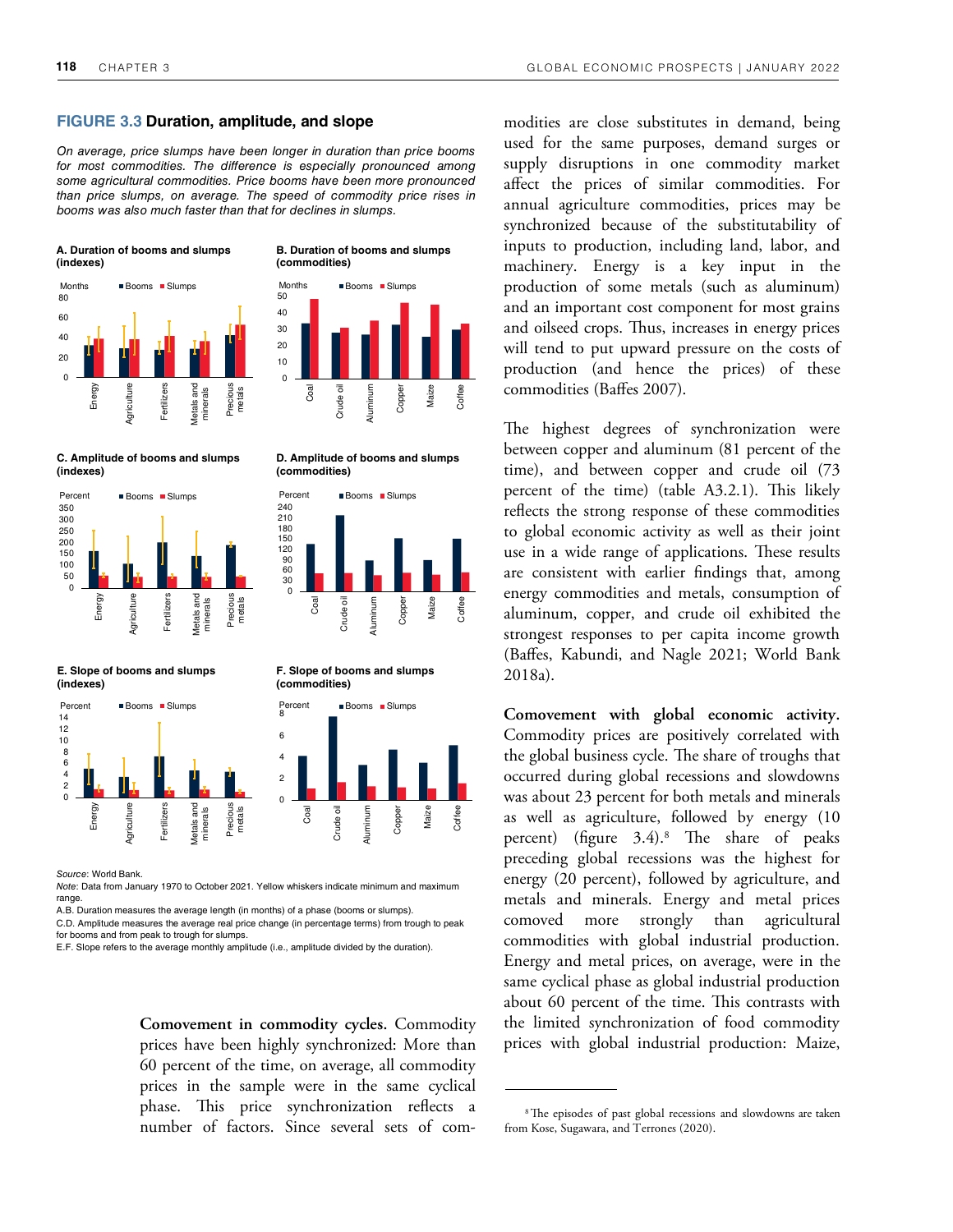### FIGURE 3.3 Duration, amplitude, and slope

*On average, price slumps have been longer in duration than price booms for most commodities. The difference is especially pronounced among some agricultural commodities. Price booms have been more pronounced than price slumps, on average. The speed of commodity price rises in booms was also much faster than that for declines in slumps.*

**A. Duration of booms and slumps (indexes)**

**B. Duration of booms and slumps (commodities)**

**C. Amplitude of booms and slumps (indexes)**

**D. Amplitude of booms and slumps (commodities)**

**E. Slope of booms and slumps (indexes)**

**F. Slope of booms and slumps (commodities)**

*Source*: World Bank.

*Note*: Data from January 1970 to October 2021. Yellow whiskers indicate minimum and maximum range.

A.B. Duration measures the average length (in months) of a phase (booms or slumps).

C.D. Amplitude measures the average real price change (in percentage terms) from trough to peak for booms and from peak to trough for slumps.

E.F. Slope refers to the average monthly amplitude (i.e., amplitude divided by the duration).

**Comovement in commodity cycles.** Commodity prices have been highly synchronized: More than 60 percent of the time, on average, all commodity prices in the sample were in the same cyclical phase. This price synchronization reflects a number of factors. Since several sets of commodities are close substitutes in demand, being used for the same purposes, demand surges or supply disruptions in one commodity market affect the prices of similar commodities. For annual agriculture commodities, prices may be synchronized because of the substitutability of inputs to production, including land, labor, and machinery. Energy is a key input in the production of some metals (such as aluminum) and an important cost component for most grains and oilseed crops. Thus, increases in energy prices will tend to put upward pressure on the costs of production (and hence the prices) of these commodities (Baffes 2007).

The highest degrees of synchronization were between copper and aluminum (81 percent of the time), and between copper and crude oil (73 percent of the time) (table A3.2.1). This likely reflects the strong response of these commodities to global economic activity as well as their joint use in a wide range of applications. These results are consistent with earlier findings that, among energy commodities and metals, consumption of aluminum, copper, and crude oil exhibited the strongest responses to per capita income growth (Baffes, Kabundi, and Nagle 2021; World Bank 2018a).

**Comovement with global economic activity.** Commodity prices are positively correlated with the global business cycle. The share of troughs that occurred during global recessions and slowdowns was about 23 percent for both metals and minerals as well as agriculture, followed by energy (10 percent) (figure 3.4).[8] The share of peaks preceding global recessions was the highest for energy (20 percent), followed by agriculture, and metals and minerals. Energy and metal prices comoved more strongly than agricultural commodities with global industrial production. Energy and metal prices, on average, were in the same cyclical phase as global industrial production about 60 percent of the time. This contrasts with the limited synchronization of food commodity prices with global industrial production: Maize,

[8] The episodes of past global recessions and slowdowns are taken from Kose, Sugawara, and Terrones (2020).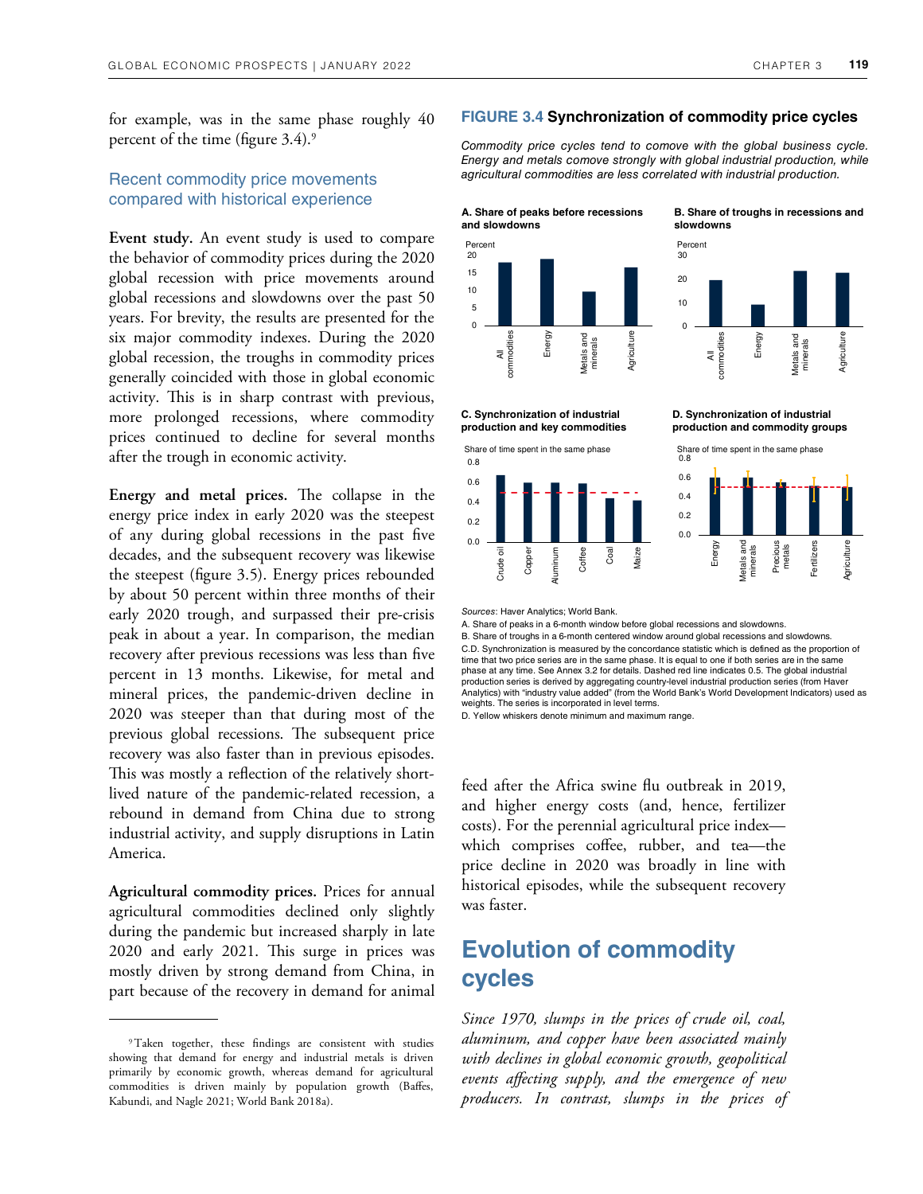for example, was in the same phase roughly 40 percent of the time (figure 3.4).[9]

### Recent commodity price movements compared with historical experience

**Event study.** An event study is used to compare the behavior of commodity prices during the 2020 global recession with price movements around global recessions and slowdowns over the past 50 years. For brevity, the results are presented for the six major commodity indexes. During the 2020 global recession, the troughs in commodity prices generally coincided with those in global economic activity. This is in sharp contrast with previous, more prolonged recessions, where commodity prices continued to decline for several months after the trough in economic activity.

**Energy and metal prices.** The collapse in the energy price index in early 2020 was the steepest of any during global recessions in the past five decades, and the subsequent recovery was likewise the steepest (figure 3.5). Energy prices rebounded by about 50 percent within three months of their early 2020 trough, and surpassed their pre-crisis peak in about a year. In comparison, the median recovery after previous recessions was less than five percent in 13 months. Likewise, for metal and mineral prices, the pandemic-driven decline in 2020 was steeper than that during most of the previous global recessions. The subsequent price recovery was also faster than in previous episodes. This was mostly a reflection of the relatively short-lived nature of the pandemic-related recession, a rebound in demand from China due to strong industrial activity, and supply disruptions in Latin America.

**Agricultural commodity prices.** Prices for annual agricultural commodities declined only slightly during the pandemic but increased sharply in late 2020 and early 2021. This surge in prices was mostly driven by strong demand from China, in part because of the recovery in demand for animal feed after the Africa swine flu outbreak in 2019, and higher energy costs (and, hence, fertilizer costs). For the perennial agricultural price index—which comprises coffee, rubber, and tea—the price decline in 2020 was broadly in line with historical episodes, while the subsequent recovery was faster.

**FIGURE 3.4 Synchronization of commodity price cycles**

*Commodity price cycles tend to comove with the global business cycle. Energy and metals comove strongly with global industrial production, while agricultural commodities are less correlated with industrial production.*

A. Share of peaks before recessions and slowdowns

B. Share of troughs in recessions and slowdowns

C. Synchronization of industrial production and key commodities

D. Synchronization of industrial production and commodity groups

*Sources*: Haver Analytics; World Bank.

A. Share of peaks in a 6-month window before global recessions and slowdowns.

B. Share of troughs in a 6-month centered window around global recessions and slowdowns.

C.D. Synchronization is measured by the concordance statistic which is defined as the proportion of time that two price series are in the same phase. It is equal to one if both series are in the same phase at any time. See Annex 3.2 for details. Dashed red line indicates 0.5. The global industrial production series is derived by aggregating country-level industrial production series (from Haver Analytics) with "industry value added" (from the World Bank's World Development Indicators) used as weights. The series is incorporated in level terms.

D. Yellow whiskers denote minimum and maximum range.

## Evolution of commodity cycles

*Since 1970, slumps in the prices of crude oil, coal, aluminum, and copper have been associated mainly with declines in global economic growth, geopolitical events affecting supply, and the emergence of new producers. In contrast, slumps in the prices of*

[9] Taken together, these findings are consistent with studies showing that demand for energy and industrial metals is driven primarily by economic growth, whereas demand for agricultural commodities is driven mainly by population growth (Baffes, Kabundi, and Nagle 2021; World Bank 2018a).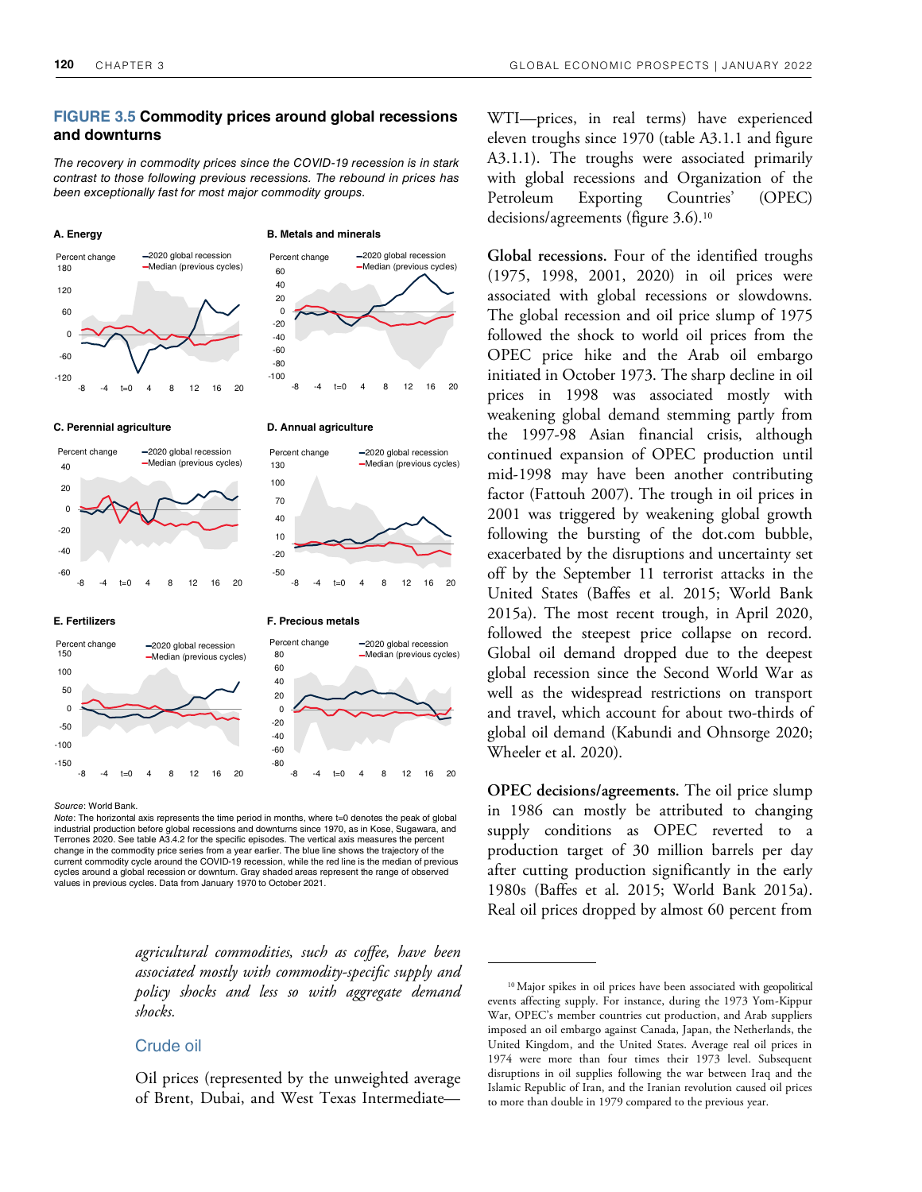**FIGURE 3.5 Commodity prices around global recessions and downturns**

*The recovery in commodity prices since the COVID-19 recession is in stark contrast to those following previous recessions. The rebound in prices has been exceptionally fast for most major commodity groups.*

A. Energy

B. Metals and minerals

C. Perennial agriculture

D. Annual agriculture

E. Fertilizers

F. Precious metals

*Source*: World Bank.

*Note*: The horizontal axis represents the time period in months, where t=0 denotes the peak of global industrial production before global recessions and downturns since 1970, as in Kose, Sugawara, and Terrones 2020. See table A3.4.2 for the specific episodes. The vertical axis measures the percent change in the commodity price series from a year earlier. The blue line shows the trajectory of the current commodity cycle around the COVID-19 recession, while the red line is the median of previous cycles around a global recession or downturn. Gray shaded areas represent the range of observed values in previous cycles. Data from January 1970 to October 2021.

*agricultural commodities, such as coffee, have been associated mostly with commodity-specific supply and policy shocks and less so with aggregate demand shocks.*

## Crude oil

Oil prices (represented by the unweighted average of Brent, Dubai, and West Texas Intermediate—WTI—prices, in real terms) have experienced eleven troughs since 1970 (table A3.1.1 and figure A3.1.1). The troughs were associated primarily with global recessions and Organization of the Petroleum Exporting Countries' (OPEC) decisions/agreements (figure 3.6).[10]

**Global recessions.** Four of the identified troughs (1975, 1998, 2001, 2020) in oil prices were associated with global recessions or slowdowns. The global recession and oil price slump of 1975 followed the shock to world oil prices from the OPEC price hike and the Arab oil embargo initiated in October 1973. The sharp decline in oil prices in 1998 was associated mostly with weakening global demand stemming partly from the 1997-98 Asian financial crisis, although continued expansion of OPEC production until mid-1998 may have been another contributing factor (Fattouh 2007). The trough in oil prices in 2001 was triggered by weakening global growth following the bursting of the dot.com bubble, exacerbated by the disruptions and uncertainty set off by the September 11 terrorist attacks in the United States (Baffes et al. 2015; World Bank 2015a). The most recent trough, in April 2020, followed the steepest price collapse on record. Global oil demand dropped due to the deepest global recession since the Second World War as well as the widespread restrictions on transport and travel, which account for about two-thirds of global oil demand (Kabundi and Ohnsorge 2020; Wheeler et al. 2020).

**OPEC decisions/agreements.** The oil price slump in 1986 can mostly be attributed to changing supply conditions as OPEC reverted to a production target of 30 million barrels per day after cutting production significantly in the early 1980s (Baffes et al. 2015; World Bank 2015a). Real oil prices dropped by almost 60 percent from

[10] Major spikes in oil prices have been associated with geopolitical events affecting supply. For instance, during the 1973 Yom-Kippur War, OPEC's member countries cut production, and Arab suppliers imposed an oil embargo against Canada, Japan, the Netherlands, the United Kingdom, and the United States. Average real oil prices in 1974 were more than four times their 1973 level. Subsequent disruptions in oil supplies following the war between Iraq and the Islamic Republic of Iran, and the Iranian revolution caused oil prices to more than double in 1979 compared to the previous year.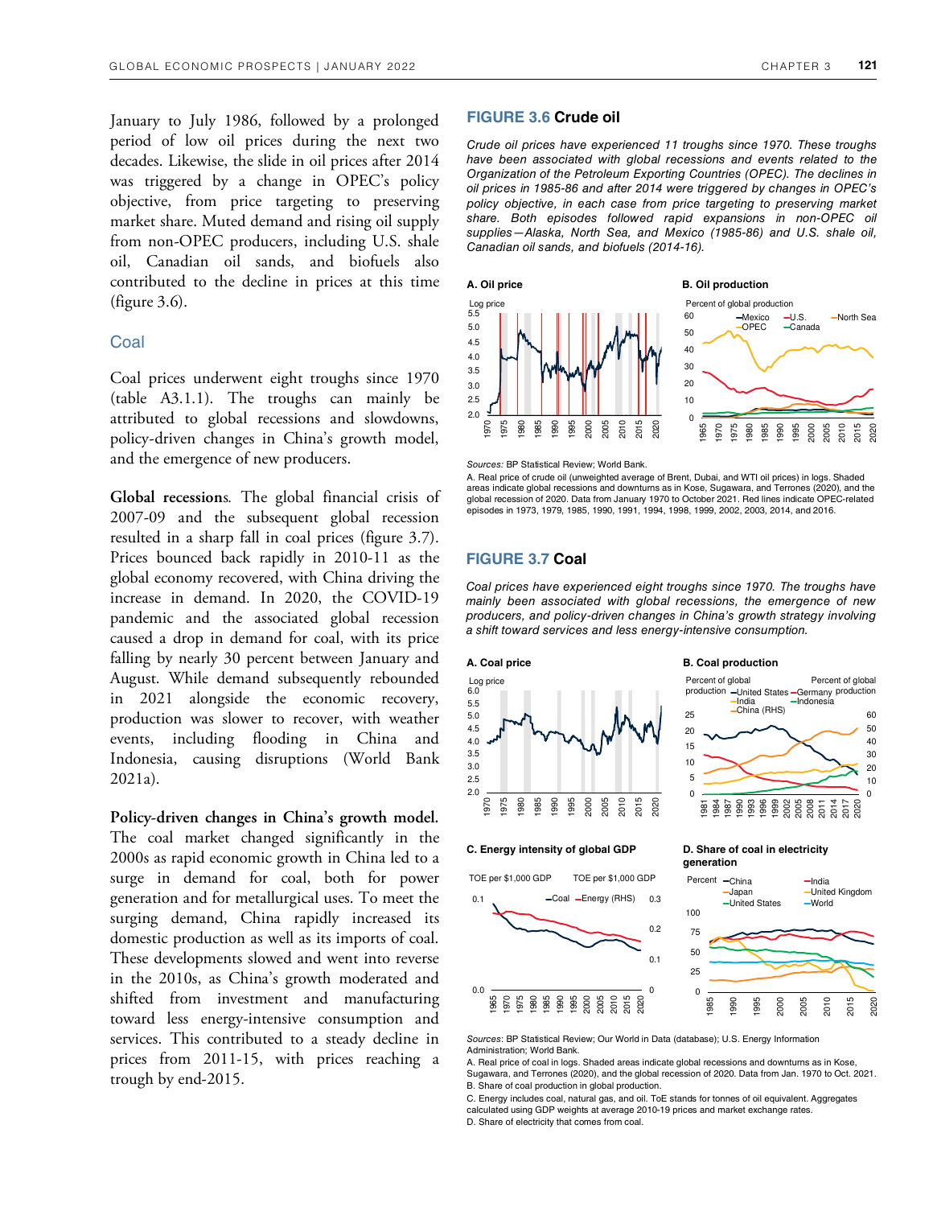January to July 1986, followed by a prolonged period of low oil prices during the next two decades. Likewise, the slide in oil prices after 2014 was triggered by a change in OPEC's policy objective, from price targeting to preserving market share. Muted demand and rising oil supply from non-OPEC producers, including U.S. shale oil, Canadian oil sands, and biofuels also contributed to the decline in prices at this time (figure 3.6).

### Coal

Coal prices underwent eight troughs since 1970 (table A3.1.1). The troughs can mainly be attributed to global recessions and slowdowns, policy-driven changes in China's growth model, and the emergence of new producers.

**Global recessions**. The global financial crisis of 2007-09 and the subsequent global recession resulted in a sharp fall in coal prices (figure 3.7). Prices bounced back rapidly in 2010-11 as the global economy recovered, with China driving the increase in demand. In 2020, the COVID-19 pandemic and the associated global recession caused a drop in demand for coal, with its price falling by nearly 30 percent between January and August. While demand subsequently rebounded in 2021 alongside the economic recovery, production was slower to recover, with weather events, including flooding in China and Indonesia, causing disruptions (World Bank 2021a).

**Policy-driven changes in China's growth model.** The coal market changed significantly in the 2000s as rapid economic growth in China led to a surge in demand for coal, both for power generation and for metallurgical uses. To meet the surging demand, China rapidly increased its domestic production as well as its imports of coal. These developments slowed and went into reverse in the 2010s, as China's growth moderated and shifted from investment and manufacturing toward less energy-intensive consumption and services. This contributed to a steady decline in prices from 2011-15, with prices reaching a trough by end-2015.

**FIGURE 3.6 Crude oil**

*Crude oil prices have experienced 11 troughs since 1970. These troughs have been associated with global recessions and events related to the Organization of the Petroleum Exporting Countries (OPEC). The declines in oil prices in 1985-86 and after 2014 were triggered by changes in OPEC's policy objective, in each case from price targeting to preserving market share. Both episodes followed rapid expansions in non-OPEC oil supplies—Alaska, North Sea, and Mexico (1985-86) and U.S. shale oil, Canadian oil sands, and biofuels (2014-16).*

A. Oil price

B. Oil production

*Sources:* BP Statistical Review; World Bank.

A. Real price of crude oil (unweighted average of Brent, Dubai, and WTI oil prices) in logs. Shaded areas indicate global recessions and downturns as in Kose, Sugawara, and Terrones (2020), and the global recession of 2020. Data from January 1970 to October 2021. Red lines indicate OPEC-related episodes in 1973, 1979, 1985, 1990, 1991, 1994, 1998, 1999, 2002, 2003, 2014, and 2016.

**FIGURE 3.7 Coal**

*Coal prices have experienced eight troughs since 1970. The troughs have mainly been associated with global recessions, the emergence of new producers, and policy-driven changes in China's growth strategy involving a shift toward services and less energy-intensive consumption.*

A. Coal price

B. Coal production

C. Energy intensity of global GDP

D. Share of coal in electricity generation

*Sources*: BP Statistical Review; Our World in Data (database); U.S. Energy Information Administration; World Bank.

A. Real price of coal in logs. Shaded areas indicate global recessions and downturns as in Kose, Sugawara, and Terrones (2020), and the global recession of 2020. Data from Jan. 1970 to Oct. 2021.

B. Share of coal production in global production.

C. Energy includes coal, natural gas, and oil. ToE stands for tonnes of oil equivalent. Aggregates calculated using GDP weights at average 2010-19 prices and market exchange rates.

D. Share of electricity that comes from coal.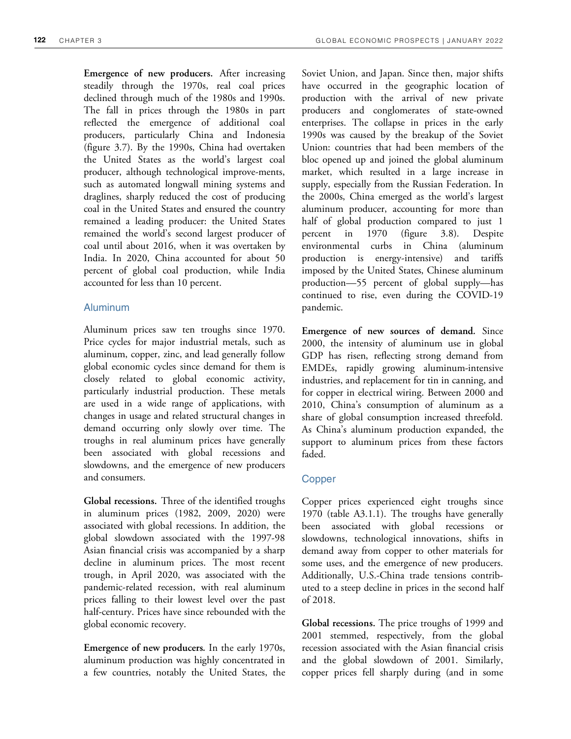**Emergence of new producers.** After increasing steadily through the 1970s, real coal prices declined through much of the 1980s and 1990s. The fall in prices through the 1980s in part reflected the emergence of additional coal producers, particularly China and Indonesia (figure 3.7). By the 1990s, China had overtaken the United States as the world's largest coal producer, although technological improve-ments, such as automated longwall mining systems and draglines, sharply reduced the cost of producing coal in the United States and ensured the country remained a leading producer: the United States remained the world's second largest producer of coal until about 2016, when it was overtaken by India. In 2020, China accounted for about 50 percent of global coal production, while India accounted for less than 10 percent.

## Aluminum

Aluminum prices saw ten troughs since 1970. Price cycles for major industrial metals, such as aluminum, copper, zinc, and lead generally follow global economic cycles since demand for them is closely related to global economic activity, particularly industrial production. These metals are used in a wide range of applications, with changes in usage and related structural changes in demand occurring only slowly over time. The troughs in real aluminum prices have generally been associated with global recessions and slowdowns, and the emergence of new producers and consumers.

**Global recessions.** Three of the identified troughs in aluminum prices (1982, 2009, 2020) were associated with global recessions. In addition, the global slowdown associated with the 1997-98 Asian financial crisis was accompanied by a sharp decline in aluminum prices. The most recent trough, in April 2020, was associated with the pandemic-related recession, with real aluminum prices falling to their lowest level over the past half-century. Prices have since rebounded with the global economic recovery.

**Emergence of new producers.** In the early 1970s, aluminum production was highly concentrated in a few countries, notably the United States, the Soviet Union, and Japan. Since then, major shifts have occurred in the geographic location of production with the arrival of new private producers and conglomerates of state-owned enterprises. The collapse in prices in the early 1990s was caused by the breakup of the Soviet Union: countries that had been members of the bloc opened up and joined the global aluminum market, which resulted in a large increase in supply, especially from the Russian Federation. In the 2000s, China emerged as the world's largest aluminum producer, accounting for more than half of global production compared to just 1 percent in 1970 (figure 3.8). Despite environmental curbs in China (aluminum production is energy-intensive) and tariffs imposed by the United States, Chinese aluminum production—55 percent of global supply—has continued to rise, even during the COVID-19 pandemic.

**Emergence of new sources of demand.** Since 2000, the intensity of aluminum use in global GDP has risen, reflecting strong demand from EMDEs, rapidly growing aluminum-intensive industries, and replacement for tin in canning, and for copper in electrical wiring. Between 2000 and 2010, China's consumption of aluminum as a share of global consumption increased threefold. As China's aluminum production expanded, the support to aluminum prices from these factors faded.

## Copper

Copper prices experienced eight troughs since 1970 (table A3.1.1). The troughs have generally been associated with global recessions or slowdowns, technological innovations, shifts in demand away from copper to other materials for some uses, and the emergence of new producers. Additionally, U.S.-China trade tensions contributed to a steep decline in prices in the second half of 2018.

**Global recessions.** The price troughs of 1999 and 2001 stemmed, respectively, from the global recession associated with the Asian financial crisis and the global slowdown of 2001. Similarly, copper prices fell sharply during (and in some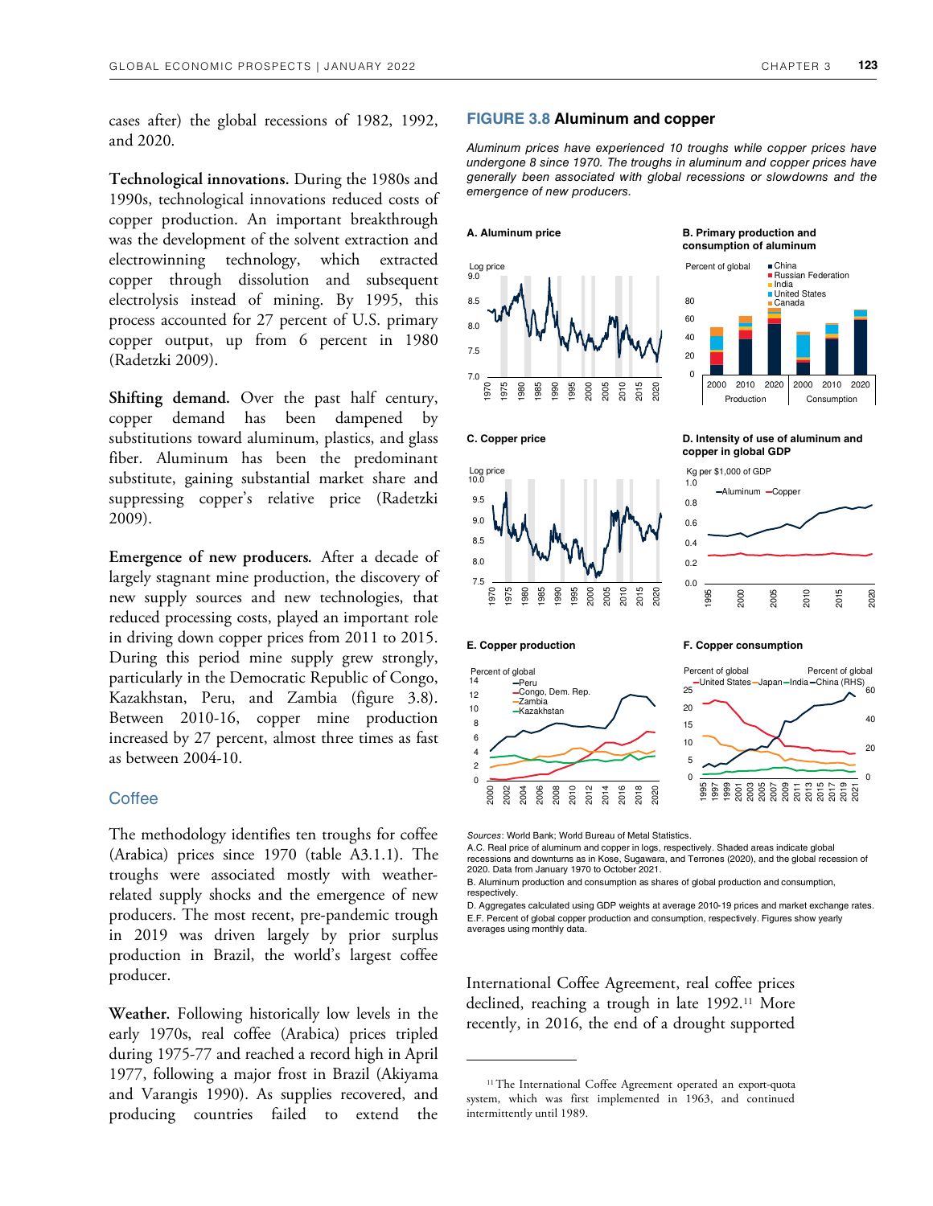cases after) the global recessions of 1982, 1992, and 2020.

**Technological innovations.** During the 1980s and 1990s, technological innovations reduced costs of copper production. An important breakthrough was the development of the solvent extraction and electrowinning technology, which extracted copper through dissolution and subsequent electrolysis instead of mining. By 1995, this process accounted for 27 percent of U.S. primary copper output, up from 6 percent in 1980 (Radetzki 2009).

**Shifting demand.** Over the past half century, copper demand has been dampened by substitutions toward aluminum, plastics, and glass fiber. Aluminum has been the predominant substitute, gaining substantial market share and suppressing copper's relative price (Radetzki 2009).

**Emergence of new producers.** After a decade of largely stagnant mine production, the discovery of new supply sources and new technologies, that reduced processing costs, played an important role in driving down copper prices from 2011 to 2015. During this period mine supply grew strongly, particularly in the Democratic Republic of Congo, Kazakhstan, Peru, and Zambia (figure 3.8). Between 2010-16, copper mine production increased by 27 percent, almost three times as fast as between 2004-10.

## Coffee

The methodology identifies ten troughs for coffee (Arabica) prices since 1970 (table A3.1.1). The troughs were associated mostly with weather-related supply shocks and the emergence of new producers. The most recent, pre-pandemic trough in 2019 was driven largely by prior surplus production in Brazil, the world's largest coffee producer.

**Weather.** Following historically low levels in the early 1970s, real coffee (Arabica) prices tripled during 1975-77 and reached a record high in April 1977, following a major frost in Brazil (Akiyama and Varangis 1990). As supplies recovered, and producing countries failed to extend the International Coffee Agreement, real coffee prices declined, reaching a trough in late 1992.[11] More recently, in 2016, the end of a drought supported

### FIGURE 3.8 Aluminum and copper

*Aluminum prices have experienced 10 troughs while copper prices have undergone 8 since 1970. The troughs in aluminum and copper prices have generally been associated with global recessions or slowdowns and the emergence of new producers.*

A. Aluminum price

B. Primary production and consumption of aluminum

C. Copper price

D. Intensity of use of aluminum and copper in global GDP

E. Copper production

F. Copper consumption

*Sources*: World Bank; World Bureau of Metal Statistics.

A.C. Real price of aluminum and copper in logs, respectively. Shaded areas indicate global recessions and downturns as in Kose, Sugawara, and Terrones (2020), and the global recession of 2020. Data from January 1970 to October 2021.

B. Aluminum production and consumption as shares of global production and consumption, respectively.

D. Aggregates calculated using GDP weights at average 2010-19 prices and market exchange rates.

E.F. Percent of global copper production and consumption, respectively. Figures show yearly averages using monthly data.

[11] The International Coffee Agreement operated an export-quota system, which was first implemented in 1963, and continued intermittently until 1989.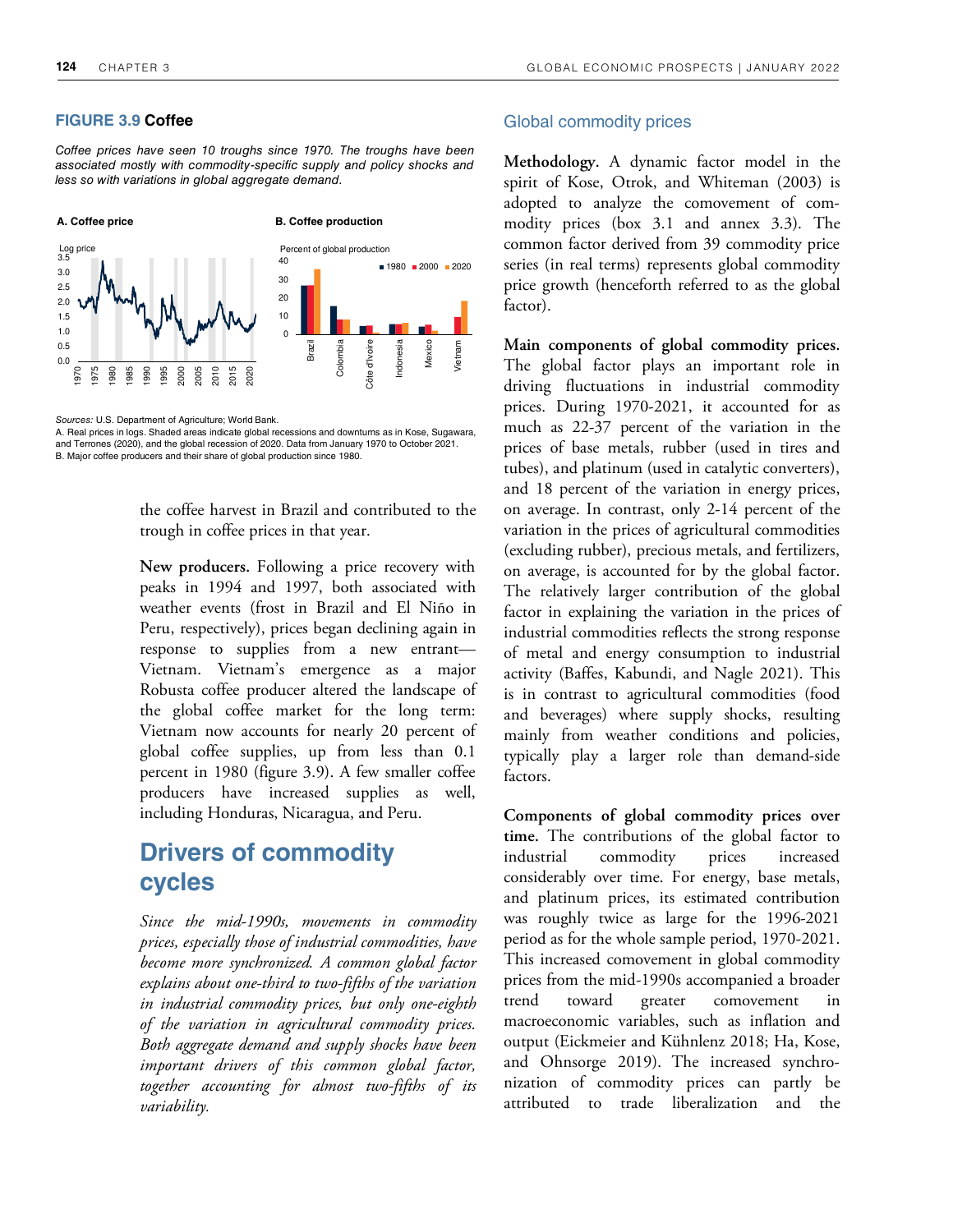**FIGURE 3.9 Coffee**

*Coffee prices have seen 10 troughs since 1970. The troughs have been associated mostly with commodity-specific supply and policy shocks and less so with variations in global aggregate demand.*

**A. Coffee price**

**B. Coffee production**

*Sources:* U.S. Department of Agriculture; World Bank.

A. Real prices in logs. Shaded areas indicate global recessions and downturns as in Kose, Sugawara, and Terrones (2020), and the global recession of 2020. Data from January 1970 to October 2021.

B. Major coffee producers and their share of global production since 1980.

the coffee harvest in Brazil and contributed to the trough in coffee prices in that year.

**New producers.** Following a price recovery with peaks in 1994 and 1997, both associated with weather events (frost in Brazil and El Niño in Peru, respectively), prices began declining again in response to supplies from a new entrant—Vietnam. Vietnam's emergence as a major Robusta coffee producer altered the landscape of the global coffee market for the long term: Vietnam now accounts for nearly 20 percent of global coffee supplies, up from less than 0.1 percent in 1980 (figure 3.9). A few smaller coffee producers have increased supplies as well, including Honduras, Nicaragua, and Peru.

## Drivers of commodity cycles

*Since the mid-1990s, movements in commodity prices, especially those of industrial commodities, have become more synchronized. A common global factor explains about one-third to two-fifths of the variation in industrial commodity prices, but only one-eighth of the variation in agricultural commodity prices. Both aggregate demand and supply shocks have been important drivers of this common global factor, together accounting for almost two-fifths of its variability.*

### Global commodity prices

**Methodology.** A dynamic factor model in the spirit of Kose, Otrok, and Whiteman (2003) is adopted to analyze the comovement of commodity prices (box 3.1 and annex 3.3). The common factor derived from 39 commodity price series (in real terms) represents global commodity price growth (henceforth referred to as the global factor).

**Main components of global commodity prices.** The global factor plays an important role in driving fluctuations in industrial commodity prices. During 1970-2021, it accounted for as much as 22-37 percent of the variation in the prices of base metals, rubber (used in tires and tubes), and platinum (used in catalytic converters), and 18 percent of the variation in energy prices, on average. In contrast, only 2-14 percent of the variation in the prices of agricultural commodities (excluding rubber), precious metals, and fertilizers, on average, is accounted for by the global factor. The relatively larger contribution of the global factor in explaining the variation in the prices of industrial commodities reflects the strong response of metal and energy consumption to industrial activity (Baffes, Kabundi, and Nagle 2021). This is in contrast to agricultural commodities (food and beverages) where supply shocks, resulting mainly from weather conditions and policies, typically play a larger role than demand-side factors.

**Components of global commodity prices over time.** The contributions of the global factor to industrial commodity prices increased considerably over time. For energy, base metals, and platinum prices, its estimated contribution was roughly twice as large for the 1996-2021 period as for the whole sample period, 1970-2021. This increased comovement in global commodity prices from the mid-1990s accompanied a broader trend toward greater comovement in macroeconomic variables, such as inflation and output (Eickmeier and Kühnlenz 2018; Ha, Kose, and Ohnsorge 2019). The increased synchronization of commodity prices can partly be attributed to trade liberalization and the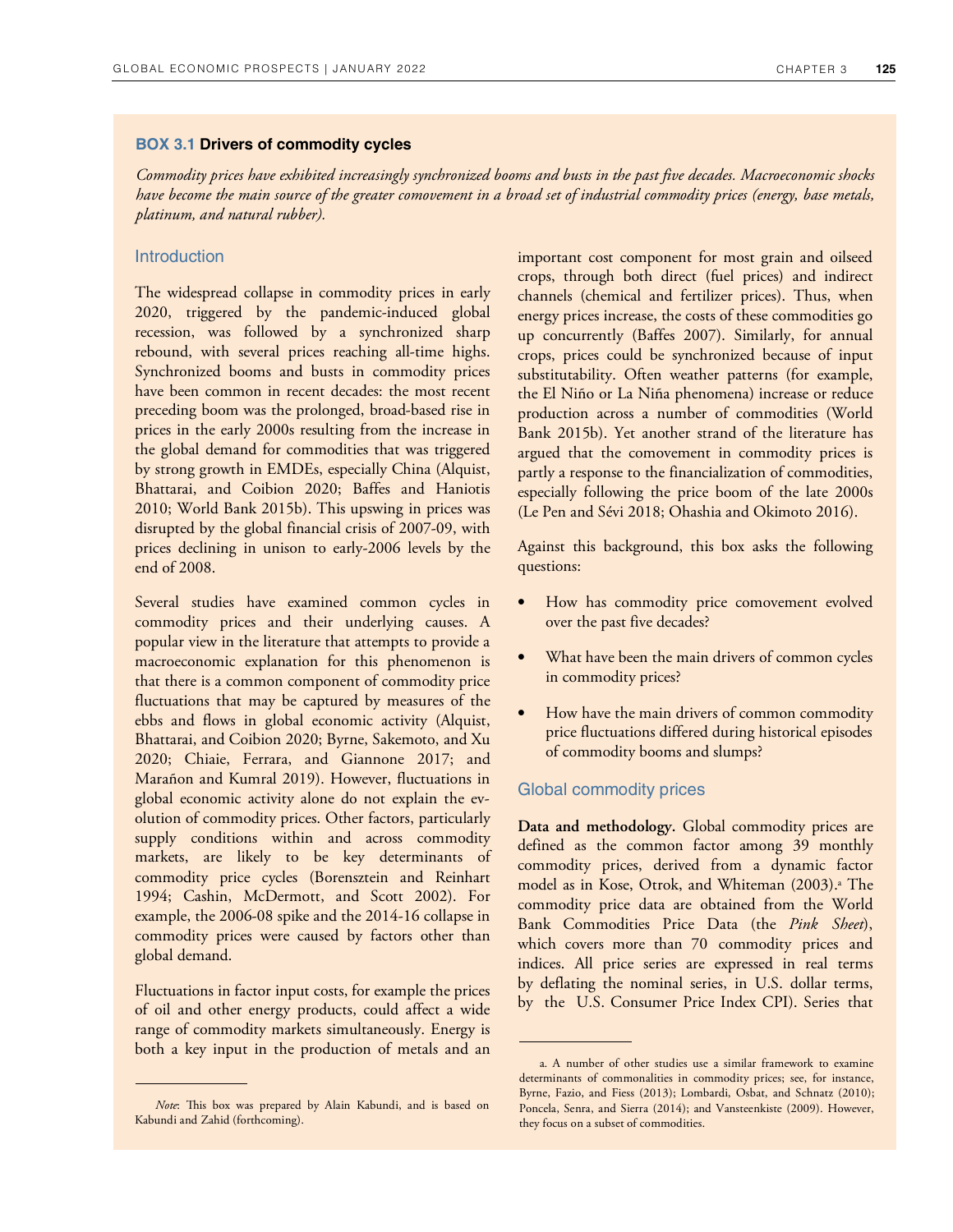## BOX 3.1 Drivers of commodity cycles

*Commodity prices have exhibited increasingly synchronized booms and busts in the past five decades. Macroeconomic shocks have become the main source of the greater comovement in a broad set of industrial commodity prices (energy, base metals, platinum, and natural rubber).*

### Introduction

The widespread collapse in commodity prices in early 2020, triggered by the pandemic-induced global recession, was followed by a synchronized sharp rebound, with several prices reaching all-time highs. Synchronized booms and busts in commodity prices have been common in recent decades: the most recent preceding boom was the prolonged, broad-based rise in prices in the early 2000s resulting from the increase in the global demand for commodities that was triggered by strong growth in EMDEs, especially China (Alquist, Bhattarai, and Coibion 2020; Baffes and Haniotis 2010; World Bank 2015b). This upswing in prices was disrupted by the global financial crisis of 2007-09, with prices declining in unison to early-2006 levels by the end of 2008.

Several studies have examined common cycles in commodity prices and their underlying causes. A popular view in the literature that attempts to provide a macroeconomic explanation for this phenomenon is that there is a common component of commodity price fluctuations that may be captured by measures of the ebbs and flows in global economic activity (Alquist, Bhattarai, and Coibion 2020; Byrne, Sakemoto, and Xu 2020; Chiaie, Ferrara, and Giannone 2017; and Marañon and Kumral 2019). However, fluctuations in global economic activity alone do not explain the evolution of commodity prices. Other factors, particularly supply conditions within and across commodity markets, are likely to be key determinants of commodity price cycles (Borensztein and Reinhart 1994; Cashin, McDermott, and Scott 2002). For example, the 2006-08 spike and the 2014-16 collapse in commodity prices were caused by factors other than global demand.

Fluctuations in factor input costs, for example the prices of oil and other energy products, could affect a wide range of commodity markets simultaneously. Energy is both a key input in the production of metals and an important cost component for most grain and oilseed crops, through both direct (fuel prices) and indirect channels (chemical and fertilizer prices). Thus, when energy prices increase, the costs of these commodities go up concurrently (Baffes 2007). Similarly, for annual crops, prices could be synchronized because of input substitutability. Often weather patterns (for example, the El Niño or La Niña phenomena) increase or reduce production across a number of commodities (World Bank 2015b). Yet another strand of the literature has argued that the comovement in commodity prices is partly a response to the financialization of commodities, especially following the price boom of the late 2000s (Le Pen and Sévi 2018; Ohashia and Okimoto 2016).

Against this background, this box asks the following questions:

- How has commodity price comovement evolved over the past five decades?
- What have been the main drivers of common cycles in commodity prices?
- How have the main drivers of common commodity price fluctuations differed during historical episodes of commodity booms and slumps?

### Global commodity prices

**Data and methodology.** Global commodity prices are defined as the common factor among 39 monthly commodity prices, derived from a dynamic factor model as in Kose, Otrok, and Whiteman (2003).[a] The commodity price data are obtained from the World Bank Commodities Price Data (the *Pink Sheet*), which covers more than 70 commodity prices and indices. All price series are expressed in real terms by deflating the nominal series, in U.S. dollar terms, by the U.S. Consumer Price Index CPI). Series that

*Note*: This box was prepared by Alain Kabundi, and is based on Kabundi and Zahid (forthcoming).

a. A number of other studies use a similar framework to examine determinants of commonalities in commodity prices; see, for instance, Byrne, Fazio, and Fiess (2013); Lombardi, Osbat, and Schnatz (2010); Poncela, Senra, and Sierra (2014); and Vansteenkiste (2009). However, they focus on a subset of commodities.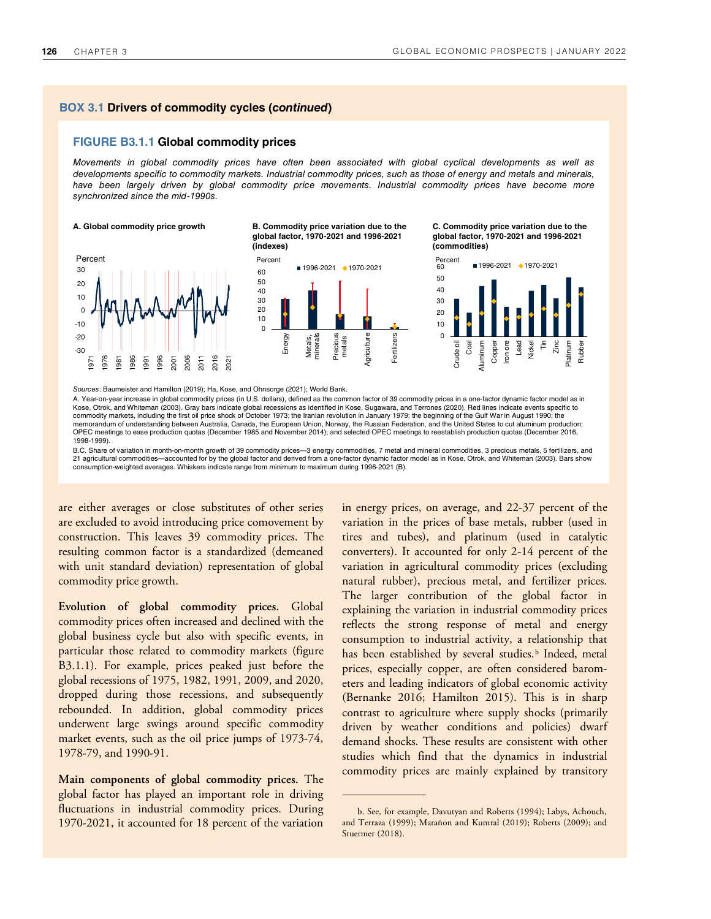## BOX 3.1 Drivers of commodity cycles (*continued*)

### FIGURE B3.1.1 Global commodity prices

*Movements in global commodity prices have often been associated with global cyclical developments as well as developments specific to commodity markets. Industrial commodity prices, such as those of energy and metals and minerals, have been largely driven by global commodity price movements. Industrial commodity prices have become more synchronized since the mid-1990s.*

**A. Global commodity price growth**

**B. Commodity price variation due to the global factor, 1970-2021 and 1996-2021 (indexes)**

**C. Commodity price variation due to the global factor, 1970-2021 and 1996-2021 (commodities)**

*Sources*: Baumeister and Hamilton (2019); Ha, Kose, and Ohnsorge (2021); World Bank.

A. Year-on-year increase in global commodity prices (in U.S. dollars), defined as the common factor of 39 commodity prices in a one-factor dynamic factor model as in Kose, Otrok, and Whiteman (2003). Gray bars indicate global recessions as identified in Kose, Sugawara, and Terrones (2020). Red lines indicate events specific to commodity markets, including the first oil price shock of October 1973; the Iranian revolution in January 1979; the beginning of the Gulf War in August 1990; the memorandum of understanding between Australia, Canada, the European Union, Norway, the Russian Federation, and the United States to cut aluminum production; OPEC meetings to ease production quotas (December 1985 and November 2014); and selected OPEC meetings to reestablish production quotas (December 2016, 1998-1999).

B.C. Share of variation in month-on-month growth of 39 commodity prices—3 energy commodities, 7 metal and mineral commodities, 3 precious metals, 5 fertilizers, and 21 agricultural commodities—accounted for by the global factor and derived from a one-factor dynamic factor model as in Kose, Otrok, and Whiteman (2003). Bars show consumption-weighted averages. Whiskers indicate range from minimum to maximum during 1996-2021 (B).

are either averages or close substitutes of other series are excluded to avoid introducing price comovement by construction. This leaves 39 commodity prices. The resulting common factor is a standardized (demeaned with unit standard deviation) representation of global commodity price growth.

**Evolution of global commodity prices.** Global commodity prices often increased and declined with the global business cycle but also with specific events, in particular those related to commodity markets (figure B3.1.1). For example, prices peaked just before the global recessions of 1975, 1982, 1991, 2009, and 2020, dropped during those recessions, and subsequently rebounded. In addition, global commodity prices underwent large swings around specific commodity market events, such as the oil price jumps of 1973-74, 1978-79, and 1990-91.

**Main components of global commodity prices.** The global factor has played an important role in driving fluctuations in industrial commodity prices. During 1970-2021, it accounted for 18 percent of the variation in energy prices, on average, and 22-37 percent of the variation in the prices of base metals, rubber (used in tires and tubes), and platinum (used in catalytic converters). It accounted for only 2-14 percent of the variation in agricultural commodity prices (excluding natural rubber), precious metal, and fertilizer prices. The larger contribution of the global factor in explaining the variation in industrial commodity prices reflects the strong response of metal and energy consumption to industrial activity, a relationship that has been established by several studies.[b] Indeed, metal prices, especially copper, are often considered barometers and leading indicators of global economic activity (Bernanke 2016; Hamilton 2015). This is in sharp contrast to agriculture where supply shocks (primarily driven by weather conditions and policies) dwarf demand shocks. These results are consistent with other studies which find that the dynamics in industrial commodity prices are mainly explained by transitory

b. See, for example, Davutyan and Roberts (1994); Labys, Achouch, and Terraza (1999); Marañon and Kumral (2019); Roberts (2009); and Stuermer (2018).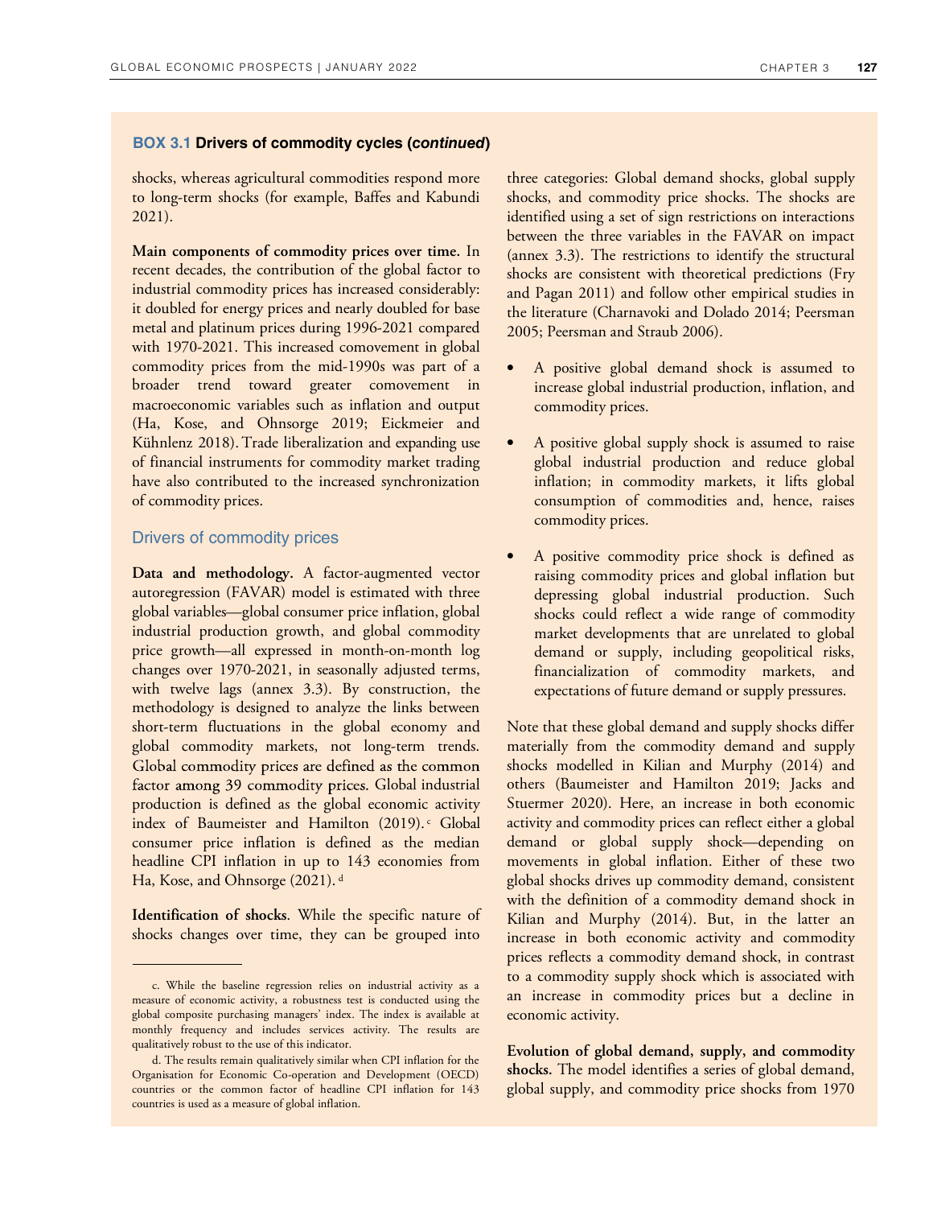### BOX 3.1 Drivers of commodity cycles (*continued*)

shocks, whereas agricultural commodities respond more to long-term shocks (for example, Baffes and Kabundi 2021).

**Main components of commodity prices over time.** In recent decades, the contribution of the global factor to industrial commodity prices has increased considerably: it doubled for energy prices and nearly doubled for base metal and platinum prices during 1996-2021 compared with 1970-2021. This increased comovement in global commodity prices from the mid-1990s was part of a broader trend toward greater comovement in macroeconomic variables such as inflation and output (Ha, Kose, and Ohnsorge 2019; Eickmeier and Kühnlenz 2018). Trade liberalization and expanding use of financial instruments for commodity market trading have also contributed to the increased synchronization of commodity prices.

#### Drivers of commodity prices

**Data and methodology.** A factor-augmented vector autoregression (FAVAR) model is estimated with three global variables—global consumer price inflation, global industrial production growth, and global commodity price growth—all expressed in month-on-month log changes over 1970-2021, in seasonally adjusted terms, with twelve lags (annex 3.3). By construction, the methodology is designed to analyze the links between short-term fluctuations in the global economy and global commodity markets, not long-term trends. Global commodity prices are defined as the common factor among 39 commodity prices. Global industrial production is defined as the global economic activity index of Baumeister and Hamilton (2019).[c] Global consumer price inflation is defined as the median headline CPI inflation in up to 143 economies from Ha, Kose, and Ohnsorge (2021).[d]

**Identification of shocks**. While the specific nature of shocks changes over time, they can be grouped into three categories: Global demand shocks, global supply shocks, and commodity price shocks. The shocks are identified using a set of sign restrictions on interactions between the three variables in the FAVAR on impact (annex 3.3). The restrictions to identify the structural shocks are consistent with theoretical predictions (Fry and Pagan 2011) and follow other empirical studies in the literature (Charnavoki and Dolado 2014; Peersman 2005; Peersman and Straub 2006).

- A positive global demand shock is assumed to increase global industrial production, inflation, and commodity prices.
- A positive global supply shock is assumed to raise global industrial production and reduce global inflation; in commodity markets, it lifts global consumption of commodities and, hence, raises commodity prices.
- A positive commodity price shock is defined as raising commodity prices and global inflation but depressing global industrial production. Such shocks could reflect a wide range of commodity market developments that are unrelated to global demand or supply, including geopolitical risks, financialization of commodity markets, and expectations of future demand or supply pressures.

Note that these global demand and supply shocks differ materially from the commodity demand and supply shocks modelled in Kilian and Murphy (2014) and others (Baumeister and Hamilton 2019; Jacks and Stuermer 2020). Here, an increase in both economic activity and commodity prices can reflect either a global demand or global supply shock—depending on movements in global inflation. Either of these two global shocks drives up commodity demand, consistent with the definition of a commodity demand shock in Kilian and Murphy (2014). But, in the latter an increase in both economic activity and commodity prices reflects a commodity demand shock, in contrast to a commodity supply shock which is associated with an increase in commodity prices but a decline in economic activity.

**Evolution of global demand, supply, and commodity shocks.** The model identifies a series of global demand, global supply, and commodity price shocks from 1970

---

c. While the baseline regression relies on industrial activity as a measure of economic activity, a robustness test is conducted using the global composite purchasing managers' index. The index is available at monthly frequency and includes services activity. The results are qualitatively robust to the use of this indicator.

d. The results remain qualitatively similar when CPI inflation for the Organisation for Economic Co-operation and Development (OECD) countries or the common factor of headline CPI inflation for 143 countries is used as a measure of global inflation.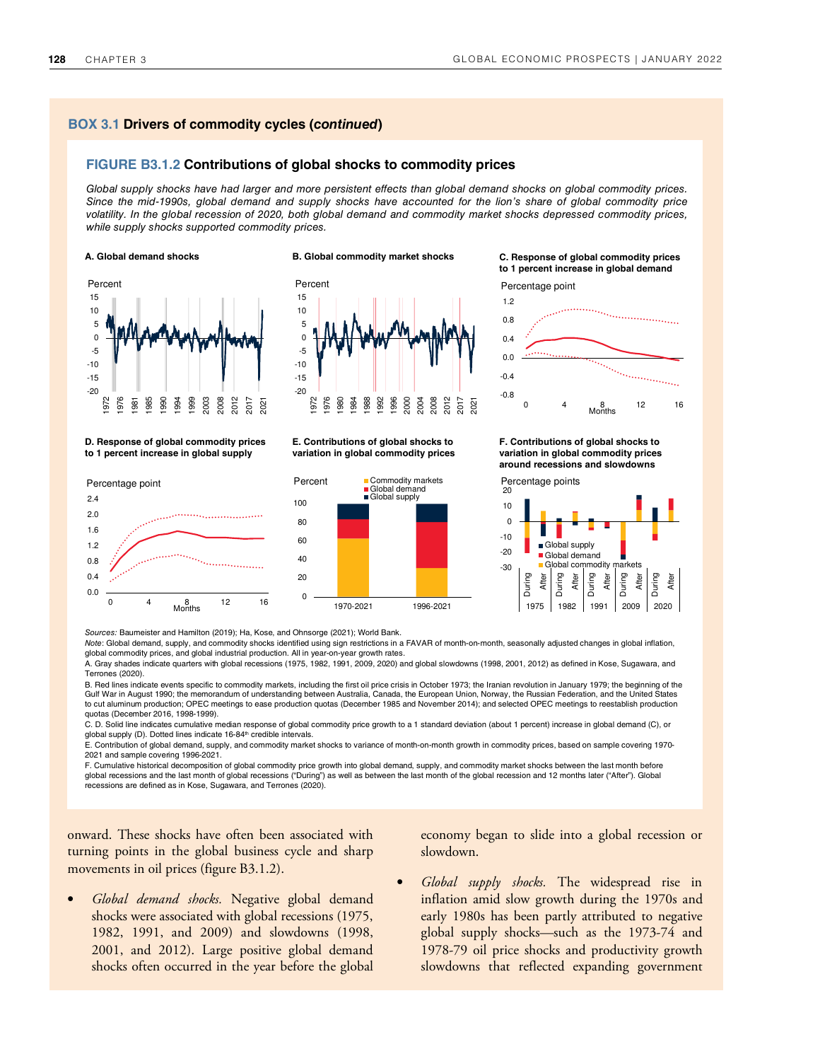## BOX 3.1 Drivers of commodity cycles (*continued*)

### FIGURE B3.1.2 Contributions of global shocks to commodity prices

*Global supply shocks have had larger and more persistent effects than global demand shocks on global commodity prices. Since the mid-1990s, global demand and supply shocks have accounted for the lion's share of global commodity price volatility. In the global recession of 2020, both global demand and commodity market shocks depressed commodity prices, while supply shocks supported commodity prices.*

**A. Global demand shocks**

**B. Global commodity market shocks**

**C. Response of global commodity prices to 1 percent increase in global demand**

**D. Response of global commodity prices to 1 percent increase in global supply**

**E. Contributions of global shocks to variation in global commodity prices**

**F. Contributions of global shocks to variation in global commodity prices around recessions and slowdowns**

*Sources:* Baumeister and Hamilton (2019); Ha, Kose, and Ohnsorge (2021); World Bank.

*Note:* Global demand, supply, and commodity shocks identified using sign restrictions in a FAVAR of month-on-month, seasonally adjusted changes in global inflation, global commodity prices, and global industrial production. All in year-on-year growth rates.

A. Gray shades indicate quarters with global recessions (1975, 1982, 1991, 2009, 2020) and global slowdowns (1998, 2001, 2012) as defined in Kose, Sugawara, and Terrones (2020).

B. Red lines indicate events specific to commodity markets, including the first oil price crisis in October 1973; the Iranian revolution in January 1979; the beginning of the Gulf War in August 1990; the memorandum of understanding between Australia, Canada, the European Union, Norway, the Russian Federation, and the United States to cut aluminum production; OPEC meetings to ease production quotas (December 1985 and November 2014); and selected OPEC meetings to reestablish production quotas (December 2016, 1998-1999).

C. D. Solid line indicates cumulative median response of global commodity price growth to a 1 standard deviation (about 1 percent) increase in global demand (C), or global supply (D). Dotted lines indicate 16-84th credible intervals.

E. Contribution of global demand, supply, and commodity market shocks to variance of month-on-month growth in commodity prices, based on sample covering 1970-2021 and sample covering 1996-2021.

F. Cumulative historical decomposition of global commodity price growth into global demand, supply, and commodity market shocks between the last month before global recessions and the last month of global recessions ("During") as well as between the last month of the global recession and 12 months later ("After"). Global recessions are defined as in Kose, Sugawara, and Terrones (2020).

onward. These shocks have often been associated with turning points in the global business cycle and sharp movements in oil prices (figure B3.1.2).

- *Global demand shocks.* Negative global demand shocks were associated with global recessions (1975, 1982, 1991, and 2009) and slowdowns (1998, 2001, and 2012). Large positive global demand shocks often occurred in the year before the global economy began to slide into a global recession or slowdown.

- *Global supply shocks.* The widespread rise in inflation amid slow growth during the 1970s and early 1980s has been partly attributed to negative global supply shocks—such as the 1973-74 and 1978-79 oil price shocks and productivity growth slowdowns that reflected expanding government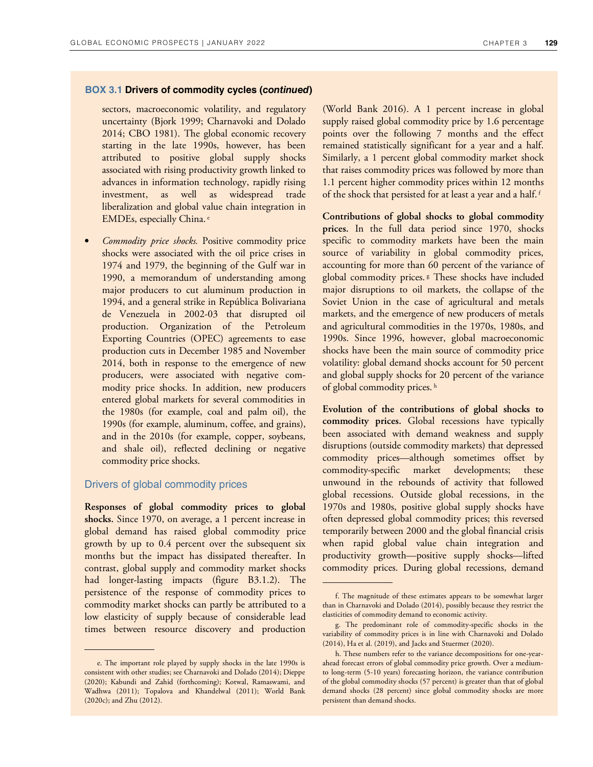**BOX 3.1 Drivers of commodity cycles (*continued*)**

sectors, macroeconomic volatility, and regulatory uncertainty (Bjork 1999; Charnavoki and Dolado 2014; CBO 1981). The global economic recovery starting in the late 1990s, however, has been attributed to positive global supply shocks associated with rising productivity growth linked to advances in information technology, rapidly rising investment, as well as widespread trade liberalization and global value chain integration in EMDEs, especially China.[e]

- *Commodity price shocks.* Positive commodity price shocks were associated with the oil price crises in 1974 and 1979, the beginning of the Gulf war in 1990, a memorandum of understanding among major producers to cut aluminum production in 1994, and a general strike in República Bolivariana de Venezuela in 2002-03 that disrupted oil production. Organization of the Petroleum Exporting Countries (OPEC) agreements to ease production cuts in December 1985 and November 2014, both in response to the emergence of new producers, were associated with negative commodity price shocks. In addition, new producers entered global markets for several commodities in the 1980s (for example, coal and palm oil), the 1990s (for example, aluminum, coffee, and grains), and in the 2010s (for example, copper, soybeans, and shale oil), reflected declining or negative commodity price shocks.

## Drivers of global commodity prices

**Responses of global commodity prices to global shocks.** Since 1970, on average, a 1 percent increase in global demand has raised global commodity price growth by up to 0.4 percent over the subsequent six months but the impact has dissipated thereafter. In contrast, global supply and commodity market shocks had longer-lasting impacts (figure B3.1.2). The persistence of the response of commodity prices to commodity market shocks can partly be attributed to a low elasticity of supply because of considerable lead times between resource discovery and production (World Bank 2016). A 1 percent increase in global supply raised global commodity price by 1.6 percentage points over the following 7 months and the effect remained statistically significant for a year and a half. Similarly, a 1 percent global commodity market shock that raises commodity prices was followed by more than 1.1 percent higher commodity prices within 12 months of the shock that persisted for at least a year and a half.[f]

**Contributions of global shocks to global commodity prices.** In the full data period since 1970, shocks specific to commodity markets have been the main source of variability in global commodity prices, accounting for more than 60 percent of the variance of global commodity prices.[g] These shocks have included major disruptions to oil markets, the collapse of the Soviet Union in the case of agricultural and metals markets, and the emergence of new producers of metals and agricultural commodities in the 1970s, 1980s, and 1990s. Since 1996, however, global macroeconomic shocks have been the main source of commodity price volatility: global demand shocks account for 50 percent and global supply shocks for 20 percent of the variance of global commodity prices.[h]

**Evolution of the contributions of global shocks to commodity prices.** Global recessions have typically been associated with demand weakness and supply disruptions (outside commodity markets) that depressed commodity prices—although sometimes offset by commodity-specific market developments; these unwound in the rebounds of activity that followed global recessions. Outside global recessions, in the 1970s and 1980s, positive global supply shocks have often depressed global commodity prices; this reversed temporarily between 2000 and the global financial crisis when rapid global value chain integration and productivity growth—positive supply shocks—lifted commodity prices. During global recessions, demand

---

e. The important role played by supply shocks in the late 1990s is consistent with other studies; see Charnavoki and Dolado (2014); Dieppe (2020); Kabundi and Zahid (forthcoming); Kotwal, Ramaswami, and Wadhwa (2011); Topalova and Khandelwal (2011); World Bank (2020c); and Zhu (2012).

f. The magnitude of these estimates appears to be somewhat larger than in Charnavoki and Dolado (2014), possibly because they restrict the elasticities of commodity demand to economic activity.

g. The predominant role of commodity-specific shocks in the variability of commodity prices is in line with Charnavoki and Dolado (2014), Ha et al. (2019), and Jacks and Stuermer (2020).

h. These numbers refer to the variance decompositions for one-year-ahead forecast errors of global commodity price growth. Over a medium- to long-term (5-10 years) forecasting horizon, the variance contribution of the global commodity shocks (57 percent) is greater than that of global demand shocks (28 percent) since global commodity shocks are more persistent than demand shocks.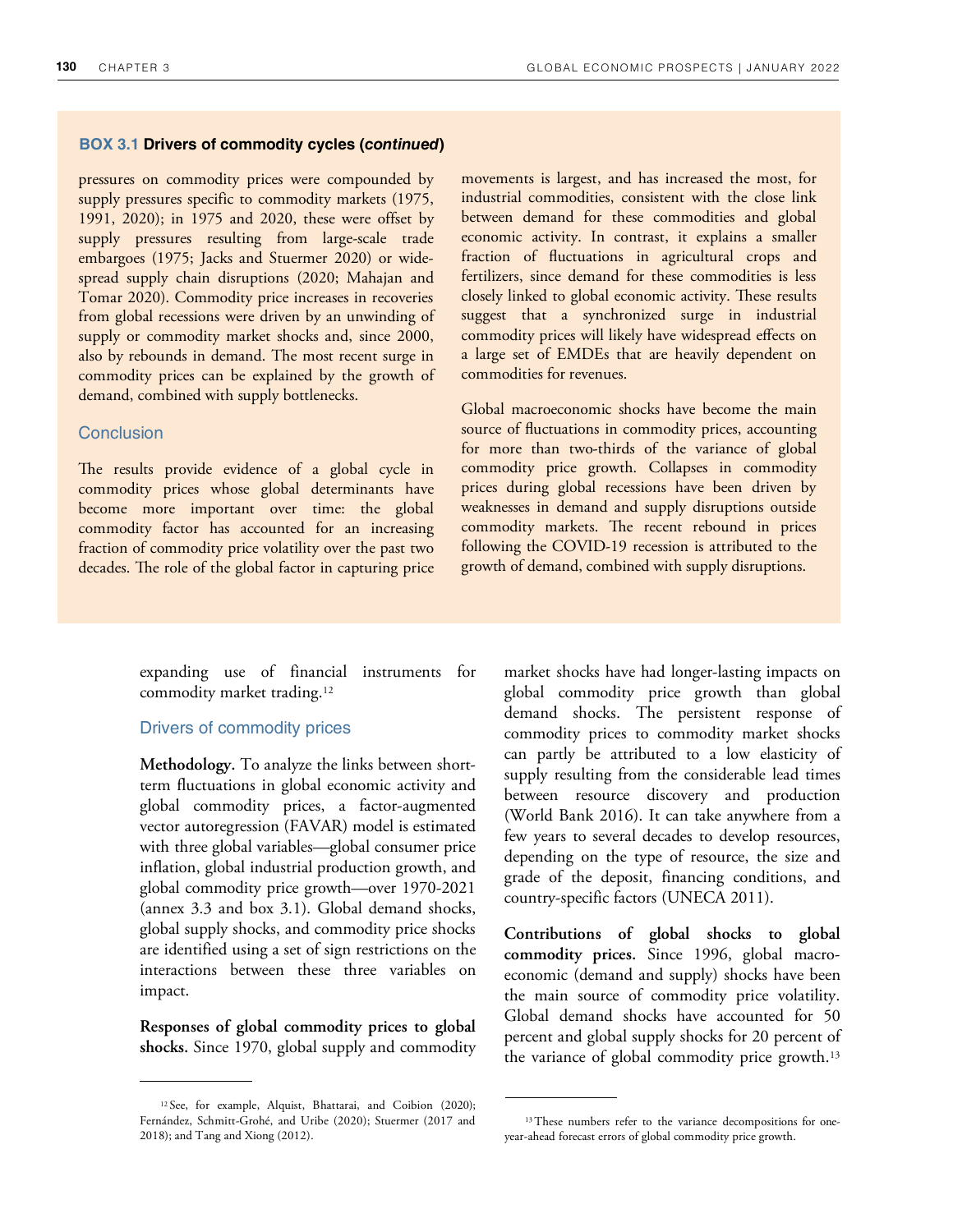**BOX 3.1 Drivers of commodity cycles (*continued*)**

pressures on commodity prices were compounded by supply pressures specific to commodity markets (1975, 1991, 2020); in 1975 and 2020, these were offset by supply pressures resulting from large-scale trade embargoes (1975; Jacks and Stuermer 2020) or widespread supply chain disruptions (2020; Mahajan and Tomar 2020). Commodity price increases in recoveries from global recessions were driven by an unwinding of supply or commodity market shocks and, since 2000, also by rebounds in demand. The most recent surge in commodity prices can be explained by the growth of demand, combined with supply bottlenecks.

### Conclusion

The results provide evidence of a global cycle in commodity prices whose global determinants have become more important over time: the global commodity factor has accounted for an increasing fraction of commodity price volatility over the past two decades. The role of the global factor in capturing price movements is largest, and has increased the most, for industrial commodities, consistent with the close link between demand for these commodities and global economic activity. In contrast, it explains a smaller fraction of fluctuations in agricultural crops and fertilizers, since demand for these commodities is less closely linked to global economic activity. These results suggest that a synchronized surge in industrial commodity prices will likely have widespread effects on a large set of EMDEs that are heavily dependent on commodities for revenues.

Global macroeconomic shocks have become the main source of fluctuations in commodity prices, accounting for more than two-thirds of the variance of global commodity price growth. Collapses in commodity prices during global recessions have been driven by weaknesses in demand and supply disruptions outside commodity markets. The recent rebound in prices following the COVID-19 recession is attributed to the growth of demand, combined with supply disruptions.

---

expanding use of financial instruments for commodity market trading.[12]

## Drivers of commodity prices

**Methodology.** To analyze the links between short-term fluctuations in global economic activity and global commodity prices, a factor-augmented vector autoregression (FAVAR) model is estimated with three global variables—global consumer price inflation, global industrial production growth, and global commodity price growth—over 1970-2021 (annex 3.3 and box 3.1). Global demand shocks, global supply shocks, and commodity price shocks are identified using a set of sign restrictions on the interactions between these three variables on impact.

**Responses of global commodity prices to global shocks.** Since 1970, global supply and commodity market shocks have had longer-lasting impacts on global commodity price growth than global demand shocks. The persistent response of commodity prices to commodity market shocks can partly be attributed to a low elasticity of supply resulting from the considerable lead times between resource discovery and production (World Bank 2016). It can take anywhere from a few years to several decades to develop resources, depending on the type of resource, the size and grade of the deposit, financing conditions, and country-specific factors (UNECA 2011).

**Contributions of global shocks to global commodity prices.** Since 1996, global macroeconomic (demand and supply) shocks have been the main source of commodity price volatility. Global demand shocks have accounted for 50 percent and global supply shocks for 20 percent of the variance of global commodity price growth.[13]

---

[12] See, for example, Alquist, Bhattarai, and Coibion (2020); Fernández, Schmitt-Grohé, and Uribe (2020); Stuermer (2017 and 2018); and Tang and Xiong (2012).

[13] These numbers refer to the variance decompositions for one-year-ahead forecast errors of global commodity price growth.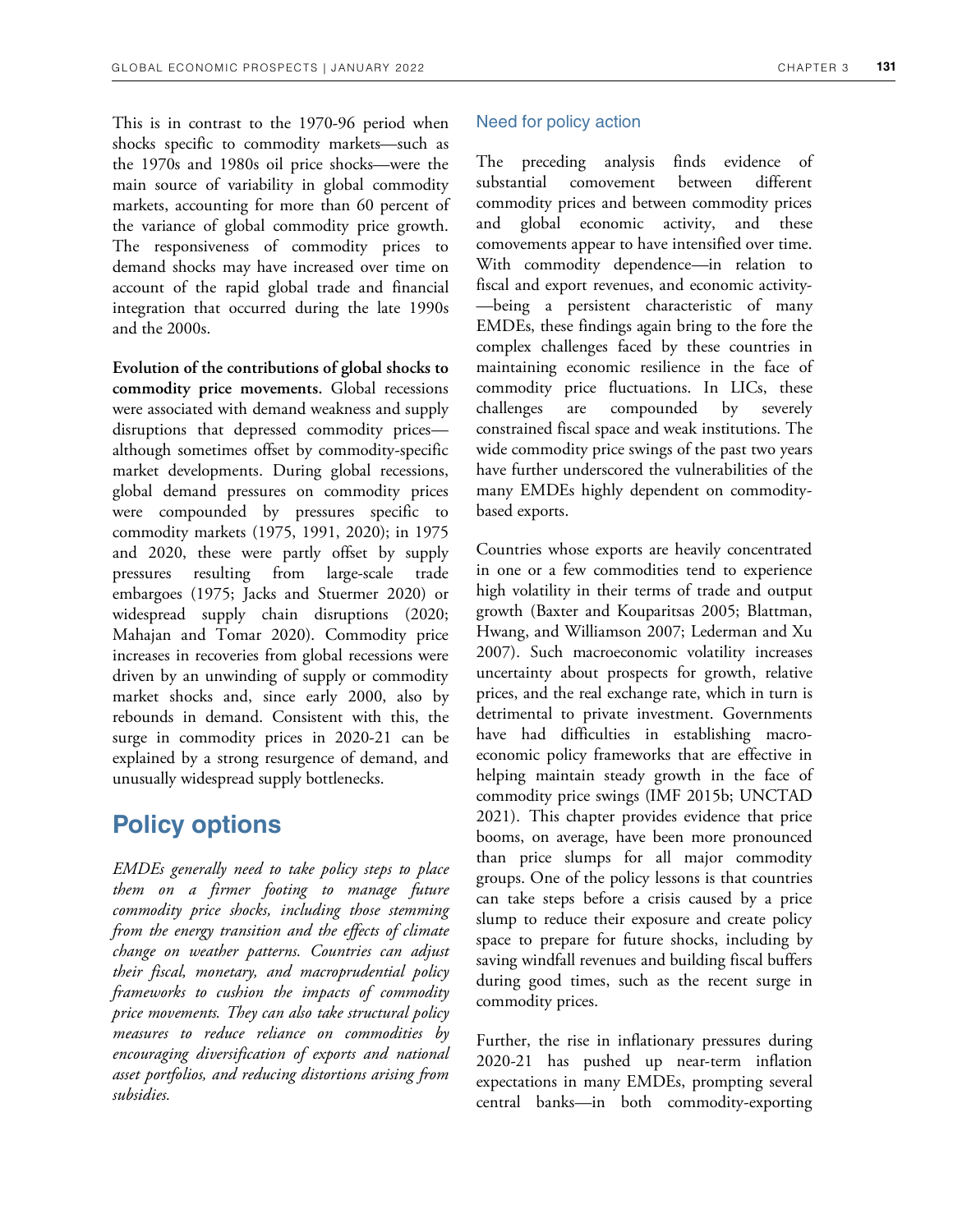This is in contrast to the 1970-96 period when shocks specific to commodity markets—such as the 1970s and 1980s oil price shocks—were the main source of variability in global commodity markets, accounting for more than 60 percent of the variance of global commodity price growth. The responsiveness of commodity prices to demand shocks may have increased over time on account of the rapid global trade and financial integration that occurred during the late 1990s and the 2000s.

**Evolution of the contributions of global shocks to commodity price movements.** Global recessions were associated with demand weakness and supply disruptions that depressed commodity prices—although sometimes offset by commodity-specific market developments. During global recessions, global demand pressures on commodity prices were compounded by pressures specific to commodity markets (1975, 1991, 2020); in 1975 and 2020, these were partly offset by supply pressures resulting from large-scale trade embargoes (1975; Jacks and Stuermer 2020) or widespread supply chain disruptions (2020; Mahajan and Tomar 2020). Commodity price increases in recoveries from global recessions were driven by an unwinding of supply or commodity market shocks and, since early 2000, also by rebounds in demand. Consistent with this, the surge in commodity prices in 2020-21 can be explained by a strong resurgence of demand, and unusually widespread supply bottlenecks.

## Policy options

*EMDEs generally need to take policy steps to place them on a firmer footing to manage future commodity price shocks, including those stemming from the energy transition and the effects of climate change on weather patterns. Countries can adjust their fiscal, monetary, and macroprudential policy frameworks to cushion the impacts of commodity price movements. They can also take structural policy measures to reduce reliance on commodities by encouraging diversification of exports and national asset portfolios, and reducing distortions arising from subsidies.*

### Need for policy action

The preceding analysis finds evidence of substantial comovement between different commodity prices and between commodity prices and global economic activity, and these comovements appear to have intensified over time. With commodity dependence—in relation to fiscal and export revenues, and economic activity—being a persistent characteristic of many EMDEs, these findings again bring to the fore the complex challenges faced by these countries in maintaining economic resilience in the face of commodity price fluctuations. In LICs, these challenges are compounded by severely constrained fiscal space and weak institutions. The wide commodity price swings of the past two years have further underscored the vulnerabilities of the many EMDEs highly dependent on commodity-based exports.

Countries whose exports are heavily concentrated in one or a few commodities tend to experience high volatility in their terms of trade and output growth (Baxter and Kouparitsas 2005; Blattman, Hwang, and Williamson 2007; Lederman and Xu 2007). Such macroeconomic volatility increases uncertainty about prospects for growth, relative prices, and the real exchange rate, which in turn is detrimental to private investment. Governments have had difficulties in establishing macroeconomic policy frameworks that are effective in helping maintain steady growth in the face of commodity price swings (IMF 2015b; UNCTAD 2021). This chapter provides evidence that price booms, on average, have been more pronounced than price slumps for all major commodity groups. One of the policy lessons is that countries can take steps before a crisis caused by a price slump to reduce their exposure and create policy space to prepare for future shocks, including by saving windfall revenues and building fiscal buffers during good times, such as the recent surge in commodity prices.

Further, the rise in inflationary pressures during 2020-21 has pushed up near-term inflation expectations in many EMDEs, prompting several central banks—in both commodity-exporting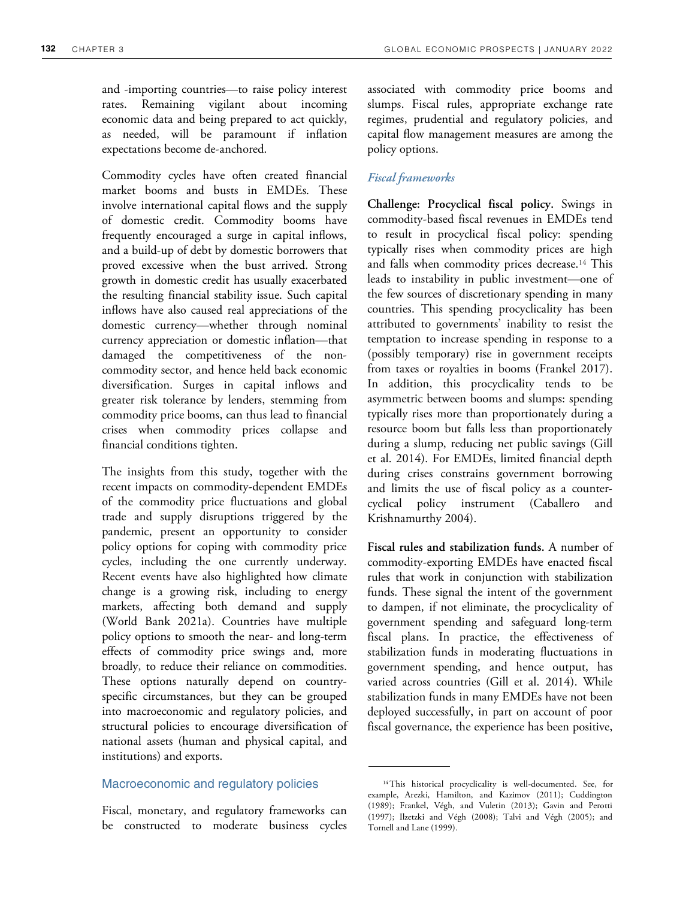and -importing countries—to raise policy interest rates. Remaining vigilant about incoming economic data and being prepared to act quickly, as needed, will be paramount if inflation expectations become de-anchored.

Commodity cycles have often created financial market booms and busts in EMDEs. These involve international capital flows and the supply of domestic credit. Commodity booms have frequently encouraged a surge in capital inflows, and a build-up of debt by domestic borrowers that proved excessive when the bust arrived. Strong growth in domestic credit has usually exacerbated the resulting financial stability issue. Such capital inflows have also caused real appreciations of the domestic currency—whether through nominal currency appreciation or domestic inflation—that damaged the competitiveness of the non-commodity sector, and hence held back economic diversification. Surges in capital inflows and greater risk tolerance by lenders, stemming from commodity price booms, can thus lead to financial crises when commodity prices collapse and financial conditions tighten.

The insights from this study, together with the recent impacts on commodity-dependent EMDEs of the commodity price fluctuations and global trade and supply disruptions triggered by the pandemic, present an opportunity to consider policy options for coping with commodity price cycles, including the one currently underway. Recent events have also highlighted how climate change is a growing risk, including to energy markets, affecting both demand and supply (World Bank 2021a). Countries have multiple policy options to smooth the near- and long-term effects of commodity price swings and, more broadly, to reduce their reliance on commodities. These options naturally depend on country-specific circumstances, but they can be grouped into macroeconomic and regulatory policies, and structural policies to encourage diversification of national assets (human and physical capital, and institutions) and exports.

## Macroeconomic and regulatory policies

Fiscal, monetary, and regulatory frameworks can be constructed to moderate business cycles associated with commodity price booms and slumps. Fiscal rules, appropriate exchange rate regimes, prudential and regulatory policies, and capital flow management measures are among the policy options.

### *Fiscal frameworks*

**Challenge: Procyclical fiscal policy.** Swings in commodity-based fiscal revenues in EMDEs tend to result in procyclical fiscal policy: spending typically rises when commodity prices are high and falls when commodity prices decrease.[14] This leads to instability in public investment—one of the few sources of discretionary spending in many countries. This spending procyclicality has been attributed to governments' inability to resist the temptation to increase spending in response to a (possibly temporary) rise in government receipts from taxes or royalties in booms (Frankel 2017). In addition, this procyclicality tends to be asymmetric between booms and slumps: spending typically rises more than proportionately during a resource boom but falls less than proportionately during a slump, reducing net public savings (Gill et al. 2014). For EMDEs, limited financial depth during crises constrains government borrowing and limits the use of fiscal policy as a counter-cyclical policy instrument (Caballero and Krishnamurthy 2004).

**Fiscal rules and stabilization funds.** A number of commodity-exporting EMDEs have enacted fiscal rules that work in conjunction with stabilization funds. These signal the intent of the government to dampen, if not eliminate, the procyclicality of government spending and safeguard long-term fiscal plans. In practice, the effectiveness of stabilization funds in moderating fluctuations in government spending, and hence output, has varied across countries (Gill et al. 2014). While stabilization funds in many EMDEs have not been deployed successfully, in part on account of poor fiscal governance, the experience has been positive,

[14] This historical procyclicality is well-documented. See, for example, Arezki, Hamilton, and Kazimov (2011); Cuddington (1989); Frankel, Végh, and Vuletin (2013); Gavin and Perotti (1997); Ilzetzki and Végh (2008); Talvi and Végh (2005); and Tornell and Lane (1999).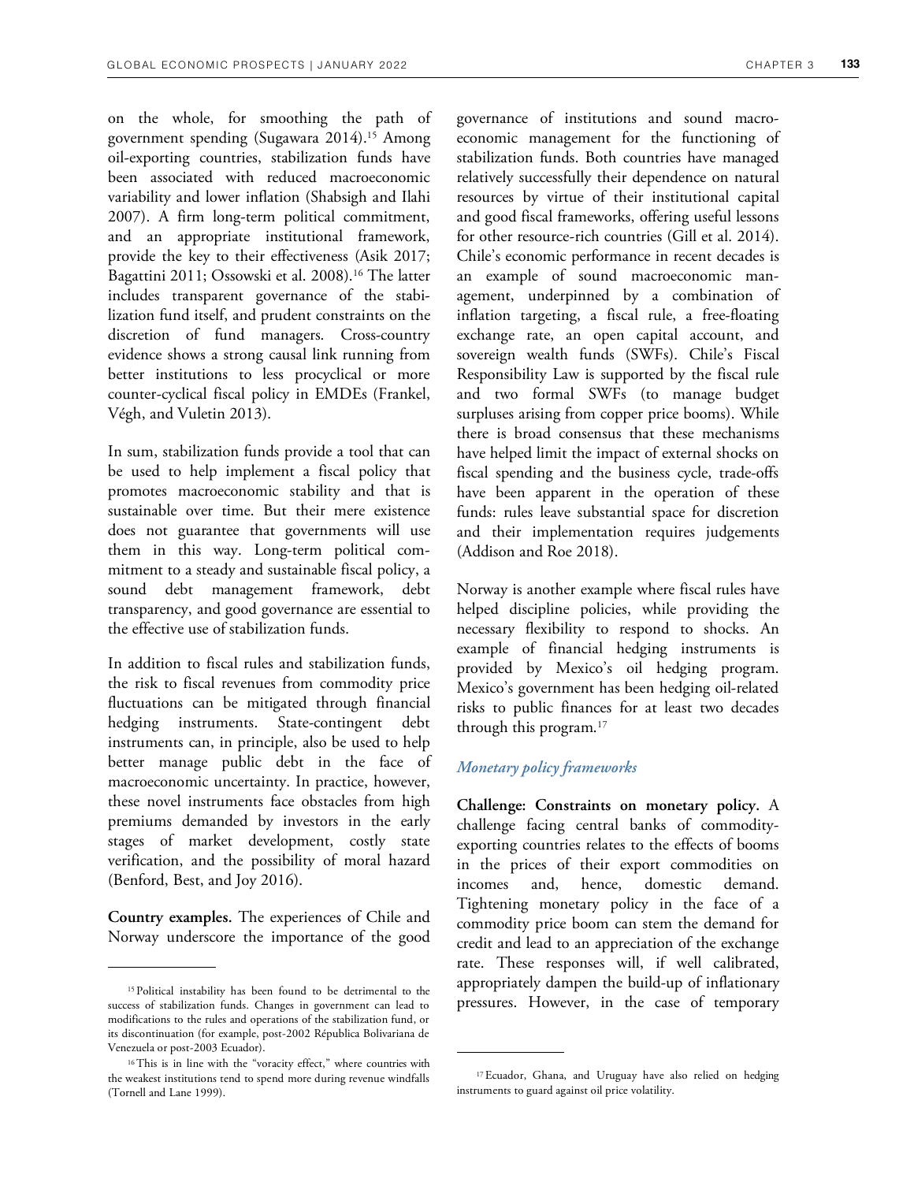on the whole, for smoothing the path of government spending (Sugawara 2014).[15] Among oil-exporting countries, stabilization funds have been associated with reduced macroeconomic variability and lower inflation (Shabsigh and Ilahi 2007). A firm long-term political commitment, and an appropriate institutional framework, provide the key to their effectiveness (Asik 2017; Bagattini 2011; Ossowski et al. 2008).[16] The latter includes transparent governance of the stabilization fund itself, and prudent constraints on the discretion of fund managers. Cross-country evidence shows a strong causal link running from better institutions to less procyclical or more counter-cyclical fiscal policy in EMDEs (Frankel, Végh, and Vuletin 2013).

In sum, stabilization funds provide a tool that can be used to help implement a fiscal policy that promotes macroeconomic stability and that is sustainable over time. But their mere existence does not guarantee that governments will use them in this way. Long-term political commitment to a steady and sustainable fiscal policy, a sound debt management framework, debt transparency, and good governance are essential to the effective use of stabilization funds.

In addition to fiscal rules and stabilization funds, the risk to fiscal revenues from commodity price fluctuations can be mitigated through financial hedging instruments. State-contingent debt instruments can, in principle, also be used to help better manage public debt in the face of macroeconomic uncertainty. In practice, however, these novel instruments face obstacles from high premiums demanded by investors in the early stages of market development, costly state verification, and the possibility of moral hazard (Benford, Best, and Joy 2016).

**Country examples.** The experiences of Chile and Norway underscore the importance of the good governance of institutions and sound macroeconomic management for the functioning of stabilization funds. Both countries have managed relatively successfully their dependence on natural resources by virtue of their institutional capital and good fiscal frameworks, offering useful lessons for other resource-rich countries (Gill et al. 2014). Chile's economic performance in recent decades is an example of sound macroeconomic management, underpinned by a combination of inflation targeting, a fiscal rule, a free-floating exchange rate, an open capital account, and sovereign wealth funds (SWFs). Chile's Fiscal Responsibility Law is supported by the fiscal rule and two formal SWFs (to manage budget surpluses arising from copper price booms). While there is broad consensus that these mechanisms have helped limit the impact of external shocks on fiscal spending and the business cycle, trade-offs have been apparent in the operation of these funds: rules leave substantial space for discretion and their implementation requires judgements (Addison and Roe 2018).

Norway is another example where fiscal rules have helped discipline policies, while providing the necessary flexibility to respond to shocks. An example of financial hedging instruments is provided by Mexico's oil hedging program. Mexico's government has been hedging oil-related risks to public finances for at least two decades through this program.[17]

### *Monetary policy frameworks*

**Challenge: Constraints on monetary policy.** A challenge facing central banks of commodity-exporting countries relates to the effects of booms in the prices of their export commodities on incomes and, hence, domestic demand. Tightening monetary policy in the face of a commodity price boom can stem the demand for credit and lead to an appreciation of the exchange rate. These responses will, if well calibrated, appropriately dampen the build-up of inflationary pressures. However, in the case of temporary

---

[15] Political instability has been found to be detrimental to the success of stabilization funds. Changes in government can lead to modifications to the rules and operations of the stabilization fund, or its discontinuation (for example, post-2002 Républica Bolivariana de Venezuela or post-2003 Ecuador).

[16] This is in line with the "voracity effect," where countries with the weakest institutions tend to spend more during revenue windfalls (Tornell and Lane 1999).

[17] Ecuador, Ghana, and Uruguay have also relied on hedging instruments to guard against oil price volatility.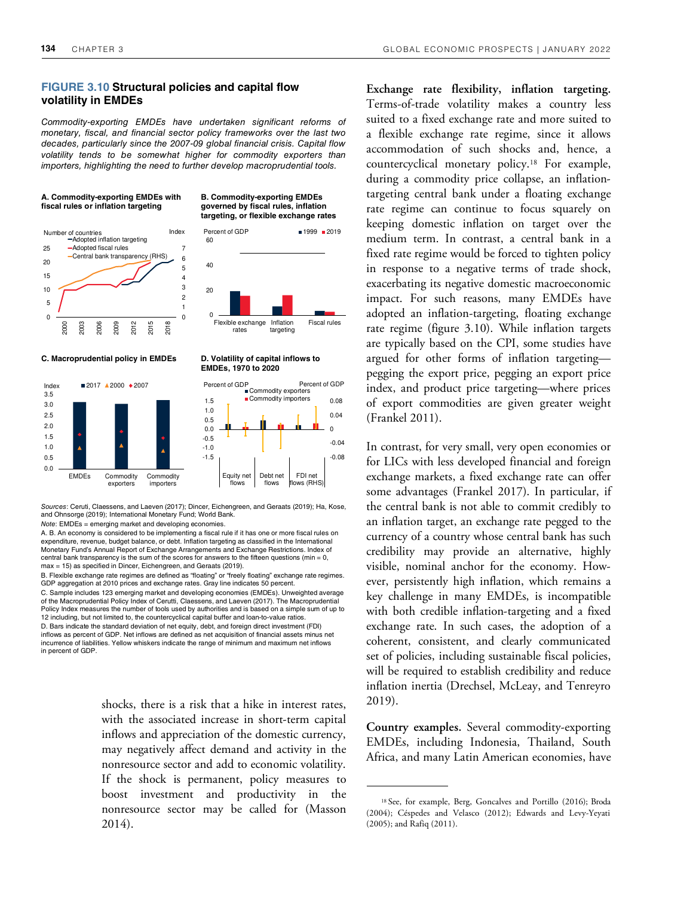## FIGURE 3.10 Structural policies and capital flow volatility in EMDEs

*Commodity-exporting EMDEs have undertaken significant reforms of monetary, fiscal, and financial sector policy frameworks over the last two decades, particularly since the 2007-09 global financial crisis. Capital flow volatility tends to be somewhat higher for commodity exporters than importers, highlighting the need to further develop macroprudential tools.*

**A. Commodity-exporting EMDEs with fiscal rules or inflation targeting**

**B. Commodity-exporting EMDEs governed by fiscal rules, inflation targeting, or flexible exchange rates**

**C. Macroprudential policy in EMDEs**

**D. Volatility of capital inflows to EMDEs, 1970 to 2020**

*Sources*: Ceruti, Claessens, and Laeven (2017); Dincer, Eichengreen, and Geraats (2019); Ha, Kose, and Ohnsorge (2019); International Monetary Fund; World Bank.

*Note*: EMDEs = emerging market and developing economies.

A. B. An economy is considered to be implementing a fiscal rule if it has one or more fiscal rules on expenditure, revenue, budget balance, or debt. Inflation targeting as classified in the International Monetary Fund's Annual Report of Exchange Arrangements and Exchange Restrictions. Index of central bank transparency is the sum of the scores for answers to the fifteen questions (min = 0, max = 15) as specified in Dincer, Eichengreen, and Geraats (2019).

B. Flexible exchange rate regimes are defined as "floating" or "freely floating" exchange rate regimes. GDP aggregation at 2010 prices and exchange rates. Gray line indicates 50 percent.

C. Sample includes 123 emerging market and developing economies (EMDEs). Unweighted average of the Macroprudential Policy Index of Cerutti, Claessens, and Laeven (2017). The Macroprudential Policy Index measures the number of tools used by authorities and is based on a simple sum of up to 12 including, but not limited to, the countercyclical capital buffer and loan-to-value ratios.

D. Bars indicate the standard deviation of net equity, debt, and foreign direct investment (FDI) inflows as percent of GDP. Net inflows are defined as net acquisition of financial assets minus net incurrence of liabilities. Yellow whiskers indicate the range of minimum and maximum net inflows in percent of GDP.

shocks, there is a risk that a hike in interest rates, with the associated increase in short-term capital inflows and appreciation of the domestic currency, may negatively affect demand and activity in the nonresource sector and add to economic volatility. If the shock is permanent, policy measures to boost investment and productivity in the nonresource sector may be called for (Masson 2014).

**Exchange rate flexibility, inflation targeting.** Terms-of-trade volatility makes a country less suited to a fixed exchange rate and more suited to a flexible exchange rate regime, since it allows accommodation of such shocks and, hence, a countercyclical monetary policy.[18] For example, during a commodity price collapse, an inflation-targeting central bank under a floating exchange rate regime can continue to focus squarely on keeping domestic inflation on target over the medium term. In contrast, a central bank in a fixed rate regime would be forced to tighten policy in response to a negative terms of trade shock, exacerbating its negative domestic macroeconomic impact. For such reasons, many EMDEs have adopted an inflation-targeting, floating exchange rate regime (figure 3.10). While inflation targets are typically based on the CPI, some studies have argued for other forms of inflation targeting—pegging the export price, pegging an export price index, and product price targeting—where prices of export commodities are given greater weight (Frankel 2011).

In contrast, for very small, very open economies or for LICs with less developed financial and foreign exchange markets, a fixed exchange rate can offer some advantages (Frankel 2017). In particular, if the central bank is not able to commit credibly to an inflation target, an exchange rate pegged to the currency of a country whose central bank has such credibility may provide an alternative, highly visible, nominal anchor for the economy. However, persistently high inflation, which remains a key challenge in many EMDEs, is incompatible with both credible inflation-targeting and a fixed exchange rate. In such cases, the adoption of a coherent, consistent, and clearly communicated set of policies, including sustainable fiscal policies, will be required to establish credibility and reduce inflation inertia (Drechsel, McLeay, and Tenreyro 2019).

**Country examples.** Several commodity-exporting EMDEs, including Indonesia, Thailand, South Africa, and many Latin American economies, have

[18] See, for example, Berg, Goncalves and Portillo (2016); Broda (2004); Céspedes and Velasco (2012); Edwards and Levy-Yeyati (2005); and Rafiq (2011).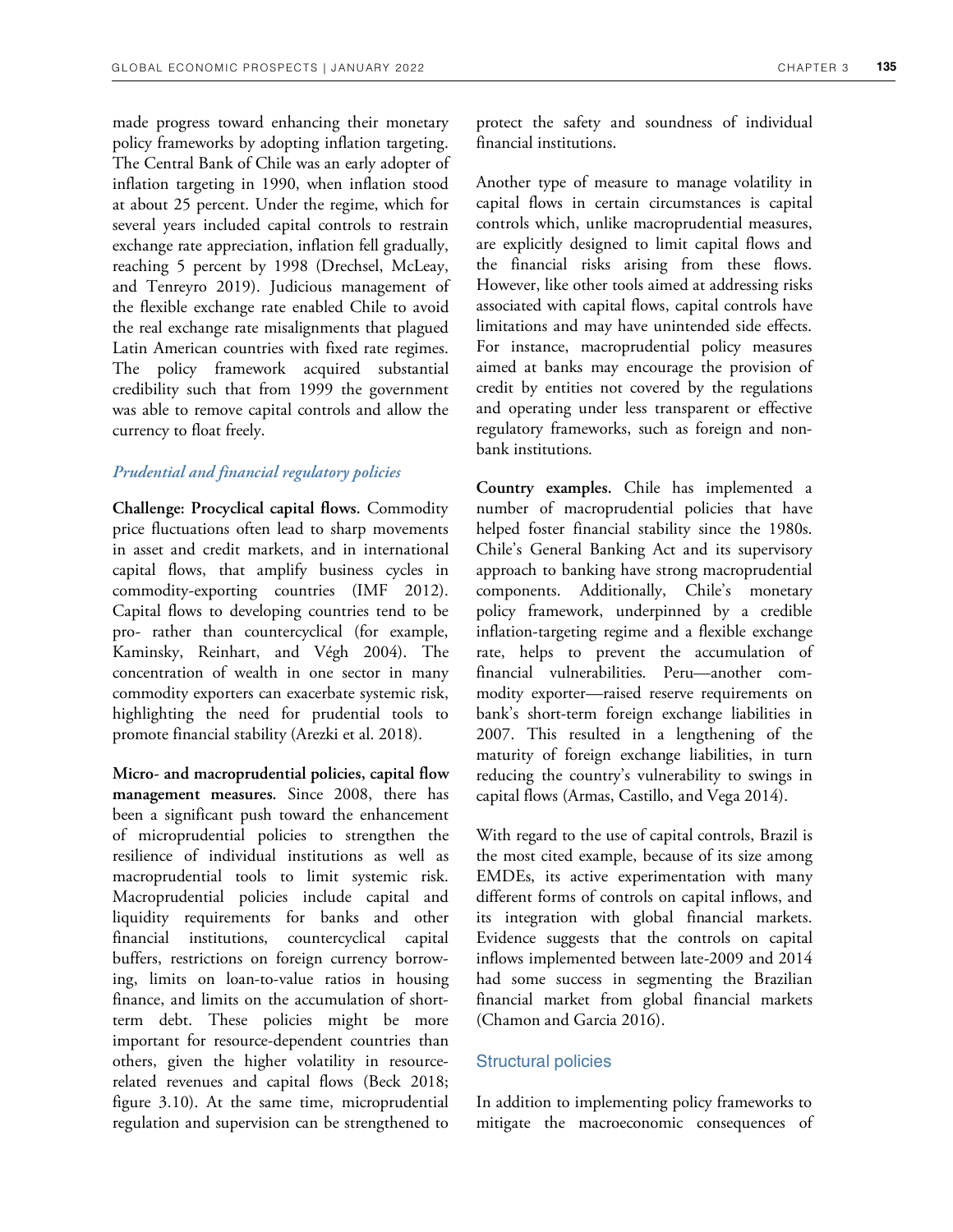made progress toward enhancing their monetary policy frameworks by adopting inflation targeting. The Central Bank of Chile was an early adopter of inflation targeting in 1990, when inflation stood at about 25 percent. Under the regime, which for several years included capital controls to restrain exchange rate appreciation, inflation fell gradually, reaching 5 percent by 1998 (Drechsel, McLeay, and Tenreyro 2019). Judicious management of the flexible exchange rate enabled Chile to avoid the real exchange rate misalignments that plagued Latin American countries with fixed rate regimes. The policy framework acquired substantial credibility such that from 1999 the government was able to remove capital controls and allow the currency to float freely.

### *Prudential and financial regulatory policies*

**Challenge: Procyclical capital flows.** Commodity price fluctuations often lead to sharp movements in asset and credit markets, and in international capital flows, that amplify business cycles in commodity-exporting countries (IMF 2012). Capital flows to developing countries tend to be pro- rather than countercyclical (for example, Kaminsky, Reinhart, and Végh 2004). The concentration of wealth in one sector in many commodity exporters can exacerbate systemic risk, highlighting the need for prudential tools to promote financial stability (Arezki et al. 2018).

**Micro- and macroprudential policies, capital flow management measures.** Since 2008, there has been a significant push toward the enhancement of microprudential policies to strengthen the resilience of individual institutions as well as macroprudential tools to limit systemic risk. Macroprudential policies include capital and liquidity requirements for banks and other financial institutions, countercyclical capital buffers, restrictions on foreign currency borrowing, limits on loan-to-value ratios in housing finance, and limits on the accumulation of short-term debt. These policies might be more important for resource-dependent countries than others, given the higher volatility in resource-related revenues and capital flows (Beck 2018; figure 3.10). At the same time, microprudential regulation and supervision can be strengthened to protect the safety and soundness of individual financial institutions.

Another type of measure to manage volatility in capital flows in certain circumstances is capital controls which, unlike macroprudential measures, are explicitly designed to limit capital flows and the financial risks arising from these flows. However, like other tools aimed at addressing risks associated with capital flows, capital controls have limitations and may have unintended side effects. For instance, macroprudential policy measures aimed at banks may encourage the provision of credit by entities not covered by the regulations and operating under less transparent or effective regulatory frameworks, such as foreign and non-bank institutions.

**Country examples.** Chile has implemented a number of macroprudential policies that have helped foster financial stability since the 1980s. Chile's General Banking Act and its supervisory approach to banking have strong macroprudential components. Additionally, Chile's monetary policy framework, underpinned by a credible inflation-targeting regime and a flexible exchange rate, helps to prevent the accumulation of financial vulnerabilities. Peru—another commodity exporter—raised reserve requirements on bank's short-term foreign exchange liabilities in 2007. This resulted in a lengthening of the maturity of foreign exchange liabilities, in turn reducing the country's vulnerability to swings in capital flows (Armas, Castillo, and Vega 2014).

With regard to the use of capital controls, Brazil is the most cited example, because of its size among EMDEs, its active experimentation with many different forms of controls on capital inflows, and its integration with global financial markets. Evidence suggests that the controls on capital inflows implemented between late-2009 and 2014 had some success in segmenting the Brazilian financial market from global financial markets (Chamon and Garcia 2016).

## Structural policies

In addition to implementing policy frameworks to mitigate the macroeconomic consequences of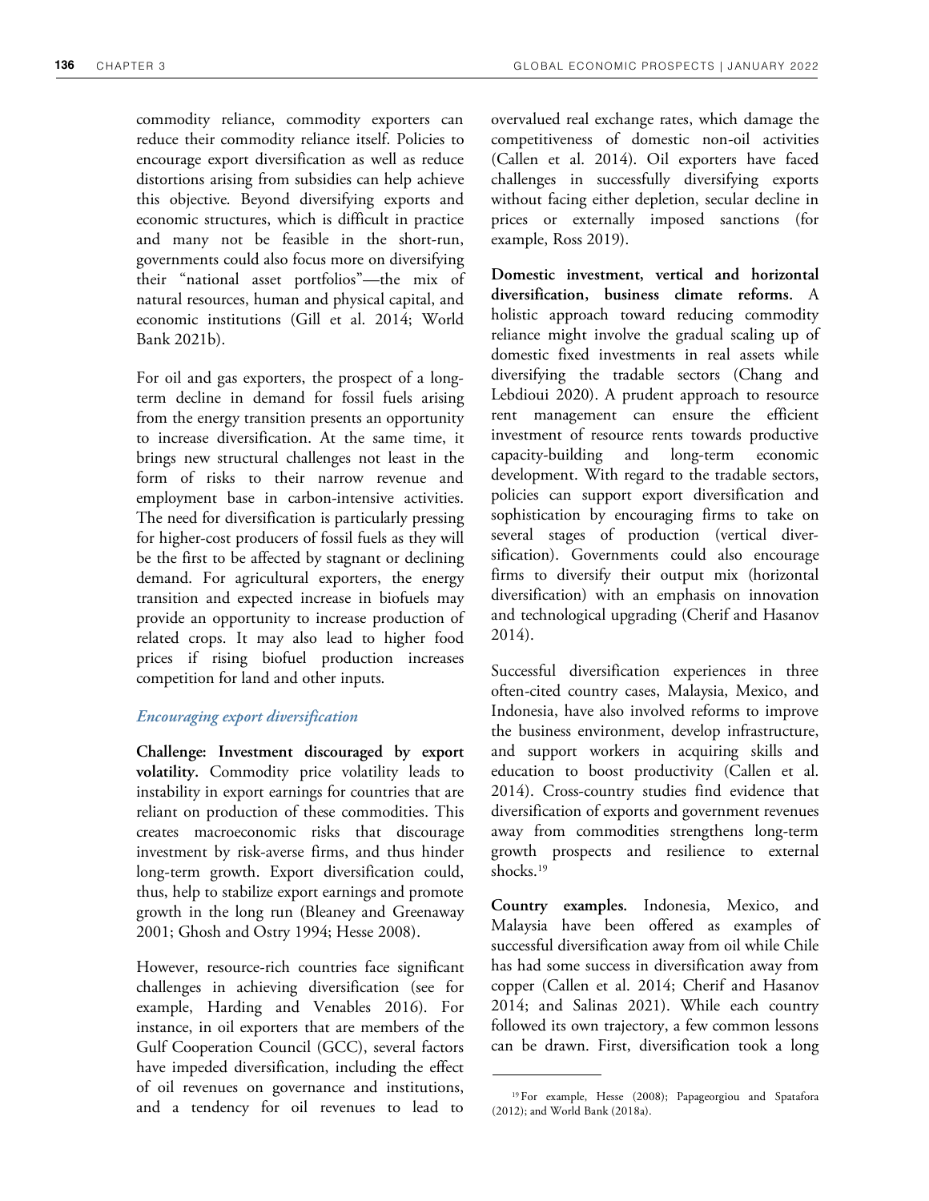commodity reliance, commodity exporters can reduce their commodity reliance itself. Policies to encourage export diversification as well as reduce distortions arising from subsidies can help achieve this objective. Beyond diversifying exports and economic structures, which is difficult in practice and many not be feasible in the short-run, governments could also focus more on diversifying their "national asset portfolios"—the mix of natural resources, human and physical capital, and economic institutions (Gill et al. 2014; World Bank 2021b).

For oil and gas exporters, the prospect of a long-term decline in demand for fossil fuels arising from the energy transition presents an opportunity to increase diversification. At the same time, it brings new structural challenges not least in the form of risks to their narrow revenue and employment base in carbon-intensive activities. The need for diversification is particularly pressing for higher-cost producers of fossil fuels as they will be the first to be affected by stagnant or declining demand. For agricultural exporters, the energy transition and expected increase in biofuels may provide an opportunity to increase production of related crops. It may also lead to higher food prices if rising biofuel production increases competition for land and other inputs.

### *Encouraging export diversification*

**Challenge: Investment discouraged by export volatility.** Commodity price volatility leads to instability in export earnings for countries that are reliant on production of these commodities. This creates macroeconomic risks that discourage investment by risk-averse firms, and thus hinder long-term growth. Export diversification could, thus, help to stabilize export earnings and promote growth in the long run (Bleaney and Greenaway 2001; Ghosh and Ostry 1994; Hesse 2008).

However, resource-rich countries face significant challenges in achieving diversification (see for example, Harding and Venables 2016). For instance, in oil exporters that are members of the Gulf Cooperation Council (GCC), several factors have impeded diversification, including the effect of oil revenues on governance and institutions, and a tendency for oil revenues to lead to overvalued real exchange rates, which damage the competitiveness of domestic non-oil activities (Callen et al. 2014). Oil exporters have faced challenges in successfully diversifying exports without facing either depletion, secular decline in prices or externally imposed sanctions (for example, Ross 2019).

**Domestic investment, vertical and horizontal diversification, business climate reforms.** A holistic approach toward reducing commodity reliance might involve the gradual scaling up of domestic fixed investments in real assets while diversifying the tradable sectors (Chang and Lebdioui 2020). A prudent approach to resource rent management can ensure the efficient investment of resource rents towards productive capacity-building and long-term economic development. With regard to the tradable sectors, policies can support export diversification and sophistication by encouraging firms to take on several stages of production (vertical diversification). Governments could also encourage firms to diversify their output mix (horizontal diversification) with an emphasis on innovation and technological upgrading (Cherif and Hasanov 2014).

Successful diversification experiences in three often-cited country cases, Malaysia, Mexico, and Indonesia, have also involved reforms to improve the business environment, develop infrastructure, and support workers in acquiring skills and education to boost productivity (Callen et al. 2014). Cross-country studies find evidence that diversification of exports and government revenues away from commodities strengthens long-term growth prospects and resilience to external shocks.[19]

**Country examples.** Indonesia, Mexico, and Malaysia have been offered as examples of successful diversification away from oil while Chile has had some success in diversification away from copper (Callen et al. 2014; Cherif and Hasanov 2014; and Salinas 2021). While each country followed its own trajectory, a few common lessons can be drawn. First, diversification took a long

[19] For example, Hesse (2008); Papageorgiou and Spatafora (2012); and World Bank (2018a).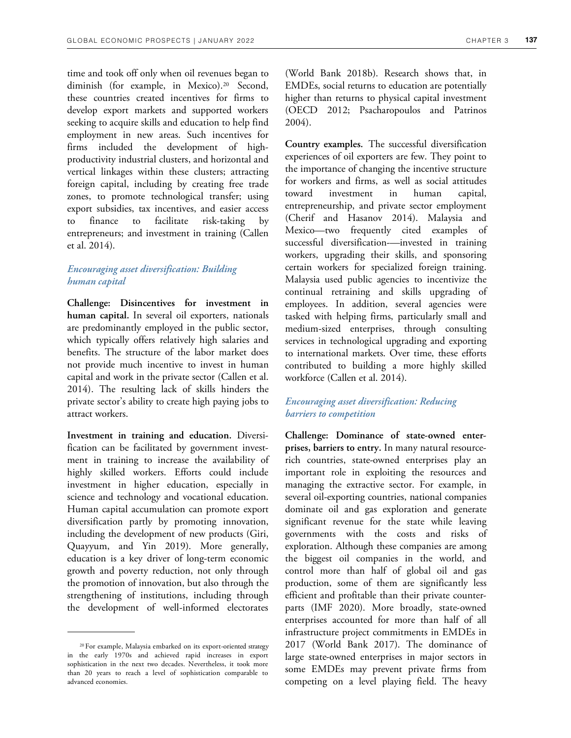time and took off only when oil revenues began to diminish (for example, in Mexico).[20] Second, these countries created incentives for firms to develop export markets and supported workers seeking to acquire skills and education to help find employment in new areas. Such incentives for firms included the development of high-productivity industrial clusters, and horizontal and vertical linkages within these clusters; attracting foreign capital, including by creating free trade zones, to promote technological transfer; using export subsidies, tax incentives, and easier access to finance to facilitate risk-taking by entrepreneurs; and investment in training (Callen et al. 2014).

### *Encouraging asset diversification: Building human capital*

**Challenge: Disincentives for investment in human capital.** In several oil exporters, nationals are predominantly employed in the public sector, which typically offers relatively high salaries and benefits. The structure of the labor market does not provide much incentive to invest in human capital and work in the private sector (Callen et al. 2014). The resulting lack of skills hinders the private sector's ability to create high paying jobs to attract workers.

**Investment in training and education.** Diversification can be facilitated by government investment in training to increase the availability of highly skilled workers. Efforts could include investment in higher education, especially in science and technology and vocational education. Human capital accumulation can promote export diversification partly by promoting innovation, including the development of new products (Giri, Quayyum, and Yin 2019). More generally, education is a key driver of long-term economic growth and poverty reduction, not only through the promotion of innovation, but also through the strengthening of institutions, including through the development of well-informed electorates (World Bank 2018b). Research shows that, in EMDEs, social returns to education are potentially higher than returns to physical capital investment (OECD 2012; Psacharopoulos and Patrinos 2004).

**Country examples.** The successful diversification experiences of oil exporters are few. They point to the importance of changing the incentive structure for workers and firms, as well as social attitudes toward investment in human capital, entrepreneurship, and private sector employment (Cherif and Hasanov 2014). Malaysia and Mexico—two frequently cited examples of successful diversification—invested in training workers, upgrading their skills, and sponsoring certain workers for specialized foreign training. Malaysia used public agencies to incentivize the continual retraining and skills upgrading of employees. In addition, several agencies were tasked with helping firms, particularly small and medium-sized enterprises, through consulting services in technological upgrading and exporting to international markets. Over time, these efforts contributed to building a more highly skilled workforce (Callen et al. 2014).

### *Encouraging asset diversification: Reducing barriers to competition*

**Challenge: Dominance of state-owned enterprises, barriers to entry.** In many natural resource-rich countries, state-owned enterprises play an important role in exploiting the resources and managing the extractive sector. For example, in several oil-exporting countries, national companies dominate oil and gas exploration and generate significant revenue for the state while leaving governments with the costs and risks of exploration. Although these companies are among the biggest oil companies in the world, and control more than half of global oil and gas production, some of them are significantly less efficient and profitable than their private counterparts (IMF 2020). More broadly, state-owned enterprises accounted for more than half of all infrastructure project commitments in EMDEs in 2017 (World Bank 2017). The dominance of large state-owned enterprises in major sectors in some EMDEs may prevent private firms from competing on a level playing field. The heavy

[20] For example, Malaysia embarked on its export-oriented strategy in the early 1970s and achieved rapid increases in export sophistication in the next two decades. Nevertheless, it took more than 20 years to reach a level of sophistication comparable to advanced economies.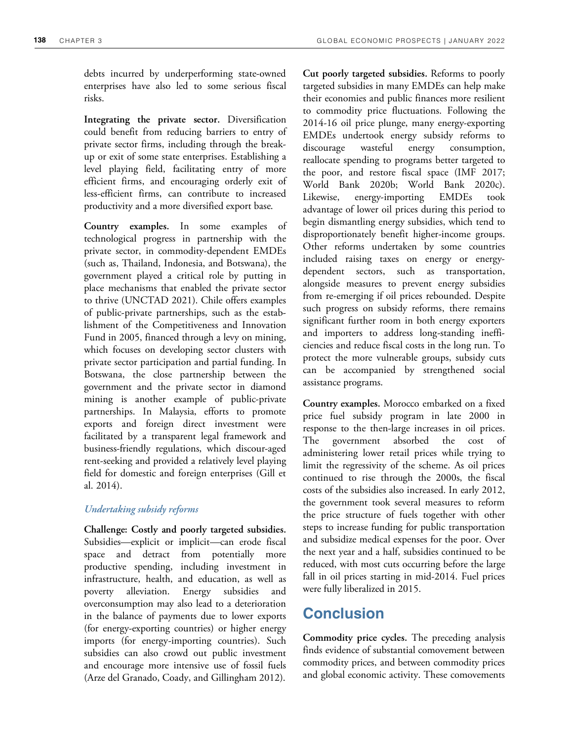debts incurred by underperforming state-owned enterprises have also led to some serious fiscal risks.

**Integrating the private sector.** Diversification could benefit from reducing barriers to entry of private sector firms, including through the break-up or exit of some state enterprises. Establishing a level playing field, facilitating entry of more efficient firms, and encouraging orderly exit of less-efficient firms, can contribute to increased productivity and a more diversified export base.

**Country examples.** In some examples of technological progress in partnership with the private sector, in commodity-dependent EMDEs (such as, Thailand, Indonesia, and Botswana), the government played a critical role by putting in place mechanisms that enabled the private sector to thrive (UNCTAD 2021). Chile offers examples of public-private partnerships, such as the establishment of the Competitiveness and Innovation Fund in 2005, financed through a levy on mining, which focuses on developing sector clusters with private sector participation and partial funding. In Botswana, the close partnership between the government and the private sector in diamond mining is another example of public-private partnerships. In Malaysia, efforts to promote exports and foreign direct investment were facilitated by a transparent legal framework and business-friendly regulations, which discour-aged rent-seeking and provided a relatively level playing field for domestic and foreign enterprises (Gill et al. 2014).

### *Undertaking subsidy reforms*

**Challenge: Costly and poorly targeted subsidies.** Subsidies—explicit or implicit—can erode fiscal space and detract from potentially more productive spending, including investment in infrastructure, health, and education, as well as poverty alleviation. Energy subsidies and overconsumption may also lead to a deterioration in the balance of payments due to lower exports (for energy-exporting countries) or higher energy imports (for energy-importing countries). Such subsidies can also crowd out public investment and encourage more intensive use of fossil fuels (Arze del Granado, Coady, and Gillingham 2012).

**Cut poorly targeted subsidies.** Reforms to poorly targeted subsidies in many EMDEs can help make their economies and public finances more resilient to commodity price fluctuations. Following the 2014-16 oil price plunge, many energy-exporting EMDEs undertook energy subsidy reforms to discourage wasteful energy consumption, reallocate spending to programs better targeted to the poor, and restore fiscal space (IMF 2017; World Bank 2020b; World Bank 2020c). Likewise, energy-importing EMDEs took advantage of lower oil prices during this period to begin dismantling energy subsidies, which tend to disproportionately benefit higher-income groups. Other reforms undertaken by some countries included raising taxes on energy or energy-dependent sectors, such as transportation, alongside measures to prevent energy subsidies from re-emerging if oil prices rebounded. Despite such progress on subsidy reforms, there remains significant further room in both energy exporters and importers to address long-standing inefficiencies and reduce fiscal costs in the long run. To protect the more vulnerable groups, subsidy cuts can be accompanied by strengthened social assistance programs.

**Country examples.** Morocco embarked on a fixed price fuel subsidy program in late 2000 in response to the then-large increases in oil prices. The government absorbed the cost of administering lower retail prices while trying to limit the regressivity of the scheme. As oil prices continued to rise through the 2000s, the fiscal costs of the subsidies also increased. In early 2012, the government took several measures to reform the price structure of fuels together with other steps to increase funding for public transportation and subsidize medical expenses for the poor. Over the next year and a half, subsidies continued to be reduced, with most cuts occurring before the large fall in oil prices starting in mid-2014. Fuel prices were fully liberalized in 2015.

## Conclusion

**Commodity price cycles.** The preceding analysis finds evidence of substantial comovement between commodity prices, and between commodity prices and global economic activity. These comovements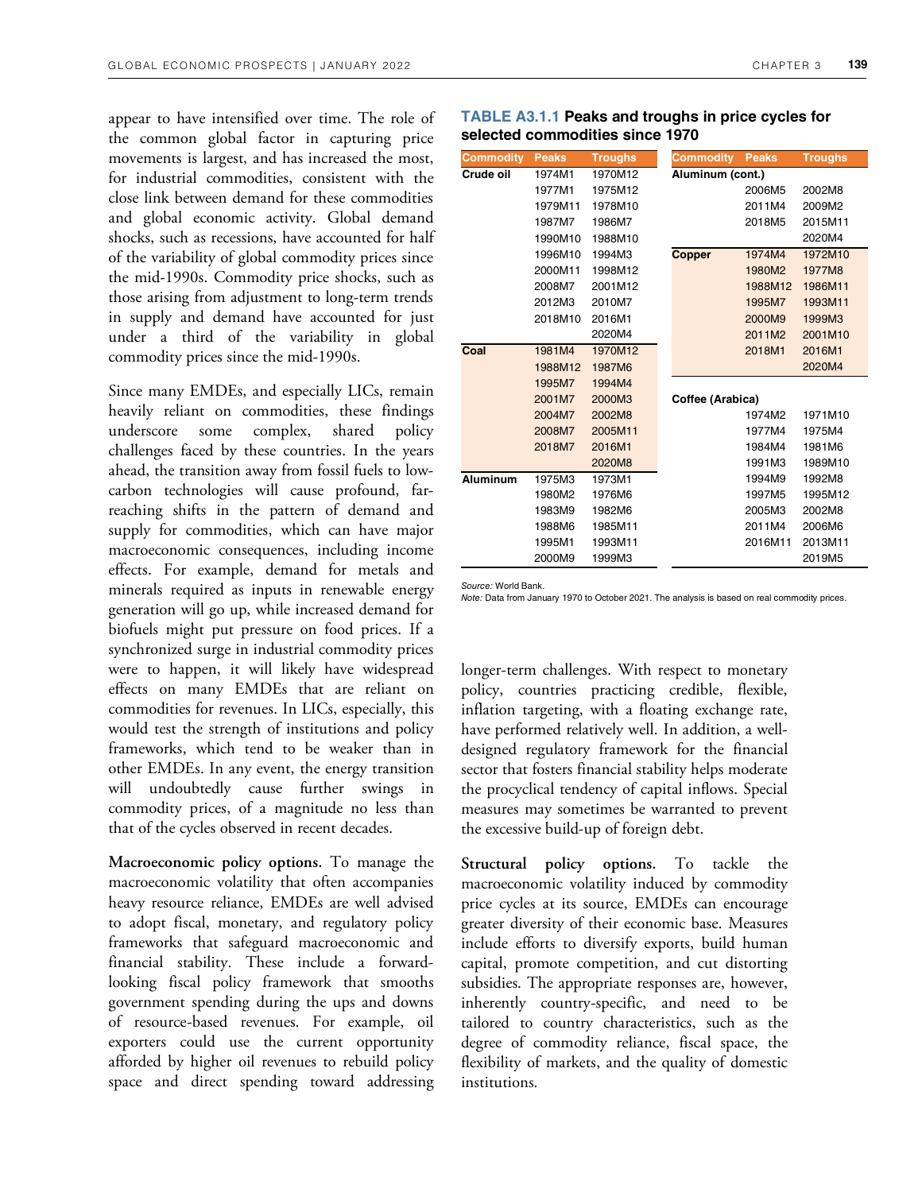appear to have intensified over time. The role of the common global factor in capturing price movements is largest, and has increased the most, for industrial commodities, consistent with the close link between demand for these commodities and global economic activity. Global demand shocks, such as recessions, have accounted for half of the variability of global commodity prices since the mid-1990s. Commodity price shocks, such as those arising from adjustment to long-term trends in supply and demand have accounted for just under a third of the variability in global commodity prices since the mid-1990s.

Since many EMDEs, and especially LICs, remain heavily reliant on commodities, these findings underscore some complex, shared policy challenges faced by these countries. In the years ahead, the transition away from fossil fuels to low-carbon technologies will cause profound, far-reaching shifts in the pattern of demand and supply for commodities, which can have major macroeconomic consequences, including income effects. For example, demand for metals and minerals required as inputs in renewable energy generation will go up, while increased demand for biofuels might put pressure on food prices. If a synchronized surge in industrial commodity prices were to happen, it will likely have widespread effects on many EMDEs that are reliant on commodities for revenues. In LICs, especially, this would test the strength of institutions and policy frameworks, which tend to be weaker than in other EMDEs. In any event, the energy transition will undoubtedly cause further swings in commodity prices, of a magnitude no less than that of the cycles observed in recent decades.

**Macroeconomic policy options.** To manage the macroeconomic volatility that often accompanies heavy resource reliance, EMDEs are well advised to adopt fiscal, monetary, and regulatory policy frameworks that safeguard macroeconomic and financial stability. These include a forward-looking fiscal policy framework that smooths government spending during the ups and downs of resource-based revenues. For example, oil exporters could use the current opportunity afforded by higher oil revenues to rebuild policy space and direct spending toward addressing longer-term challenges. With respect to monetary policy, countries practicing credible, flexible, inflation targeting, with a floating exchange rate, have performed relatively well. In addition, a well-designed regulatory framework for the financial sector that fosters financial stability helps moderate the procyclical tendency of capital inflows. Special measures may sometimes be warranted to prevent the excessive build-up of foreign debt.

**Structural policy options.** To tackle the macroeconomic volatility induced by commodity price cycles at its source, EMDEs can encourage greater diversity of their economic base. Measures include efforts to diversify exports, build human capital, promote competition, and cut distorting subsidies. The appropriate responses are, however, inherently country-specific, and need to be tailored to country characteristics, such as the degree of commodity reliance, fiscal space, the flexibility of markets, and the quality of domestic institutions.

**TABLE A3.1.1 Peaks and troughs in price cycles for selected commodities since 1970**

| Commodity | Peaks | Troughs | Commodity | Peaks | Troughs |
|---|---|---|---|---|---|
| Crude oil | 1974M1 | 1970M12 | Aluminum (cont.) | | |
| | 1977M1 | 1975M12 | | 2006M5 | 2002M8 |
| | 1979M11 | 1978M10 | | 2011M4 | 2009M2 |
| | 1987M7 | 1986M7 | | 2018M5 | 2015M11 |
| | 1990M10 | 1988M10 | | | 2020M4 |
| | 1996M10 | 1994M3 | Copper | 1974M4 | 1972M10 |
| | 2000M11 | 1998M12 | | 1980M2 | 1977M8 |
| | 2008M7 | 2001M12 | | 1988M12 | 1986M11 |
| | 2012M3 | 2010M7 | | 1995M7 | 1993M11 |
| | 2018M10 | 2016M1 | | 2000M9 | 1999M3 |
| | | 2020M4 | | 2011M2 | 2001M10 |
| Coal | 1981M4 | 1970M12 | | 2018M1 | 2016M1 |
| | 1988M12 | 1987M6 | | | 2020M4 |
| | 1995M7 | 1994M4 | | | |
| | 2001M7 | 2000M3 | Coffee (Arabica) | | |
| | 2004M7 | 2002M8 | | 1974M2 | 1971M10 |
| | 2008M7 | 2005M11 | | 1977M4 | 1975M4 |
| | 2018M7 | 2016M1 | | 1984M4 | 1981M6 |
| | | 2020M8 | | 1991M3 | 1989M10 |
| Aluminum | 1975M3 | 1973M1 | | 1994M9 | 1992M8 |
| | 1980M2 | 1976M6 | | 1997M5 | 1995M12 |
| | 1983M9 | 1982M6 | | 2005M3 | 2002M8 |
| | 1988M6 | 1985M11 | | 2011M4 | 2006M6 |
| | 1995M1 | 1993M11 | | 2016M11 | 2013M11 |
| | 2000M9 | 1999M3 | | | 2019M5 |

*Source:* World Bank.
*Note:* Data from January 1970 to October 2021. The analysis is based on real commodity prices.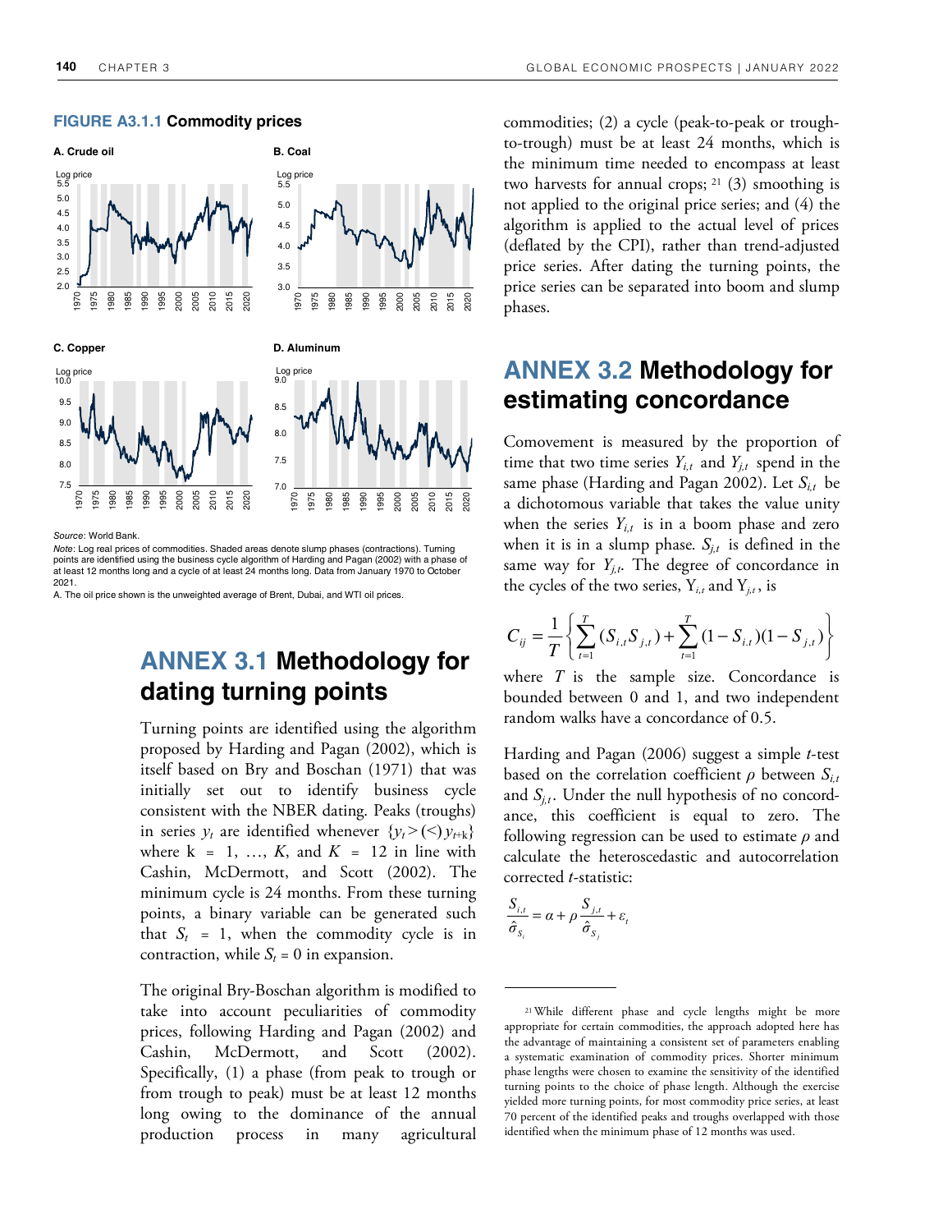**FIGURE A3.1.1 Commodity prices**

A. Crude oil

B. Coal

C. Copper

D. Aluminum

*Source*: World Bank.

*Note*: Log real prices of commodities. Shaded areas denote slump phases (contractions). Turning points are identified using the business cycle algorithm of Harding and Pagan (2002) with a phase of at least 12 months long and a cycle of at least 24 months long. Data from January 1970 to October 2021.

A. The oil price shown is the unweighted average of Brent, Dubai, and WTI oil prices.

## ANNEX 3.1 Methodology for dating turning points

Turning points are identified using the algorithm proposed by Harding and Pagan (2002), which is itself based on Bry and Boschan (1971) that was initially set out to identify business cycle consistent with the NBER dating. Peaks (troughs) in series $y_t$ are identified whenever $\{y_t > (<) y_{t+k}\}$ where $k = 1, \ldots, K$, and $K = 12$ in line with Cashin, McDermott, and Scott (2002). The minimum cycle is 24 months. From these turning points, a binary variable can be generated such that $S_t = 1$, when the commodity cycle is in contraction, while $S_t = 0$ in expansion.

The original Bry-Boschan algorithm is modified to take into account peculiarities of commodity prices, following Harding and Pagan (2002) and Cashin, McDermott, and Scott (2002). Specifically, (1) a phase (from peak to trough or from trough to peak) must be at least 12 months long owing to the dominance of the annual production process in many agricultural commodities; (2) a cycle (peak-to-peak or trough-to-trough) must be at least 24 months, which is the minimum time needed to encompass at least two harvests for annual crops;[21] (3) smoothing is not applied to the original price series; and (4) the algorithm is applied to the actual level of prices (deflated by the CPI), rather than trend-adjusted price series. After dating the turning points, the price series can be separated into boom and slump phases.

## ANNEX 3.2 Methodology for estimating concordance

Comovement is measured by the proportion of time that two time series $Y_{i,t}$ and $Y_{j,t}$ spend in the same phase (Harding and Pagan 2002). Let $S_{i,t}$ be a dichotomous variable that takes the value unity when the series $Y_{i,t}$ is in a boom phase and zero when it is in a slump phase. $S_{j,t}$ is defined in the same way for $Y_{j,t}$. The degree of concordance in the cycles of the two series, $Y_{i,t}$ and $Y_{j,t}$, is

$$C_{ij} = \frac{1}{T}\left\{\sum_{t=1}^{T}(S_{i,t}S_{j,t}) + \sum_{t=1}^{T}(1-S_{i,t})(1-S_{j,t})\right\}$$

where $T$ is the sample size. Concordance is bounded between 0 and 1, and two independent random walks have a concordance of 0.5.

Harding and Pagan (2006) suggest a simple *t*-test based on the correlation coefficient $\rho$ between $S_{i,t}$ and $S_{j,t}$. Under the null hypothesis of no concordance, this coefficient is equal to zero. The following regression can be used to estimate $\rho$ and calculate the heteroscedastic and autocorrelation corrected *t*-statistic:

$$\frac{S_{i,t}}{\hat{\sigma}_{S_i}} = \alpha + \rho\frac{S_{j,t}}{\hat{\sigma}_{S_j}} + \varepsilon_t$$

[21] While different phase and cycle lengths might be more appropriate for certain commodities, the approach adopted here has the advantage of maintaining a consistent set of parameters enabling a systematic examination of commodity prices. Shorter minimum phase lengths were chosen to examine the sensitivity of the identified turning points to the choice of phase length. Although the exercise yielded more turning points, for most commodity price series, at least 70 percent of the identified peaks and troughs overlapped with those identified when the minimum phase of 12 months was used.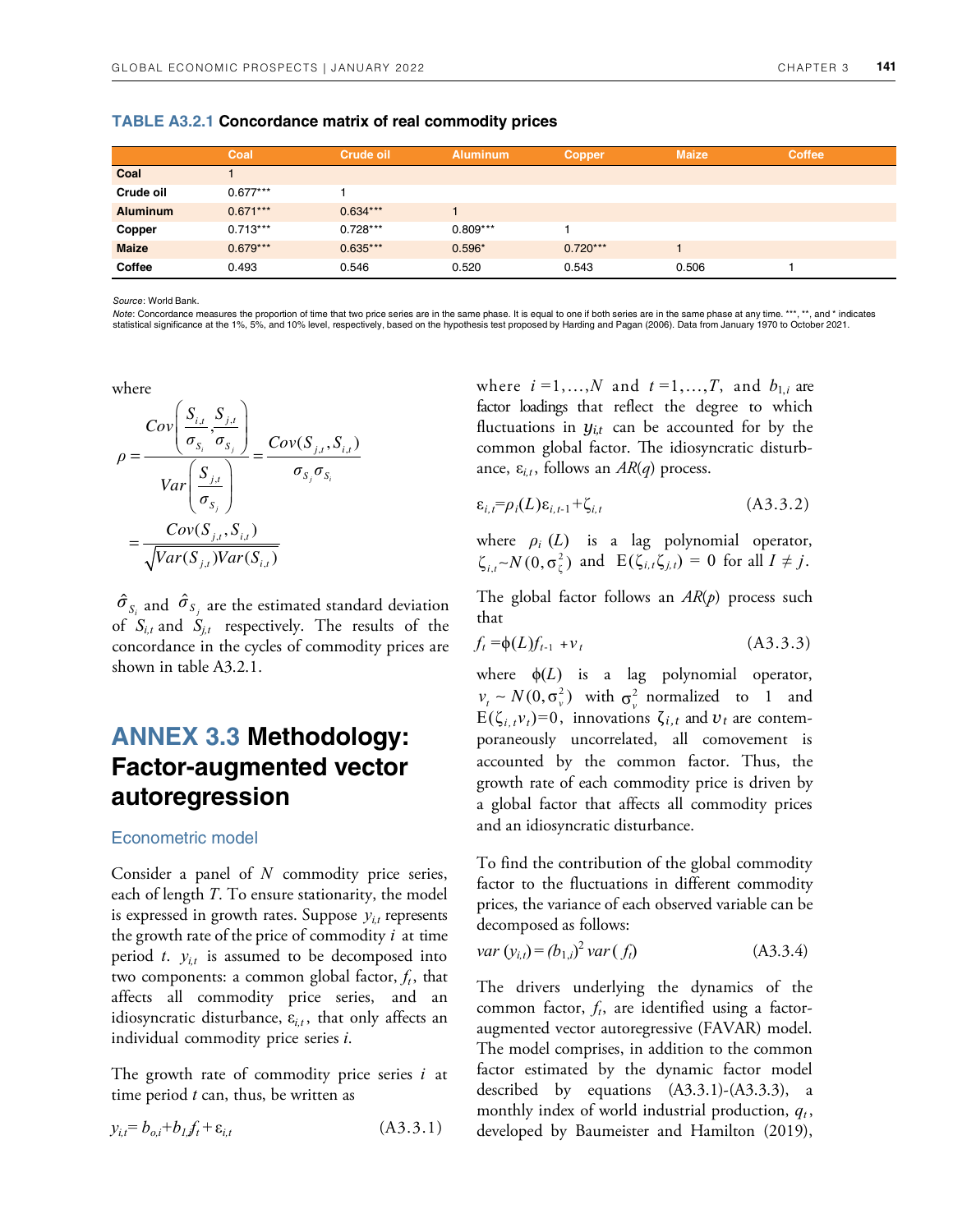**TABLE A3.2.1 Concordance matrix of real commodity prices**

| | Coal | Crude oil | Aluminum | Copper | Maize | Coffee |
|---|---|---|---|---|---|---|
| **Coal** | 1 | | | | | |
| **Crude oil** | 0.677*** | 1 | | | | |
| **Aluminum** | 0.671*** | 0.634*** | 1 | | | |
| **Copper** | 0.713*** | 0.728*** | 0.809*** | 1 | | |
| **Maize** | 0.679*** | 0.635*** | 0.596* | 0.720*** | 1 | |
| **Coffee** | 0.493 | 0.546 | 0.520 | 0.543 | 0.506 | 1 |

*Source*: World Bank.

*Note*: Concordance measures the proportion of time that two price series are in the same phase. It is equal to one if both series are in the same phase at any time. ***, **, and * indicates statistical significance at the 1%, 5%, and 10% level, respectively, based on the hypothesis test proposed by Harding and Pagan (2006). Data from January 1970 to October 2021.

where

$$\rho = \frac{Cov\left(\frac{S_{i,t}}{\sigma_{S_i}}, \frac{S_{j,t}}{\sigma_{S_j}}\right)}{Var\left(\frac{S_{j,t}}{\sigma_{S_j}}\right)} = \frac{Cov(S_{j,t}, S_{i,t})}{\sigma_{S_j}\sigma_{S_i}} = \frac{Cov(S_{j,t}, S_{i,t})}{\sqrt{Var(S_{j,t})Var(S_{i,t})}}$$

$\hat{\sigma}_{S_i}$ and $\hat{\sigma}_{S_j}$ are the estimated standard deviation of $S_{i,t}$ and $S_{j,t}$ respectively. The results of the concordance in the cycles of commodity prices are shown in table A3.2.1.

## ANNEX 3.3 Methodology: Factor-augmented vector autoregression

### Econometric model

Consider a panel of $N$ commodity price series, each of length $T$. To ensure stationarity, the model is expressed in growth rates. Suppose $y_{i,t}$ represents the growth rate of the price of commodity $i$ at time period $t$. $y_{i,t}$ is assumed to be decomposed into two components: a common global factor, $f_t$, that affects all commodity price series, and an idiosyncratic disturbance, $\varepsilon_{i,t}$, that only affects an individual commodity price series $i$.

The growth rate of commodity price series $i$ at time period $t$ can, thus, be written as

$$y_{i,t} = b_{o,i} + b_{1,i} f_t + \varepsilon_{i,t} \tag{A3.3.1}$$

where $i = 1,\ldots,N$ and $t = 1,\ldots,T$, and $b_{1,i}$ are factor loadings that reflect the degree to which fluctuations in $y_{i,t}$ can be accounted for by the common global factor. The idiosyncratic disturbance, $\varepsilon_{i,t}$, follows an $AR(q)$ process.

$$\varepsilon_{i,t} = \rho_i(L)\varepsilon_{i,t-1} + \zeta_{i,t} \tag{A3.3.2}$$

where $\rho_i(L)$ is a lag polynomial operator, $\zeta_{i,t} \sim N(0, \sigma_\zeta^2)$ and $E(\zeta_{i,t}\zeta_{j,t}) = 0$ for all $I \neq j$.

The global factor follows an $AR(p)$ process such that

$$f_t = \phi(L) f_{t-1} + v_t \tag{A3.3.3}$$

where $\phi(L)$ is a lag polynomial operator, $v_t \sim N(0, \sigma_v^2)$ with $\sigma_v^2$ normalized to 1 and $E(\zeta_{i,t} v_t) = 0$, innovations $\zeta_{i,t}$ and $v_t$ are contemporaneously uncorrelated, all comovement is accounted by the common factor. Thus, the growth rate of each commodity price is driven by a global factor that affects all commodity prices and an idiosyncratic disturbance.

To find the contribution of the global commodity factor to the fluctuations in different commodity prices, the variance of each observed variable can be decomposed as follows:

$$var(y_{i,t}) = (b_{1,i})^2 \, var(f_t) \tag{A3.3.4}$$

The drivers underlying the dynamics of the common factor, $f_t$, are identified using a factor-augmented vector autoregressive (FAVAR) model. The model comprises, in addition to the common factor estimated by the dynamic factor model described by equations (A3.3.1)-(A3.3.3), a monthly index of world industrial production, $q_t$, developed by Baumeister and Hamilton (2019),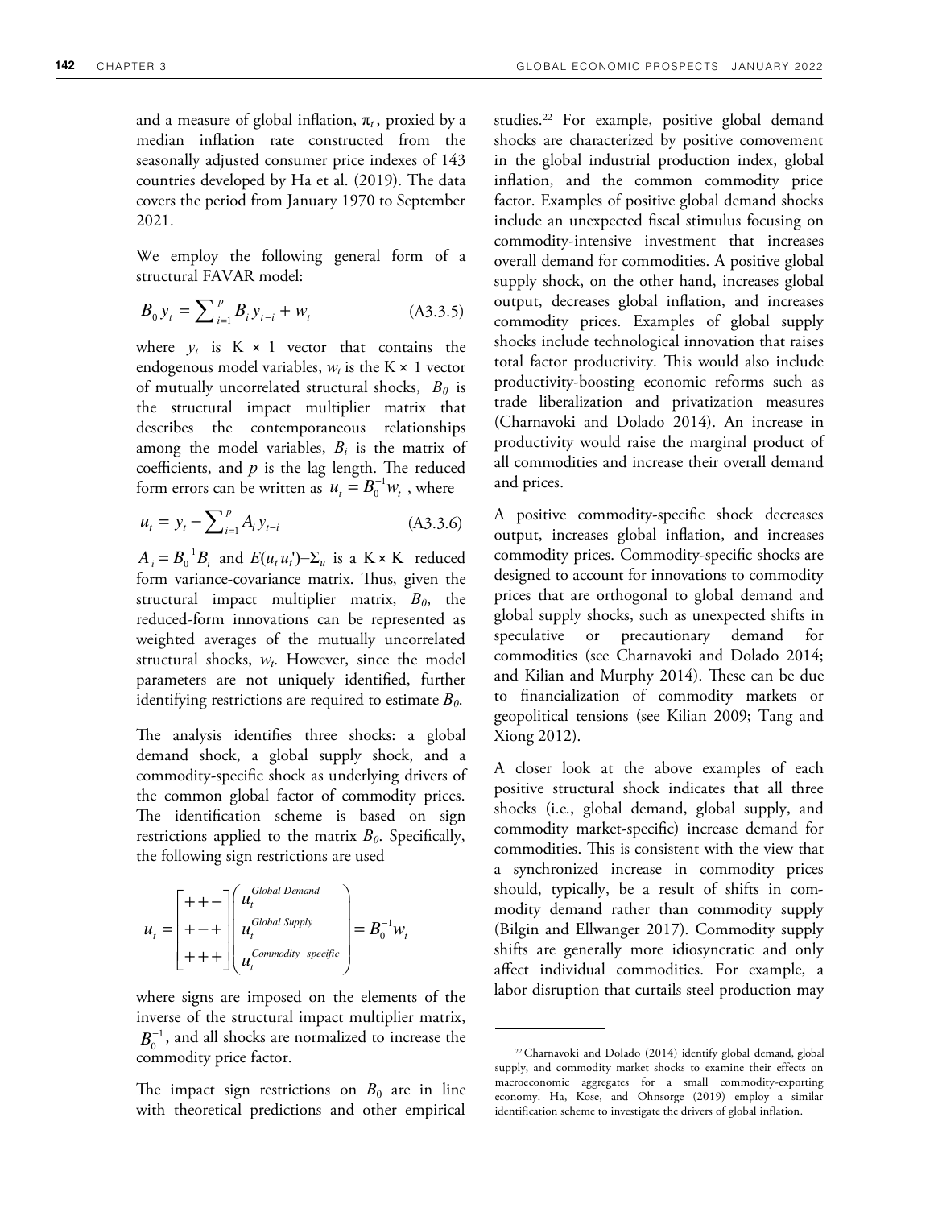and a measure of global inflation, $\pi_t$, proxied by a median inflation rate constructed from the seasonally adjusted consumer price indexes of 143 countries developed by Ha et al. (2019). The data covers the period from January 1970 to September 2021.

We employ the following general form of a structural FAVAR model:

$$B_0 y_t = \sum_{i=1}^{p} B_i y_{t-i} + w_t \tag{A3.3.5}$$

where $y_t$ is K × 1 vector that contains the endogenous model variables, $w_t$ is the K × 1 vector of mutually uncorrelated structural shocks, $B_0$ is the structural impact multiplier matrix that describes the contemporaneous relationships among the model variables, $B_i$ is the matrix of coefficients, and $p$ is the lag length. The reduced form errors can be written as $u_t = B_0^{-1} w_t$, where

$$u_t = y_t - \sum_{i=1}^{p} A_i y_{t-i} \tag{A3.3.6}$$

$A_i = B_0^{-1} B_i$ and $E(u_t u_t')=\Sigma_u$ is a K × K reduced form variance-covariance matrix. Thus, given the structural impact multiplier matrix, $B_0$, the reduced-form innovations can be represented as weighted averages of the mutually uncorrelated structural shocks, $w_t$. However, since the model parameters are not uniquely identified, further identifying restrictions are required to estimate $B_0$.

The analysis identifies three shocks: a global demand shock, a global supply shock, and a commodity-specific shock as underlying drivers of the common global factor of commodity prices. The identification scheme is based on sign restrictions applied to the matrix $B_0$. Specifically, the following sign restrictions are used

$$u_t = \begin{bmatrix} + & + & - \\ + & - & + \\ + & + & + \end{bmatrix} \begin{pmatrix} u_t^{Global\ Demand} \\ u_t^{Global\ Supply} \\ u_t^{Commodity-specific} \end{pmatrix} = B_0^{-1} w_t$$

where signs are imposed on the elements of the inverse of the structural impact multiplier matrix, $B_0^{-1}$, and all shocks are normalized to increase the commodity price factor.

The impact sign restrictions on $B_0$ are in line with theoretical predictions and other empirical studies.[22] For example, positive global demand shocks are characterized by positive comovement in the global industrial production index, global inflation, and the common commodity price factor. Examples of positive global demand shocks include an unexpected fiscal stimulus focusing on commodity-intensive investment that increases overall demand for commodities. A positive global supply shock, on the other hand, increases global output, decreases global inflation, and increases commodity prices. Examples of global supply shocks include technological innovation that raises total factor productivity. This would also include productivity-boosting economic reforms such as trade liberalization and privatization measures (Charnavoki and Dolado 2014). An increase in productivity would raise the marginal product of all commodities and increase their overall demand and prices.

A positive commodity-specific shock decreases output, increases global inflation, and increases commodity prices. Commodity-specific shocks are designed to account for innovations to commodity prices that are orthogonal to global demand and global supply shocks, such as unexpected shifts in speculative or precautionary demand for commodities (see Charnavoki and Dolado 2014; and Kilian and Murphy 2014). These can be due to financialization of commodity markets or geopolitical tensions (see Kilian 2009; Tang and Xiong 2012).

A closer look at the above examples of each positive structural shock indicates that all three shocks (i.e., global demand, global supply, and commodity market-specific) increase demand for commodities. This is consistent with the view that a synchronized increase in commodity prices should, typically, be a result of shifts in commodity demand rather than commodity supply (Bilgin and Ellwanger 2017). Commodity supply shifts are generally more idiosyncratic and only affect individual commodities. For example, a labor disruption that curtails steel production may

[22] Charnavoki and Dolado (2014) identify global demand, global supply, and commodity market shocks to examine their effects on macroeconomic aggregates for a small commodity-exporting economy. Ha, Kose, and Ohnsorge (2019) employ a similar identification scheme to investigate the drivers of global inflation.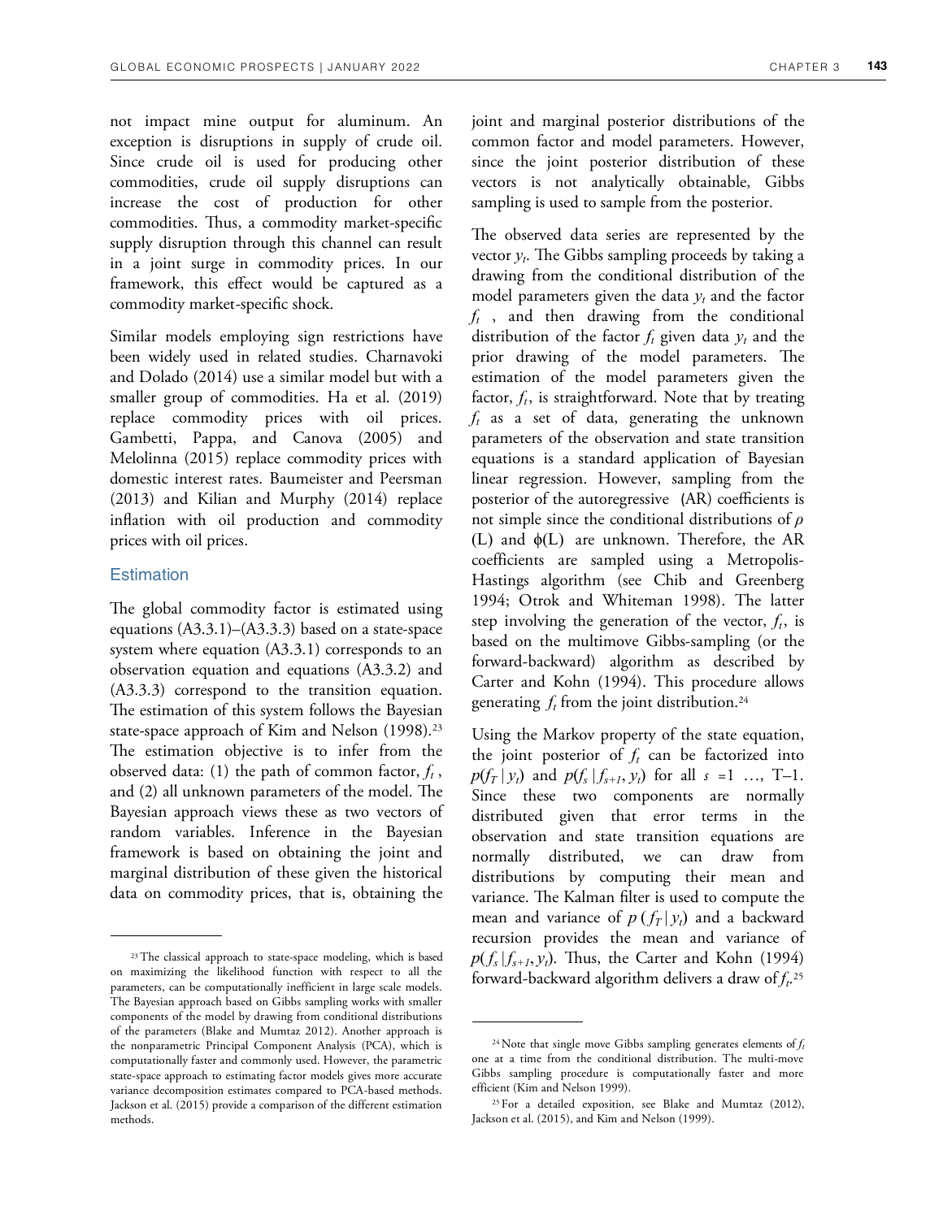not impact mine output for aluminum. An exception is disruptions in supply of crude oil. Since crude oil is used for producing other commodities, crude oil supply disruptions can increase the cost of production for other commodities. Thus, a commodity market-specific supply disruption through this channel can result in a joint surge in commodity prices. In our framework, this effect would be captured as a commodity market-specific shock.

Similar models employing sign restrictions have been widely used in related studies. Charnavoki and Dolado (2014) use a similar model but with a smaller group of commodities. Ha et al. (2019) replace commodity prices with oil prices. Gambetti, Pappa, and Canova (2005) and Melolinna (2015) replace commodity prices with domestic interest rates. Baumeister and Peersman (2013) and Kilian and Murphy (2014) replace inflation with oil production and commodity prices with oil prices.

### Estimation

The global commodity factor is estimated using equations (A3.3.1)–(A3.3.3) based on a state-space system where equation (A3.3.1) corresponds to an observation equation and equations (A3.3.2) and (A3.3.3) correspond to the transition equation. The estimation of this system follows the Bayesian state-space approach of Kim and Nelson (1998).[23] The estimation objective is to infer from the observed data: (1) the path of common factor, $f_t$, and (2) all unknown parameters of the model. The Bayesian approach views these as two vectors of random variables. Inference in the Bayesian framework is based on obtaining the joint and marginal distribution of these given the historical data on commodity prices, that is, obtaining the joint and marginal posterior distributions of the common factor and model parameters. However, since the joint posterior distribution of these vectors is not analytically obtainable, Gibbs sampling is used to sample from the posterior.

The observed data series are represented by the vector $y_t$. The Gibbs sampling proceeds by taking a drawing from the conditional distribution of the model parameters given the data $y_t$ and the factor $f_t$ , and then drawing from the conditional distribution of the factor $f_t$ given data $y_t$ and the prior drawing of the model parameters. The estimation of the model parameters given the factor, $f_t$, is straightforward. Note that by treating $f_t$ as a set of data, generating the unknown parameters of the observation and state transition equations is a standard application of Bayesian linear regression. However, sampling from the posterior of the autoregressive (AR) coefficients is not simple since the conditional distributions of $\rho(L)$ and $\phi(L)$ are unknown. Therefore, the AR coefficients are sampled using a Metropolis-Hastings algorithm (see Chib and Greenberg 1994; Otrok and Whiteman 1998). The latter step involving the generation of the vector, $f_t$, is based on the multimove Gibbs-sampling (or the forward-backward) algorithm as described by Carter and Kohn (1994). This procedure allows generating $f_t$ from the joint distribution.[24]

Using the Markov property of the state equation, the joint posterior of $f_t$ can be factorized into $p(f_T \mid y_t)$ and $p(f_s \mid f_{s+1}, y_t)$ for all $s = 1 \ldots, T{-}1$. Since these two components are normally distributed given that error terms in the observation and state transition equations are normally distributed, we can draw from distributions by computing their mean and variance. The Kalman filter is used to compute the mean and variance of $p(f_T \mid y_t)$ and a backward recursion provides the mean and variance of $p(f_s \mid f_{s+1}, y_t)$. Thus, the Carter and Kohn (1994) forward-backward algorithm delivers a draw of $f_t$.[25]

---

[23] The classical approach to state-space modeling, which is based on maximizing the likelihood function with respect to all the parameters, can be computationally inefficient in large scale models. The Bayesian approach based on Gibbs sampling works with smaller components of the model by drawing from conditional distributions of the parameters (Blake and Mumtaz 2012). Another approach is the nonparametric Principal Component Analysis (PCA), which is computationally faster and commonly used. However, the parametric state-space approach to estimating factor models gives more accurate variance decomposition estimates compared to PCA-based methods. Jackson et al. (2015) provide a comparison of the different estimation methods.

[24] Note that single move Gibbs sampling generates elements of $f_t$ one at a time from the conditional distribution. The multi-move Gibbs sampling procedure is computationally faster and more efficient (Kim and Nelson 1999).

[25] For a detailed exposition, see Blake and Mumtaz (2012), Jackson et al. (2015), and Kim and Nelson (1999).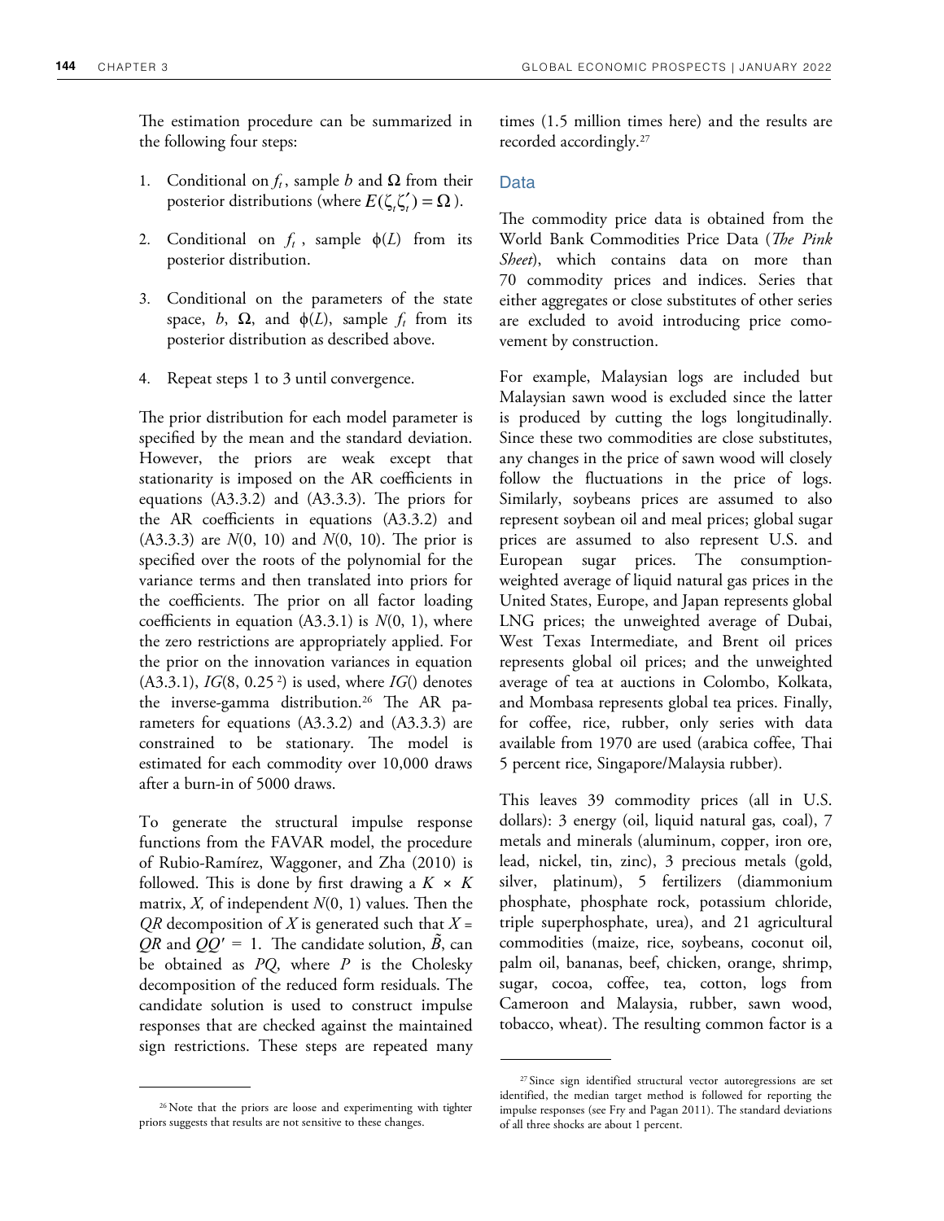The estimation procedure can be summarized in the following four steps:

1. Conditional on $f_t$, sample $b$ and $\Omega$ from their posterior distributions (where $E(\zeta_t \zeta_t') = \Omega$).

2. Conditional on $f_t$, sample $\phi(L)$ from its posterior distribution.

3. Conditional on the parameters of the state space, $b$, $\Omega$, and $\phi(L)$, sample $f_t$ from its posterior distribution as described above.

4. Repeat steps 1 to 3 until convergence.

The prior distribution for each model parameter is specified by the mean and the standard deviation. However, the priors are weak except that stationarity is imposed on the AR coefficients in equations (A3.3.2) and (A3.3.3). The priors for the AR coefficients in equations (A3.3.2) and (A3.3.3) are $N(0, 10)$ and $N(0, 10)$. The prior is specified over the roots of the polynomial for the variance terms and then translated into priors for the coefficients. The prior on all factor loading coefficients in equation (A3.3.1) is $N(0, 1)$, where the zero restrictions are appropriately applied. For the prior on the innovation variances in equation (A3.3.1), $IG(8, 0.25^2)$ is used, where $IG()$ denotes the inverse-gamma distribution.[26] The AR parameters for equations (A3.3.2) and (A3.3.3) are constrained to be stationary. The model is estimated for each commodity over 10,000 draws after a burn-in of 5000 draws.

To generate the structural impulse response functions from the FAVAR model, the procedure of Rubio-Ramírez, Waggoner, and Zha (2010) is followed. This is done by first drawing a $K \times K$ matrix, $X$, of independent $N(0, 1)$ values. Then the $QR$ decomposition of $X$ is generated such that $X = QR$ and $QQ' = 1$. The candidate solution, $\tilde{B}$, can be obtained as $PQ$, where $P$ is the Cholesky decomposition of the reduced form residuals. The candidate solution is used to construct impulse responses that are checked against the maintained sign restrictions. These steps are repeated many times (1.5 million times here) and the results are recorded accordingly.[27]

## Data

The commodity price data is obtained from the World Bank Commodities Price Data (*The Pink Sheet*), which contains data on more than 70 commodity prices and indices. Series that either aggregates or close substitutes of other series are excluded to avoid introducing price comovement by construction.

For example, Malaysian logs are included but Malaysian sawn wood is excluded since the latter is produced by cutting the logs longitudinally. Since these two commodities are close substitutes, any changes in the price of sawn wood will closely follow the fluctuations in the price of logs. Similarly, soybeans prices are assumed to also represent soybean oil and meal prices; global sugar prices are assumed to also represent U.S. and European sugar prices. The consumption-weighted average of liquid natural gas prices in the United States, Europe, and Japan represents global LNG prices; the unweighted average of Dubai, West Texas Intermediate, and Brent oil prices represents global oil prices; and the unweighted average of tea at auctions in Colombo, Kolkata, and Mombasa represents global tea prices. Finally, for coffee, rice, rubber, only series with data available from 1970 are used (arabica coffee, Thai 5 percent rice, Singapore/Malaysia rubber).

This leaves 39 commodity prices (all in U.S. dollars): 3 energy (oil, liquid natural gas, coal), 7 metals and minerals (aluminum, copper, iron ore, lead, nickel, tin, zinc), 3 precious metals (gold, silver, platinum), 5 fertilizers (diammonium phosphate, phosphate rock, potassium chloride, triple superphosphate, urea), and 21 agricultural commodities (maize, rice, soybeans, coconut oil, palm oil, bananas, beef, chicken, orange, shrimp, sugar, cocoa, coffee, tea, cotton, logs from Cameroon and Malaysia, rubber, sawn wood, tobacco, wheat). The resulting common factor is a

[26] Note that the priors are loose and experimenting with tighter priors suggests that results are not sensitive to these changes.

[27] Since sign identified structural vector autoregressions are set identified, the median target method is followed for reporting the impulse responses (see Fry and Pagan 2011). The standard deviations of all three shocks are about 1 percent.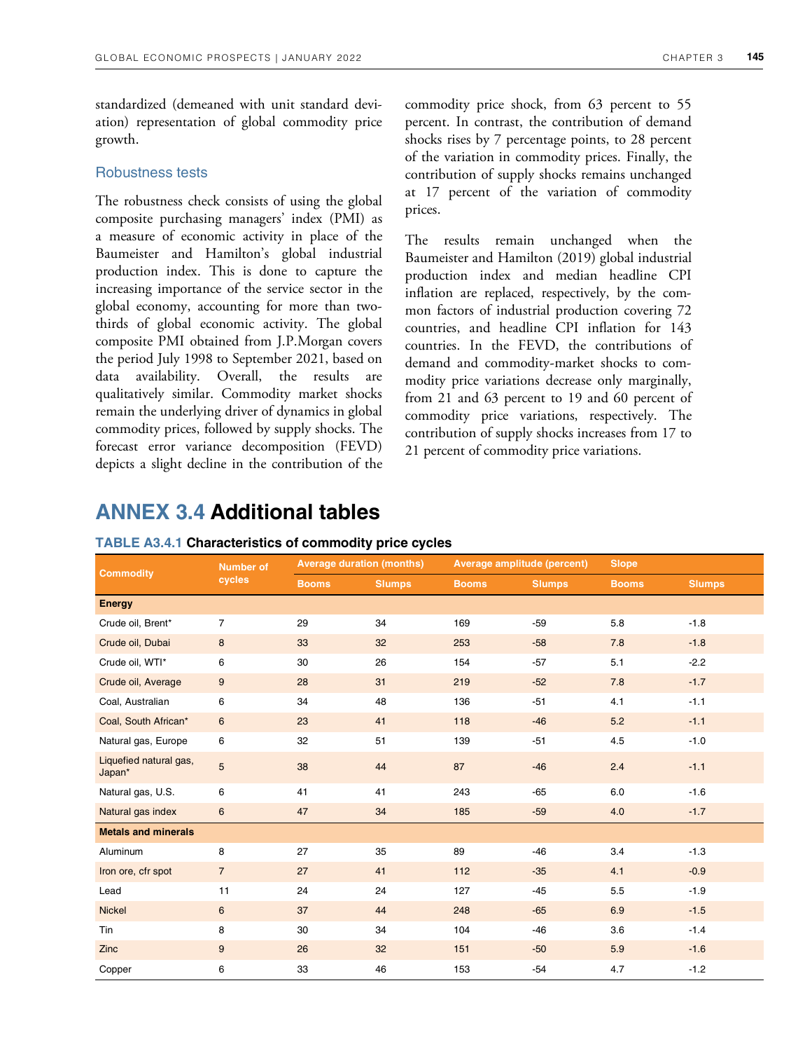standardized (demeaned with unit standard deviation) representation of global commodity price growth.

### Robustness tests

The robustness check consists of using the global composite purchasing managers' index (PMI) as a measure of economic activity in place of the Baumeister and Hamilton's global industrial production index. This is done to capture the increasing importance of the service sector in the global economy, accounting for more than two-thirds of global economic activity. The global composite PMI obtained from J.P.Morgan covers the period July 1998 to September 2021, based on data availability. Overall, the results are qualitatively similar. Commodity market shocks remain the underlying driver of dynamics in global commodity prices, followed by supply shocks. The forecast error variance decomposition (FEVD) depicts a slight decline in the contribution of the commodity price shock, from 63 percent to 55 percent. In contrast, the contribution of demand shocks rises by 7 percentage points, to 28 percent of the variation in commodity prices. Finally, the contribution of supply shocks remains unchanged at 17 percent of the variation of commodity prices.

The results remain unchanged when the Baumeister and Hamilton (2019) global industrial production index and median headline CPI inflation are replaced, respectively, by the common factors of industrial production covering 72 countries, and headline CPI inflation for 143 countries. In the FEVD, the contributions of demand and commodity-market shocks to commodity price variations decrease only marginally, from 21 and 63 percent to 19 and 60 percent of commodity price variations, respectively. The contribution of supply shocks increases from 17 to 21 percent of commodity price variations.

## ANNEX 3.4 Additional tables

**TABLE A3.4.1 Characteristics of commodity price cycles**

| Commodity | Number of cycles | Average duration (months) | | Average amplitude (percent) | | Slope | |
|---|---|---|---|---|---|---|---|
| | | Booms | Slumps | Booms | Slumps | Booms | Slumps |
| **Energy** | | | | | | | |
| Crude oil, Brent* | 7 | 29 | 34 | 169 | -59 | 5.8 | -1.8 |
| Crude oil, Dubai | 8 | 33 | 32 | 253 | -58 | 7.8 | -1.8 |
| Crude oil, WTI* | 6 | 30 | 26 | 154 | -57 | 5.1 | -2.2 |
| Crude oil, Average | 9 | 28 | 31 | 219 | -52 | 7.8 | -1.7 |
| Coal, Australian | 6 | 34 | 48 | 136 | -51 | 4.1 | -1.1 |
| Coal, South African* | 6 | 23 | 41 | 118 | -46 | 5.2 | -1.1 |
| Natural gas, Europe | 6 | 32 | 51 | 139 | -51 | 4.5 | -1.0 |
| Liquefied natural gas, Japan* | 5 | 38 | 44 | 87 | -46 | 2.4 | -1.1 |
| Natural gas, U.S. | 6 | 41 | 41 | 243 | -65 | 6.0 | -1.6 |
| Natural gas index | 6 | 47 | 34 | 185 | -59 | 4.0 | -1.7 |
| **Metals and minerals** | | | | | | | |
| Aluminum | 8 | 27 | 35 | 89 | -46 | 3.4 | -1.3 |
| Iron ore, cfr spot | 7 | 27 | 41 | 112 | -35 | 4.1 | -0.9 |
| Lead | 11 | 24 | 24 | 127 | -45 | 5.5 | -1.9 |
| Nickel | 6 | 37 | 44 | 248 | -65 | 6.9 | -1.5 |
| Tin | 8 | 30 | 34 | 104 | -46 | 3.6 | -1.4 |
| Zinc | 9 | 26 | 32 | 151 | -50 | 5.9 | -1.6 |
| Copper | 6 | 33 | 46 | 153 | -54 | 4.7 | -1.2 |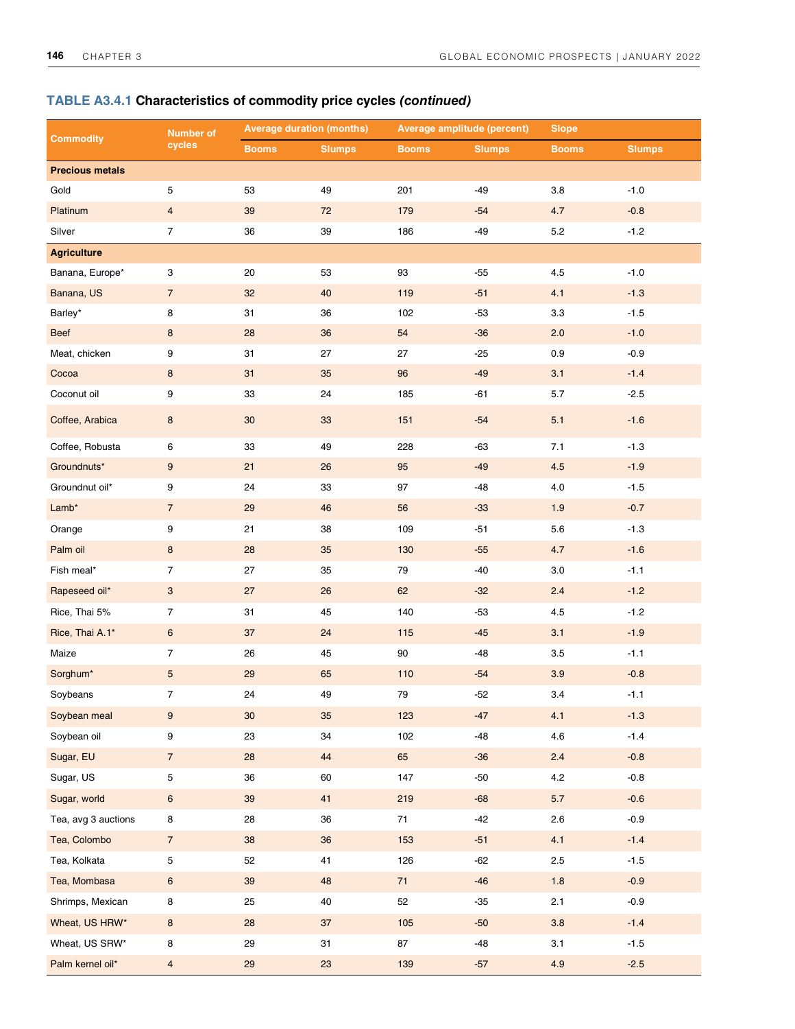**TABLE A3.4.1 Characteristics of commodity price cycles *(continued)***

| Commodity | Number of cycles | Average duration (months) | | Average amplitude (percent) | | Slope | |
|---|---|---|---|---|---|---|---|
| | | Booms | Slumps | Booms | Slumps | Booms | Slumps |
| **Precious metals** | | | | | | | |
| Gold | 5 | 53 | 49 | 201 | -49 | 3.8 | -1.0 |
| Platinum | 4 | 39 | 72 | 179 | -54 | 4.7 | -0.8 |
| Silver | 7 | 36 | 39 | 186 | -49 | 5.2 | -1.2 |
| **Agriculture** | | | | | | | |
| Banana, Europe* | 3 | 20 | 53 | 93 | -55 | 4.5 | -1.0 |
| Banana, US | 7 | 32 | 40 | 119 | -51 | 4.1 | -1.3 |
| Barley* | 8 | 31 | 36 | 102 | -53 | 3.3 | -1.5 |
| Beef | 8 | 28 | 36 | 54 | -36 | 2.0 | -1.0 |
| Meat, chicken | 9 | 31 | 27 | 27 | -25 | 0.9 | -0.9 |
| Cocoa | 8 | 31 | 35 | 96 | -49 | 3.1 | -1.4 |
| Coconut oil | 9 | 33 | 24 | 185 | -61 | 5.7 | -2.5 |
| Coffee, Arabica | 8 | 30 | 33 | 151 | -54 | 5.1 | -1.6 |
| Coffee, Robusta | 6 | 33 | 49 | 228 | -63 | 7.1 | -1.3 |
| Groundnuts* | 9 | 21 | 26 | 95 | -49 | 4.5 | -1.9 |
| Groundnut oil* | 9 | 24 | 33 | 97 | -48 | 4.0 | -1.5 |
| Lamb* | 7 | 29 | 46 | 56 | -33 | 1.9 | -0.7 |
| Orange | 9 | 21 | 38 | 109 | -51 | 5.6 | -1.3 |
| Palm oil | 8 | 28 | 35 | 130 | -55 | 4.7 | -1.6 |
| Fish meal* | 7 | 27 | 35 | 79 | -40 | 3.0 | -1.1 |
| Rapeseed oil* | 3 | 27 | 26 | 62 | -32 | 2.4 | -1.2 |
| Rice, Thai 5% | 7 | 31 | 45 | 140 | -53 | 4.5 | -1.2 |
| Rice, Thai A.1* | 6 | 37 | 24 | 115 | -45 | 3.1 | -1.9 |
| Maize | 7 | 26 | 45 | 90 | -48 | 3.5 | -1.1 |
| Sorghum* | 5 | 29 | 65 | 110 | -54 | 3.9 | -0.8 |
| Soybeans | 7 | 24 | 49 | 79 | -52 | 3.4 | -1.1 |
| Soybean meal | 9 | 30 | 35 | 123 | -47 | 4.1 | -1.3 |
| Soybean oil | 9 | 23 | 34 | 102 | -48 | 4.6 | -1.4 |
| Sugar, EU | 7 | 28 | 44 | 65 | -36 | 2.4 | -0.8 |
| Sugar, US | 5 | 36 | 60 | 147 | -50 | 4.2 | -0.8 |
| Sugar, world | 6 | 39 | 41 | 219 | -68 | 5.7 | -0.6 |
| Tea, avg 3 auctions | 8 | 28 | 36 | 71 | -42 | 2.6 | -0.9 |
| Tea, Colombo | 7 | 38 | 36 | 153 | -51 | 4.1 | -1.4 |
| Tea, Kolkata | 5 | 52 | 41 | 126 | -62 | 2.5 | -1.5 |
| Tea, Mombasa | 6 | 39 | 48 | 71 | -46 | 1.8 | -0.9 |
| Shrimps, Mexican | 8 | 25 | 40 | 52 | -35 | 2.1 | -0.9 |
| Wheat, US HRW* | 8 | 28 | 37 | 105 | -50 | 3.8 | -1.4 |
| Wheat, US SRW* | 8 | 29 | 31 | 87 | -48 | 3.1 | -1.5 |
| Palm kernel oil* | 4 | 29 | 23 | 139 | -57 | 4.9 | -2.5 |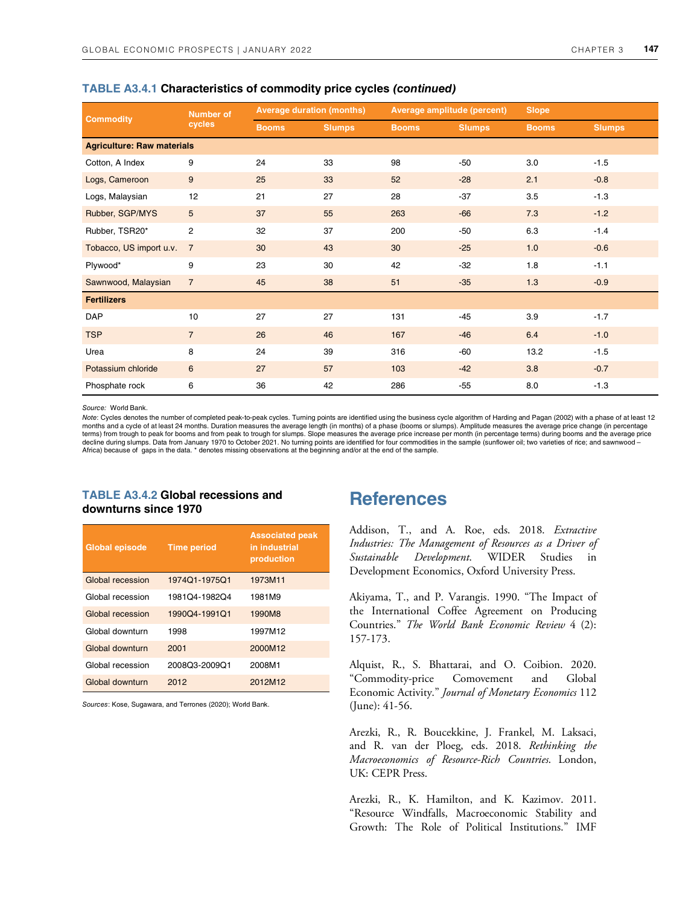**TABLE A3.4.1 Characteristics of commodity price cycles *(continued)***

| Commodity | Number of cycles | Average duration (months) | | Average amplitude (percent) | | Slope | |
|---|---|---|---|---|---|---|---|
| | | Booms | Slumps | Booms | Slumps | Booms | Slumps |
| **Agriculture: Raw materials** | | | | | | | |
| Cotton, A Index | 9 | 24 | 33 | 98 | -50 | 3.0 | -1.5 |
| Logs, Cameroon | 9 | 25 | 33 | 52 | -28 | 2.1 | -0.8 |
| Logs, Malaysian | 12 | 21 | 27 | 28 | -37 | 3.5 | -1.3 |
| Rubber, SGP/MYS | 5 | 37 | 55 | 263 | -66 | 7.3 | -1.2 |
| Rubber, TSR20* | 2 | 32 | 37 | 200 | -50 | 6.3 | -1.4 |
| Tobacco, US import u.v. | 7 | 30 | 43 | 30 | -25 | 1.0 | -0.6 |
| Plywood* | 9 | 23 | 30 | 42 | -32 | 1.8 | -1.1 |
| Sawnwood, Malaysian | 7 | 45 | 38 | 51 | -35 | 1.3 | -0.9 |
| **Fertilizers** | | | | | | | |
| DAP | 10 | 27 | 27 | 131 | -45 | 3.9 | -1.7 |
| TSP | 7 | 26 | 46 | 167 | -46 | 6.4 | -1.0 |
| Urea | 8 | 24 | 39 | 316 | -60 | 13.2 | -1.5 |
| Potassium chloride | 6 | 27 | 57 | 103 | -42 | 3.8 | -0.7 |
| Phosphate rock | 6 | 36 | 42 | 286 | -55 | 8.0 | -1.3 |

*Source:* World Bank.

*Note*: Cycles denotes the number of completed peak-to-peak cycles. Turning points are identified using the business cycle algorithm of Harding and Pagan (2002) with a phase of at least 12 months and a cycle of at least 24 months. Duration measures the average length (in months) of a phase (booms or slumps). Amplitude measures the average price change (in percentage terms) from trough to peak for booms and from peak to trough for slumps. Slope measures the average price increase per month (in percentage terms) during booms and the average price decline during slumps. Data from January 1970 to October 2021. No turning points are identified for four commodities in the sample (sunflower oil; two varieties of rice; and sawnwood – Africa) because of gaps in the data. * denotes missing observations at the beginning and/or at the end of the sample.

**TABLE A3.4.2 Global recessions and downturns since 1970**

| Global episode | Time period | Associated peak in industrial production |
|---|---|---|
| Global recession | 1974Q1-1975Q1 | 1973M11 |
| Global recession | 1981Q4-1982Q4 | 1981M9 |
| Global recession | 1990Q4-1991Q1 | 1990M8 |
| Global downturn | 1998 | 1997M12 |
| Global downturn | 2001 | 2000M12 |
| Global recession | 2008Q3-2009Q1 | 2008M1 |
| Global downturn | 2012 | 2012M12 |

*Sources*: Kose, Sugawara, and Terrones (2020); World Bank.

# References

Addison, T., and A. Roe, eds. 2018. *Extractive Industries: The Management of Resources as a Driver of Sustainable Development*. WIDER Studies in Development Economics, Oxford University Press.

Akiyama, T., and P. Varangis. 1990. "The Impact of the International Coffee Agreement on Producing Countries." *The World Bank Economic Review* 4 (2): 157-173.

Alquist, R., S. Bhattarai, and O. Coibion. 2020. "Commodity-price Comovement and Global Economic Activity." *Journal of Monetary Economics* 112 (June): 41-56.

Arezki, R., R. Boucekkine, J. Frankel, M. Laksaci, and R. van der Ploeg, eds. 2018. *Rethinking the Macroeconomics of Resource-Rich Countries*. London, UK: CEPR Press.

Arezki, R., K. Hamilton, and K. Kazimov. 2011. "Resource Windfalls, Macroeconomic Stability and Growth: The Role of Political Institutions." IMF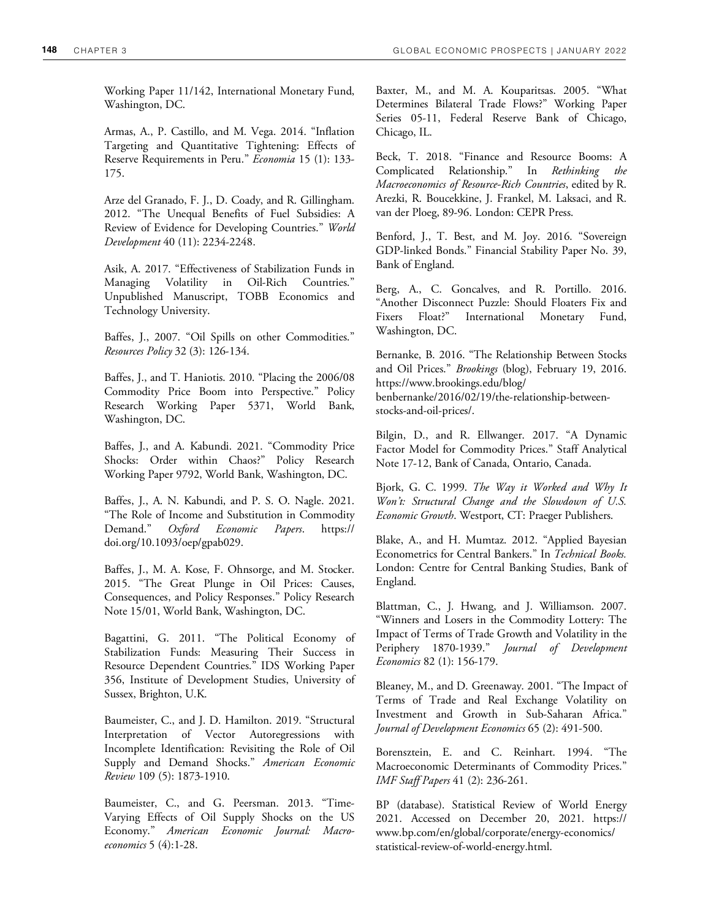Working Paper 11/142, International Monetary Fund, Washington, DC.

Armas, A., P. Castillo, and M. Vega. 2014. "Inflation Targeting and Quantitative Tightening: Effects of Reserve Requirements in Peru." *Economia* 15 (1): 133-175.

Arze del Granado, F. J., D. Coady, and R. Gillingham. 2012. "The Unequal Benefits of Fuel Subsidies: A Review of Evidence for Developing Countries." *World Development* 40 (11): 2234-2248.

Asik, A. 2017. "Effectiveness of Stabilization Funds in Managing Volatility in Oil-Rich Countries." Unpublished Manuscript, TOBB Economics and Technology University.

Baffes, J., 2007. "Oil Spills on other Commodities." *Resources Policy* 32 (3): 126-134.

Baffes, J., and T. Haniotis. 2010. "Placing the 2006/08 Commodity Price Boom into Perspective." Policy Research Working Paper 5371, World Bank, Washington, DC.

Baffes, J., and A. Kabundi. 2021. "Commodity Price Shocks: Order within Chaos?" Policy Research Working Paper 9792, World Bank, Washington, DC.

Baffes, J., A. N. Kabundi, and P. S. O. Nagle. 2021. "The Role of Income and Substitution in Commodity Demand." *Oxford Economic Papers*. https://doi.org/10.1093/oep/gpab029.

Baffes, J., M. A. Kose, F. Ohnsorge, and M. Stocker. 2015. "The Great Plunge in Oil Prices: Causes, Consequences, and Policy Responses." Policy Research Note 15/01, World Bank, Washington, DC.

Bagattini, G. 2011. "The Political Economy of Stabilization Funds: Measuring Their Success in Resource Dependent Countries." IDS Working Paper 356, Institute of Development Studies, University of Sussex, Brighton, U.K.

Baumeister, C., and J. D. Hamilton. 2019. "Structural Interpretation of Vector Autoregressions with Incomplete Identification: Revisiting the Role of Oil Supply and Demand Shocks." *American Economic Review* 109 (5): 1873-1910.

Baumeister, C., and G. Peersman. 2013. "Time-Varying Effects of Oil Supply Shocks on the US Economy." *American Economic Journal: Macroeconomics* 5 (4):1-28.

Baxter, M., and M. A. Kouparitsas. 2005. "What Determines Bilateral Trade Flows?" Working Paper Series 05-11, Federal Reserve Bank of Chicago, Chicago, IL.

Beck, T. 2018. "Finance and Resource Booms: A Complicated Relationship." In *Rethinking the Macroeconomics of Resource-Rich Countries*, edited by R. Arezki, R. Boucekkine, J. Frankel, M. Laksaci, and R. van der Ploeg, 89-96. London: CEPR Press.

Benford, J., T. Best, and M. Joy. 2016. "Sovereign GDP-linked Bonds." Financial Stability Paper No. 39, Bank of England.

Berg, A., C. Goncalves, and R. Portillo. 2016. "Another Disconnect Puzzle: Should Floaters Fix and Fixers Float?" International Monetary Fund, Washington, DC.

Bernanke, B. 2016. "The Relationship Between Stocks and Oil Prices." *Brookings* (blog), February 19, 2016. https://www.brookings.edu/blog/benbernanke/2016/02/19/the-relationship-between-stocks-and-oil-prices/.

Bilgin, D., and R. Ellwanger. 2017. "A Dynamic Factor Model for Commodity Prices." Staff Analytical Note 17-12, Bank of Canada, Ontario, Canada.

Bjork, G. C. 1999. *The Way it Worked and Why It Won't: Structural Change and the Slowdown of U.S. Economic Growth*. Westport, CT: Praeger Publishers.

Blake, A., and H. Mumtaz. 2012. "Applied Bayesian Econometrics for Central Bankers." In *Technical Books.* London: Centre for Central Banking Studies, Bank of England.

Blattman, C., J. Hwang, and J. Williamson. 2007. "Winners and Losers in the Commodity Lottery: The Impact of Terms of Trade Growth and Volatility in the Periphery 1870-1939." *Journal of Development Economics* 82 (1): 156-179.

Bleaney, M., and D. Greenaway. 2001. "The Impact of Terms of Trade and Real Exchange Volatility on Investment and Growth in Sub-Saharan Africa." *Journal of Development Economics* 65 (2): 491-500.

Borensztein, E. and C. Reinhart. 1994. "The Macroeconomic Determinants of Commodity Prices." *IMF Staff Papers* 41 (2): 236-261.

BP (database). Statistical Review of World Energy 2021. Accessed on December 20, 2021. https://www.bp.com/en/global/corporate/energy-economics/statistical-review-of-world-energy.html.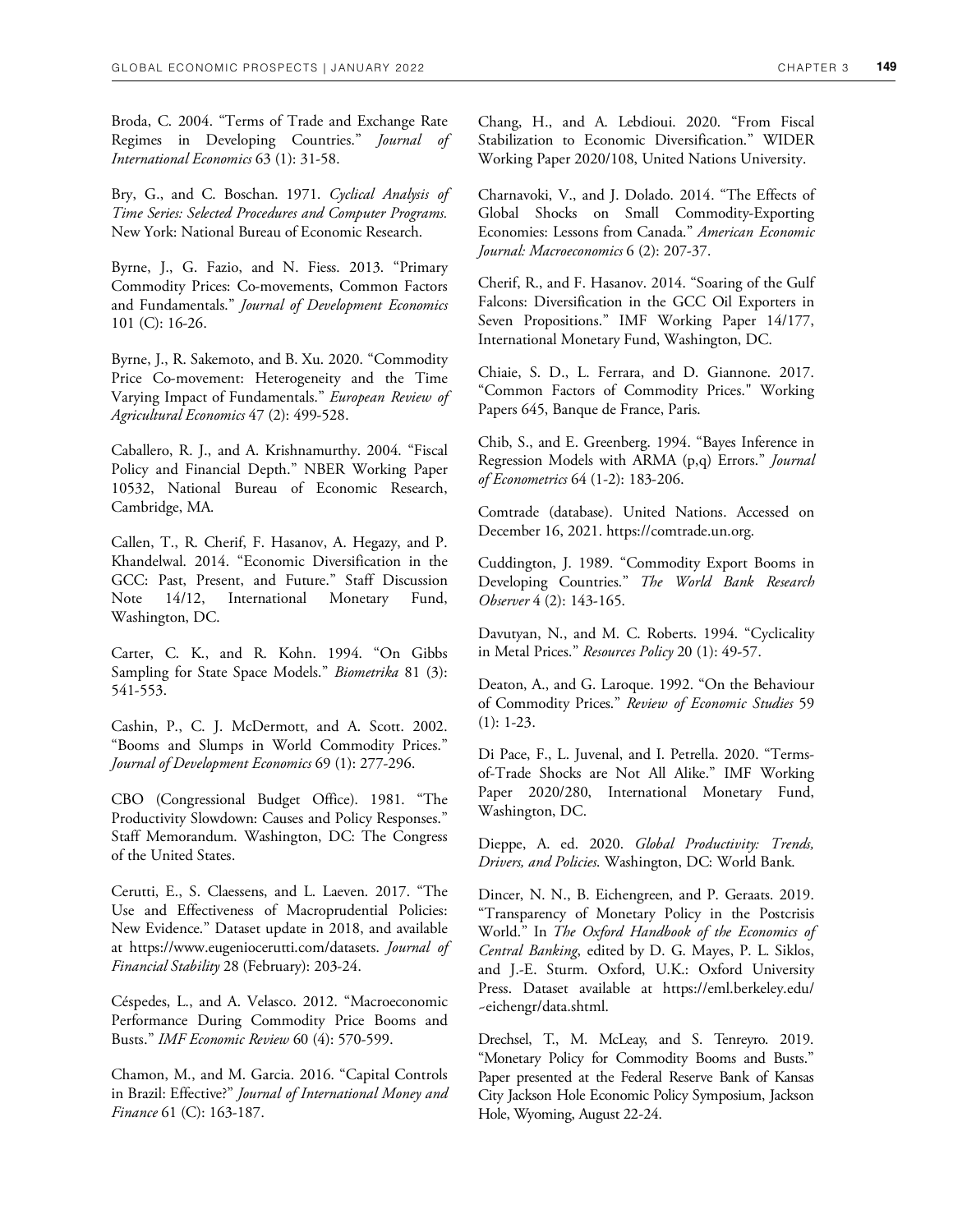Broda, C. 2004. "Terms of Trade and Exchange Rate Regimes in Developing Countries." *Journal of International Economics* 63 (1): 31-58.

Bry, G., and C. Boschan. 1971. *Cyclical Analysis of Time Series: Selected Procedures and Computer Programs.* New York: National Bureau of Economic Research.

Byrne, J., G. Fazio, and N. Fiess. 2013. "Primary Commodity Prices: Co-movements, Common Factors and Fundamentals." *Journal of Development Economics* 101 (C): 16-26.

Byrne, J., R. Sakemoto, and B. Xu. 2020. "Commodity Price Co-movement: Heterogeneity and the Time Varying Impact of Fundamentals." *European Review of Agricultural Economics* 47 (2): 499-528.

Caballero, R. J., and A. Krishnamurthy. 2004. "Fiscal Policy and Financial Depth." NBER Working Paper 10532, National Bureau of Economic Research, Cambridge, MA.

Callen, T., R. Cherif, F. Hasanov, A. Hegazy, and P. Khandelwal. 2014. "Economic Diversification in the GCC: Past, Present, and Future." Staff Discussion Note 14/12, International Monetary Fund, Washington, DC.

Carter, C. K., and R. Kohn. 1994. "On Gibbs Sampling for State Space Models." *Biometrika* 81 (3): 541-553.

Cashin, P., C. J. McDermott, and A. Scott. 2002. "Booms and Slumps in World Commodity Prices." *Journal of Development Economics* 69 (1): 277-296.

CBO (Congressional Budget Office). 1981. "The Productivity Slowdown: Causes and Policy Responses." Staff Memorandum. Washington, DC: The Congress of the United States.

Cerutti, E., S. Claessens, and L. Laeven. 2017. "The Use and Effectiveness of Macroprudential Policies: New Evidence." Dataset update in 2018, and available at https://www.eugeniocerutti.com/datasets. *Journal of Financial Stability* 28 (February): 203-24.

Céspedes, L., and A. Velasco. 2012. "Macroeconomic Performance During Commodity Price Booms and Busts." *IMF Economic Review* 60 (4): 570-599.

Chamon, M., and M. Garcia. 2016. "Capital Controls in Brazil: Effective?" *Journal of International Money and Finance* 61 (C): 163-187.

Chang, H., and A. Lebdioui. 2020. "From Fiscal Stabilization to Economic Diversification." WIDER Working Paper 2020/108, United Nations University.

Charnavoki, V., and J. Dolado. 2014. "The Effects of Global Shocks on Small Commodity-Exporting Economies: Lessons from Canada." *American Economic Journal: Macroeconomics* 6 (2): 207-37.

Cherif, R., and F. Hasanov. 2014. "Soaring of the Gulf Falcons: Diversification in the GCC Oil Exporters in Seven Propositions." IMF Working Paper 14/177, International Monetary Fund, Washington, DC.

Chiaie, S. D., L. Ferrara, and D. Giannone. 2017. "Common Factors of Commodity Prices." Working Papers 645, Banque de France, Paris.

Chib, S., and E. Greenberg. 1994. "Bayes Inference in Regression Models with ARMA (p,q) Errors." *Journal of Econometrics* 64 (1-2): 183-206.

Comtrade (database). United Nations. Accessed on December 16, 2021. https://comtrade.un.org.

Cuddington, J. 1989. "Commodity Export Booms in Developing Countries." *The World Bank Research Observer* 4 (2): 143-165.

Davutyan, N., and M. C. Roberts. 1994. "Cyclicality in Metal Prices." *Resources Policy* 20 (1): 49-57.

Deaton, A., and G. Laroque. 1992. "On the Behaviour of Commodity Prices." *Review of Economic Studies* 59 (1): 1-23.

Di Pace, F., L. Juvenal, and I. Petrella. 2020. "Terms-of-Trade Shocks are Not All Alike." IMF Working Paper 2020/280, International Monetary Fund, Washington, DC.

Dieppe, A. ed. 2020. *Global Productivity: Trends, Drivers, and Policies*. Washington, DC: World Bank.

Dincer, N. N., B. Eichengreen, and P. Geraats. 2019. "Transparency of Monetary Policy in the Postcrisis World." In *The Oxford Handbook of the Economics of Central Banking*, edited by D. G. Mayes, P. L. Siklos, and J.-E. Sturm. Oxford, U.K.: Oxford University Press. Dataset available at https://eml.berkeley.edu/~eichengr/data.shtml.

Drechsel, T., M. McLeay, and S. Tenreyro. 2019. "Monetary Policy for Commodity Booms and Busts." Paper presented at the Federal Reserve Bank of Kansas City Jackson Hole Economic Policy Symposium, Jackson Hole, Wyoming, August 22-24.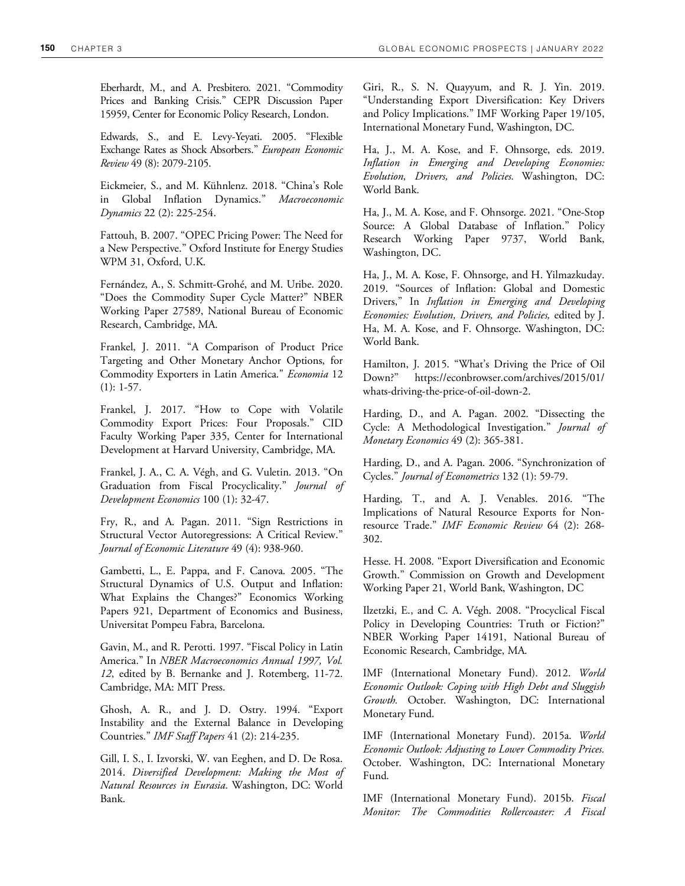Eberhardt, M., and A. Presbitero. 2021. "Commodity Prices and Banking Crisis." CEPR Discussion Paper 15959, Center for Economic Policy Research, London.

Edwards, S., and E. Levy-Yeyati. 2005. "Flexible Exchange Rates as Shock Absorbers." *European Economic Review* 49 (8): 2079-2105.

Eickmeier, S., and M. Kühnlenz. 2018. "China's Role in Global Inflation Dynamics." *Macroeconomic Dynamics* 22 (2): 225-254.

Fattouh, B. 2007. "OPEC Pricing Power: The Need for a New Perspective." Oxford Institute for Energy Studies WPM 31, Oxford, U.K.

Fernández, A., S. Schmitt-Grohé, and M. Uribe. 2020. "Does the Commodity Super Cycle Matter?" NBER Working Paper 27589, National Bureau of Economic Research, Cambridge, MA.

Frankel, J. 2011. "A Comparison of Product Price Targeting and Other Monetary Anchor Options, for Commodity Exporters in Latin America." *Economia* 12 (1): 1-57.

Frankel, J. 2017. "How to Cope with Volatile Commodity Export Prices: Four Proposals." CID Faculty Working Paper 335, Center for International Development at Harvard University, Cambridge, MA.

Frankel, J. A., C. A. Végh, and G. Vuletin. 2013. "On Graduation from Fiscal Procyclicality." *Journal of Development Economics* 100 (1): 32-47.

Fry, R., and A. Pagan. 2011. "Sign Restrictions in Structural Vector Autoregressions: A Critical Review." *Journal of Economic Literature* 49 (4): 938-960.

Gambetti, L., E. Pappa, and F. Canova. 2005. "The Structural Dynamics of U.S. Output and Inflation: What Explains the Changes?" Economics Working Papers 921, Department of Economics and Business, Universitat Pompeu Fabra, Barcelona.

Gavin, M., and R. Perotti. 1997. "Fiscal Policy in Latin America." In *NBER Macroeconomics Annual 1997, Vol. 12*, edited by B. Bernanke and J. Rotemberg, 11-72. Cambridge, MA: MIT Press.

Ghosh, A. R., and J. D. Ostry. 1994. "Export Instability and the External Balance in Developing Countries." *IMF Staff Papers* 41 (2): 214-235.

Gill, I. S., I. Izvorski, W. van Eeghen, and D. De Rosa. 2014. *Diversified Development: Making the Most of Natural Resources in Eurasia*. Washington, DC: World Bank.

Giri, R., S. N. Quayyum, and R. J. Yin. 2019. "Understanding Export Diversification: Key Drivers and Policy Implications." IMF Working Paper 19/105, International Monetary Fund, Washington, DC.

Ha, J., M. A. Kose, and F. Ohnsorge, eds. 2019. *Inflation in Emerging and Developing Economies: Evolution, Drivers, and Policies*. Washington, DC: World Bank.

Ha, J., M. A. Kose, and F. Ohnsorge. 2021. "One-Stop Source: A Global Database of Inflation." Policy Research Working Paper 9737, World Bank, Washington, DC.

Ha, J., M. A. Kose, F. Ohnsorge, and H. Yilmazkuday. 2019. "Sources of Inflation: Global and Domestic Drivers," In *Inflation in Emerging and Developing Economies: Evolution, Drivers, and Policies,* edited by J. Ha, M. A. Kose, and F. Ohnsorge. Washington, DC: World Bank.

Hamilton, J. 2015. "What's Driving the Price of Oil Down?" https://econbrowser.com/archives/2015/01/whats-driving-the-price-of-oil-down-2.

Harding, D., and A. Pagan. 2002. "Dissecting the Cycle: A Methodological Investigation." *Journal of Monetary Economics* 49 (2): 365-381.

Harding, D., and A. Pagan. 2006. "Synchronization of Cycles." *Journal of Econometrics* 132 (1): 59-79.

Harding, T., and A. J. Venables. 2016. "The Implications of Natural Resource Exports for Non-resource Trade." *IMF Economic Review* 64 (2): 268-302.

Hesse. H. 2008. "Export Diversification and Economic Growth." Commission on Growth and Development Working Paper 21, World Bank, Washington, DC

Ilzetzki, E., and C. A. Végh. 2008. "Procyclical Fiscal Policy in Developing Countries: Truth or Fiction?" NBER Working Paper 14191, National Bureau of Economic Research, Cambridge, MA.

IMF (International Monetary Fund). 2012. *World Economic Outlook: Coping with High Debt and Sluggish Growth.* October. Washington, DC: International Monetary Fund.

IMF (International Monetary Fund). 2015a. *World Economic Outlook: Adjusting to Lower Commodity Prices.* October. Washington, DC: International Monetary Fund.

IMF (International Monetary Fund). 2015b. *Fiscal Monitor: The Commodities Rollercoaster: A Fiscal*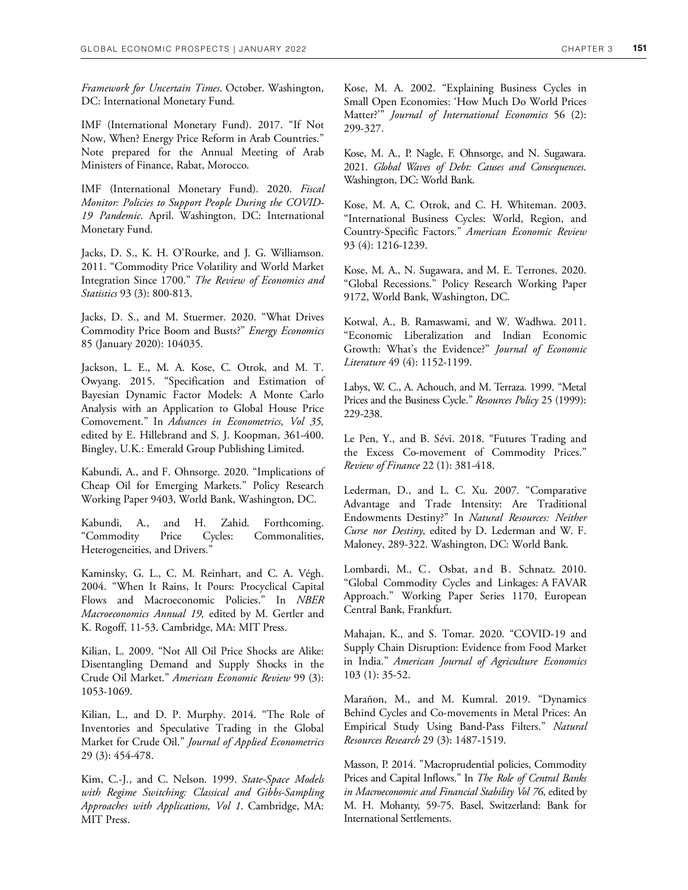*Framework for Uncertain Times*. October. Washington, DC: International Monetary Fund.

IMF (International Monetary Fund). 2017. "If Not Now, When? Energy Price Reform in Arab Countries." Note prepared for the Annual Meeting of Arab Ministers of Finance, Rabat, Morocco.

IMF (International Monetary Fund). 2020. *Fiscal Monitor: Policies to Support People During the COVID-19 Pandemic*. April. Washington, DC: International Monetary Fund.

Jacks, D. S., K. H. O'Rourke, and J. G. Williamson. 2011. "Commodity Price Volatility and World Market Integration Since 1700." *The Review of Economics and Statistics* 93 (3): 800-813.

Jacks, D. S., and M. Stuermer. 2020. "What Drives Commodity Price Boom and Busts?" *Energy Economics* 85 (January 2020): 104035.

Jackson, L. E., M. A. Kose, C. Otrok, and M. T. Owyang. 2015. "Specification and Estimation of Bayesian Dynamic Factor Models: A Monte Carlo Analysis with an Application to Global House Price Comovement." In *Advances in Econometrics, Vol 35,* edited by E. Hillebrand and S. J. Koopman, 361-400. Bingley, U.K.: Emerald Group Publishing Limited.

Kabundi, A., and F. Ohnsorge. 2020. "Implications of Cheap Oil for Emerging Markets." Policy Research Working Paper 9403, World Bank, Washington, DC.

Kabundi, A., and H. Zahid. Forthcoming. "Commodity Price Cycles: Commonalities, Heterogeneities, and Drivers."

Kaminsky, G. L., C. M. Reinhart, and C. A. Végh. 2004. "When It Rains, It Pours: Procyclical Capital Flows and Macroeconomic Policies." In *NBER Macroeconomics Annual 19,* edited by M. Gertler and K. Rogoff, 11-53. Cambridge, MA: MIT Press.

Kilian, L. 2009. "Not All Oil Price Shocks are Alike: Disentangling Demand and Supply Shocks in the Crude Oil Market." *American Economic Review* 99 (3): 1053-1069.

Kilian, L., and D. P. Murphy. 2014. "The Role of Inventories and Speculative Trading in the Global Market for Crude Oil." *Journal of Applied Econometrics* 29 (3): 454-478.

Kim, C.-J., and C. Nelson. 1999. *State-Space Models with Regime Switching: Classical and Gibbs-Sampling Approaches with Applications, Vol 1*. Cambridge, MA: MIT Press.

Kose, M. A. 2002. "Explaining Business Cycles in Small Open Economies: 'How Much Do World Prices Matter?'" *Journal of International Economics* 56 (2): 299-327.

Kose, M. A., P. Nagle, F. Ohnsorge, and N. Sugawara. 2021. *Global Waves of Debt: Causes and Consequences*. Washington, DC: World Bank.

Kose, M. A, C. Otrok, and C. H. Whiteman. 2003. "International Business Cycles: World, Region, and Country-Specific Factors." *American Economic Review* 93 (4): 1216-1239.

Kose, M. A., N. Sugawara, and M. E. Terrones. 2020. "Global Recessions." Policy Research Working Paper 9172, World Bank, Washington, DC.

Kotwal, A., B. Ramaswami, and W. Wadhwa. 2011. "Economic Liberalization and Indian Economic Growth: What's the Evidence?" *Journal of Economic Literature* 49 (4): 1152-1199.

Labys, W. C., A. Achouch, and M. Terraza. 1999. "Metal Prices and the Business Cycle." *Resources Policy* 25 (1999): 229-238.

Le Pen, Y., and B. Sévi. 2018. "Futures Trading and the Excess Co-movement of Commodity Prices." *Review of Finance* 22 (1): 381-418.

Lederman, D., and L. C. Xu. 2007. "Comparative Advantage and Trade Intensity: Are Traditional Endowments Destiny?" In *Natural Resources: Neither Curse nor Destiny*, edited by D. Lederman and W. F. Maloney, 289-322. Washington, DC: World Bank.

Lombardi, M., C. Osbat, and B. Schnatz. 2010. "Global Commodity Cycles and Linkages: A FAVAR Approach." Working Paper Series 1170, European Central Bank, Frankfurt.

Mahajan, K., and S. Tomar. 2020. "COVID-19 and Supply Chain Disruption: Evidence from Food Market in India." *American Journal of Agriculture Economics* 103 (1): 35-52.

Marañon, M., and M. Kumral. 2019. "Dynamics Behind Cycles and Co-movements in Metal Prices: An Empirical Study Using Band-Pass Filters." *Natural Resources Research* 29 (3): 1487-1519.

Masson, P. 2014. "Macroprudential policies, Commodity Prices and Capital Inflows." In *The Role of Central Banks in Macroeconomic and Financial Stability Vol 76*, edited by M. H. Mohanty, 59-75. Basel, Switzerland: Bank for International Settlements.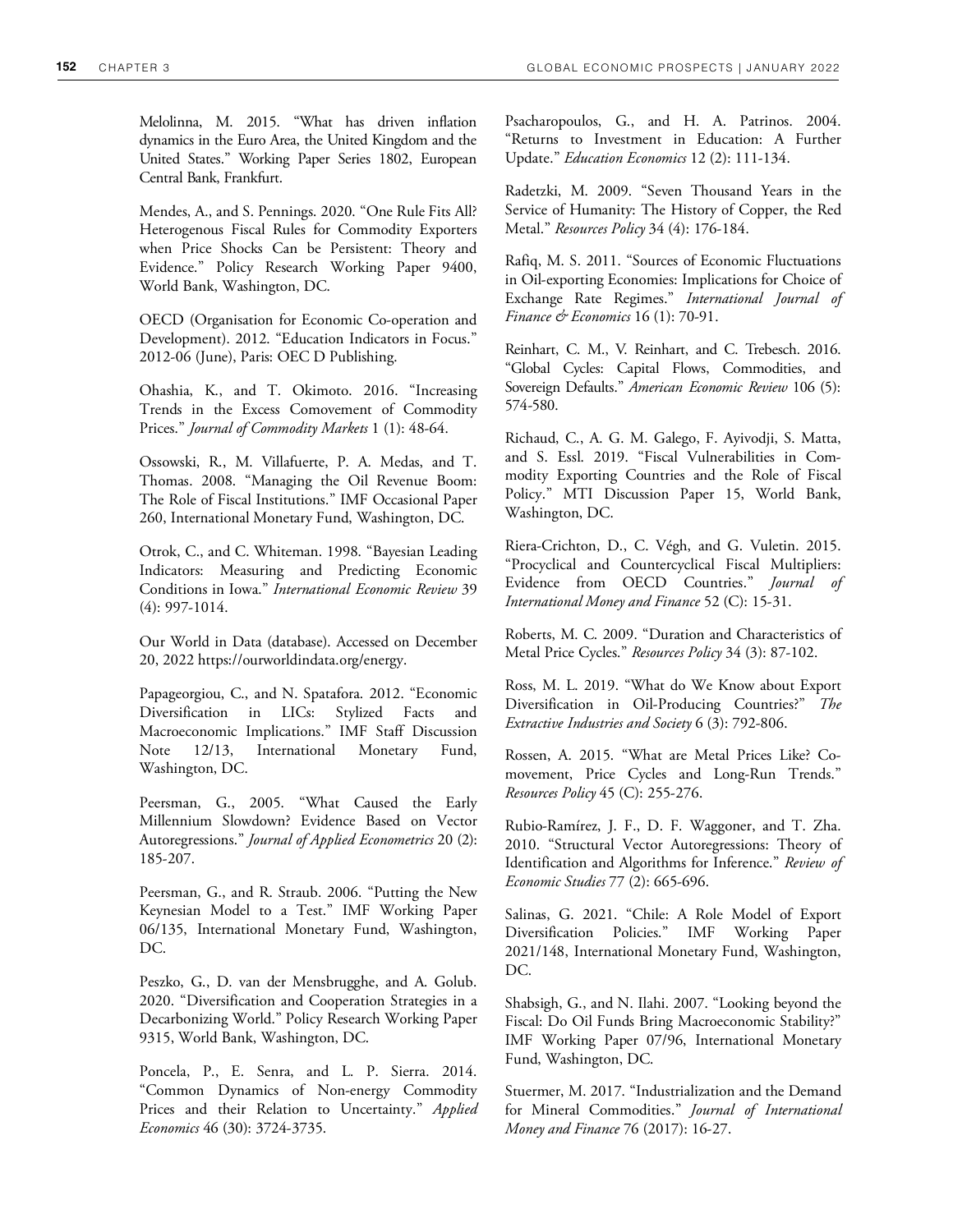Melolinna, M. 2015. "What has driven inflation dynamics in the Euro Area, the United Kingdom and the United States." Working Paper Series 1802, European Central Bank, Frankfurt.

Mendes, A., and S. Pennings. 2020. "One Rule Fits All? Heterogenous Fiscal Rules for Commodity Exporters when Price Shocks Can be Persistent: Theory and Evidence." Policy Research Working Paper 9400, World Bank, Washington, DC.

OECD (Organisation for Economic Co-operation and Development). 2012. "Education Indicators in Focus." 2012-06 (June), Paris: OEC D Publishing.

Ohashia, K., and T. Okimoto. 2016. "Increasing Trends in the Excess Comovement of Commodity Prices." *Journal of Commodity Markets* 1 (1): 48-64.

Ossowski, R., M. Villafuerte, P. A. Medas, and T. Thomas. 2008. "Managing the Oil Revenue Boom: The Role of Fiscal Institutions." IMF Occasional Paper 260, International Monetary Fund, Washington, DC.

Otrok, C., and C. Whiteman. 1998. "Bayesian Leading Indicators: Measuring and Predicting Economic Conditions in Iowa." *International Economic Review* 39 (4): 997-1014.

Our World in Data (database). Accessed on December 20, 2022 https://ourworldindata.org/energy.

Papageorgiou, C., and N. Spatafora. 2012. "Economic Diversification in LICs: Stylized Facts and Macroeconomic Implications." IMF Staff Discussion Note 12/13, International Monetary Fund, Washington, DC.

Peersman, G., 2005. "What Caused the Early Millennium Slowdown? Evidence Based on Vector Autoregressions." *Journal of Applied Econometrics* 20 (2): 185-207.

Peersman, G., and R. Straub. 2006. "Putting the New Keynesian Model to a Test." IMF Working Paper 06/135, International Monetary Fund, Washington, DC.

Peszko, G., D. van der Mensbrugghe, and A. Golub. 2020. "Diversification and Cooperation Strategies in a Decarbonizing World." Policy Research Working Paper 9315, World Bank, Washington, DC.

Poncela, P., E. Senra, and L. P. Sierra. 2014. "Common Dynamics of Non-energy Commodity Prices and their Relation to Uncertainty." *Applied Economics* 46 (30): 3724-3735.

Psacharopoulos, G., and H. A. Patrinos. 2004. "Returns to Investment in Education: A Further Update." *Education Economics* 12 (2): 111-134.

Radetzki, M. 2009. "Seven Thousand Years in the Service of Humanity: The History of Copper, the Red Metal." *Resources Policy* 34 (4): 176-184.

Rafiq, M. S. 2011. "Sources of Economic Fluctuations in Oil-exporting Economies: Implications for Choice of Exchange Rate Regimes." *International Journal of Finance & Economics* 16 (1): 70-91.

Reinhart, C. M., V. Reinhart, and C. Trebesch. 2016. "Global Cycles: Capital Flows, Commodities, and Sovereign Defaults." *American Economic Review* 106 (5): 574-580.

Richaud, C., A. G. M. Galego, F. Ayivodji, S. Matta, and S. Essl. 2019. "Fiscal Vulnerabilities in Commodity Exporting Countries and the Role of Fiscal Policy." MTI Discussion Paper 15, World Bank, Washington, DC.

Riera-Crichton, D., C. Végh, and G. Vuletin. 2015. "Procyclical and Countercyclical Fiscal Multipliers: Evidence from OECD Countries." *Journal of International Money and Finance* 52 (C): 15-31.

Roberts, M. C. 2009. "Duration and Characteristics of Metal Price Cycles." *Resources Policy* 34 (3): 87-102.

Ross, M. L. 2019. "What do We Know about Export Diversification in Oil-Producing Countries?" *The Extractive Industries and Society* 6 (3): 792-806.

Rossen, A. 2015. "What are Metal Prices Like? Co-movement, Price Cycles and Long-Run Trends." *Resources Policy* 45 (C): 255-276.

Rubio-Ramírez, J. F., D. F. Waggoner, and T. Zha. 2010. "Structural Vector Autoregressions: Theory of Identification and Algorithms for Inference." *Review of Economic Studies* 77 (2): 665-696.

Salinas, G. 2021. "Chile: A Role Model of Export Diversification Policies." IMF Working Paper 2021/148, International Monetary Fund, Washington, DC.

Shabsigh, G., and N. Ilahi. 2007. "Looking beyond the Fiscal: Do Oil Funds Bring Macroeconomic Stability?" IMF Working Paper 07/96, International Monetary Fund, Washington, DC.

Stuermer, M. 2017. "Industrialization and the Demand for Mineral Commodities." *Journal of International Money and Finance* 76 (2017): 16-27.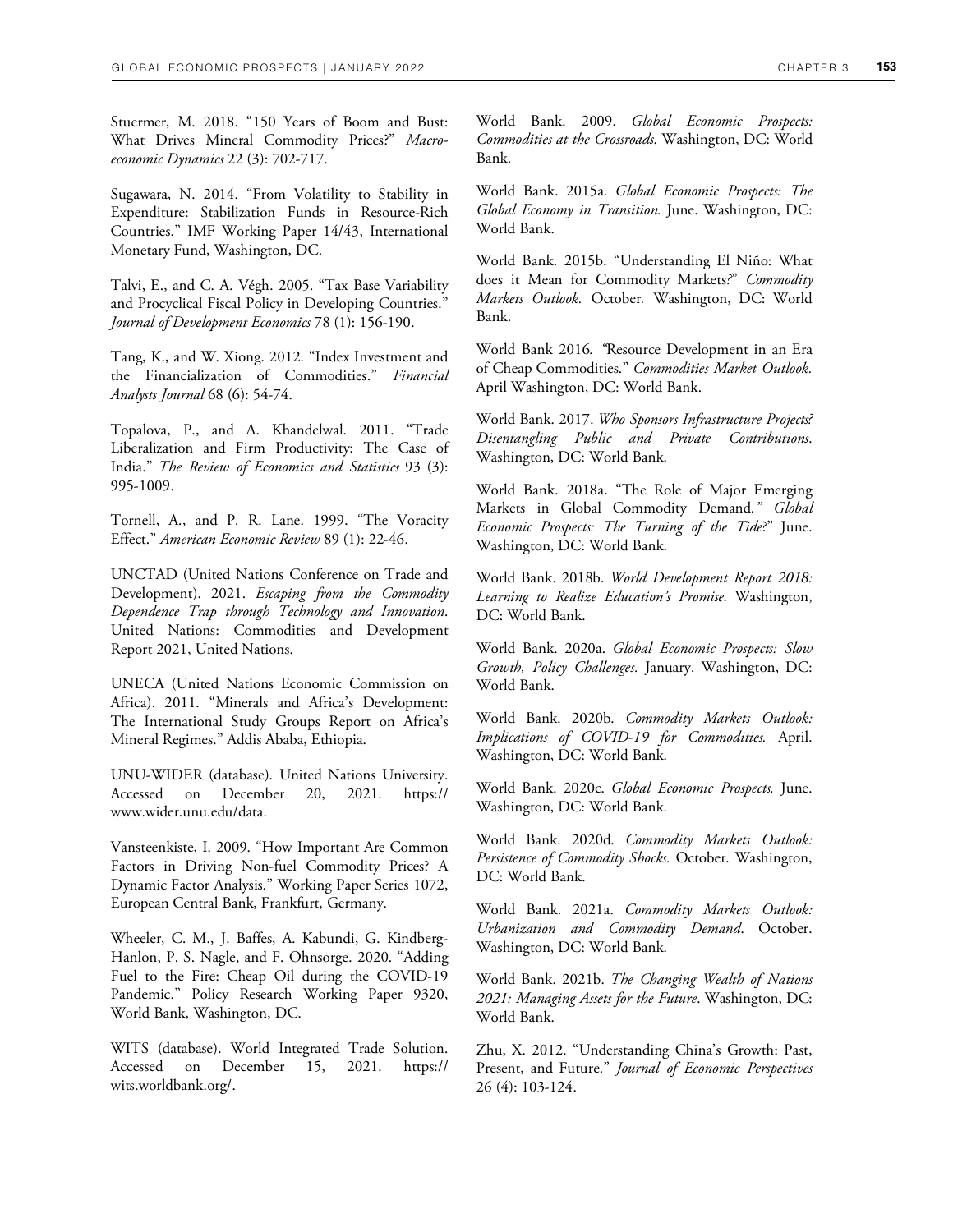Stuermer, M. 2018. "150 Years of Boom and Bust: What Drives Mineral Commodity Prices?" *Macroeconomic Dynamics* 22 (3): 702-717.

Sugawara, N. 2014. "From Volatility to Stability in Expenditure: Stabilization Funds in Resource-Rich Countries." IMF Working Paper 14/43, International Monetary Fund, Washington, DC.

Talvi, E., and C. A. Végh. 2005. "Tax Base Variability and Procyclical Fiscal Policy in Developing Countries." *Journal of Development Economics* 78 (1): 156-190.

Tang, K., and W. Xiong. 2012. "Index Investment and the Financialization of Commodities." *Financial Analysts Journal* 68 (6): 54-74.

Topalova, P., and A. Khandelwal. 2011. "Trade Liberalization and Firm Productivity: The Case of India." *The Review of Economics and Statistics* 93 (3): 995-1009.

Tornell, A., and P. R. Lane. 1999. "The Voracity Effect." *American Economic Review* 89 (1): 22-46.

UNCTAD (United Nations Conference on Trade and Development). 2021. *Escaping from the Commodity Dependence Trap through Technology and Innovation*. United Nations: Commodities and Development Report 2021, United Nations.

UNECA (United Nations Economic Commission on Africa). 2011. "Minerals and Africa's Development: The International Study Groups Report on Africa's Mineral Regimes." Addis Ababa, Ethiopia.

UNU-WIDER (database). United Nations University. Accessed on December 20, 2021. https://www.wider.unu.edu/data.

Vansteenkiste, I. 2009. "How Important Are Common Factors in Driving Non-fuel Commodity Prices? A Dynamic Factor Analysis." Working Paper Series 1072, European Central Bank, Frankfurt, Germany.

Wheeler, C. M., J. Baffes, A. Kabundi, G. Kindberg-Hanlon, P. S. Nagle, and F. Ohnsorge. 2020. "Adding Fuel to the Fire: Cheap Oil during the COVID-19 Pandemic." Policy Research Working Paper 9320, World Bank, Washington, DC.

WITS (database). World Integrated Trade Solution. Accessed on December 15, 2021. https://wits.worldbank.org/.

World Bank. 2009. *Global Economic Prospects: Commodities at the Crossroads*. Washington, DC: World Bank.

World Bank. 2015a. *Global Economic Prospects: The Global Economy in Transition.* June. Washington, DC: World Bank.

World Bank. 2015b. "Understanding El Niño: What does it Mean for Commodity Markets?" *Commodity Markets Outlook.* October. Washington, DC: World Bank.

World Bank 2016. "Resource Development in an Era of Cheap Commodities." *Commodities Market Outlook.* April Washington, DC: World Bank.

World Bank. 2017. *Who Sponsors Infrastructure Projects? Disentangling Public and Private Contributions*. Washington, DC: World Bank.

World Bank. 2018a. "The Role of Major Emerging Markets in Global Commodity Demand." *Global Economic Prospects: The Turning of the Tide*?" June. Washington, DC: World Bank.

World Bank. 2018b. *World Development Report 2018: Learning to Realize Education's Promise.* Washington, DC: World Bank.

World Bank. 2020a. *Global Economic Prospects: Slow Growth, Policy Challenges.* January. Washington, DC: World Bank.

World Bank. 2020b. *Commodity Markets Outlook: Implications of COVID-19 for Commodities.* April. Washington, DC: World Bank.

World Bank. 2020c. *Global Economic Prospects.* June. Washington, DC: World Bank.

World Bank. 2020d. *Commodity Markets Outlook: Persistence of Commodity Shocks.* October. Washington, DC: World Bank.

World Bank. 2021a. *Commodity Markets Outlook: Urbanization and Commodity Demand*. October. Washington, DC: World Bank.

World Bank. 2021b. *The Changing Wealth of Nations 2021: Managing Assets for the Future*. Washington, DC: World Bank.

Zhu, X. 2012. "Understanding China's Growth: Past, Present, and Future." *Journal of Economic Perspectives* 26 (4): 103-124.